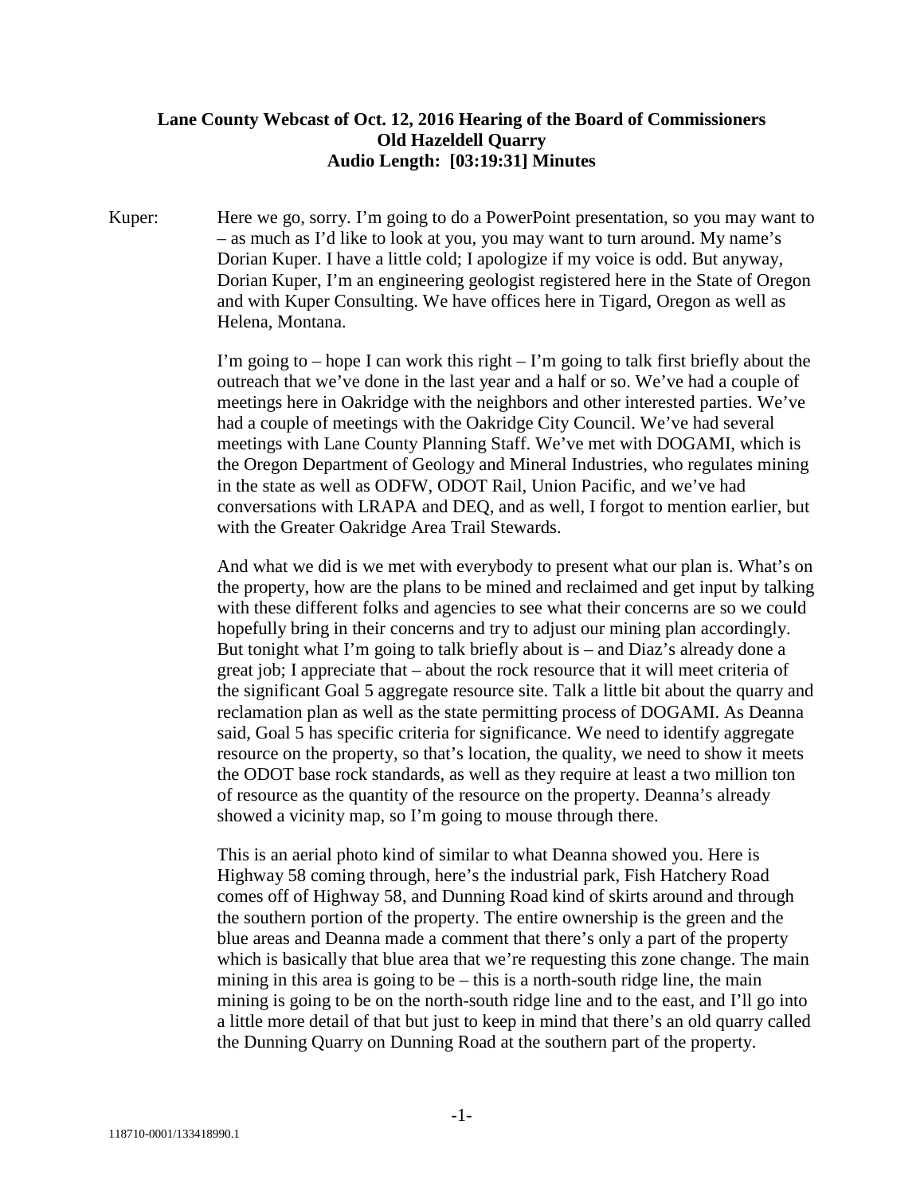**Lane County Webcast of Oct. 12, 2016 Hearing of the Board of Commissioners**
**Old Hazeldell Quarry**
**Audio Length: [03:19:31] Minutes**

Kuper: Here we go, sorry. I'm going to do a PowerPoint presentation, so you may want to – as much as I'd like to look at you, you may want to turn around. My name's Dorian Kuper. I have a little cold; I apologize if my voice is odd. But anyway, Dorian Kuper, I'm an engineering geologist registered here in the State of Oregon and with Kuper Consulting. We have offices here in Tigard, Oregon as well as Helena, Montana.

I'm going to – hope I can work this right – I'm going to talk first briefly about the outreach that we've done in the last year and a half or so. We've had a couple of meetings here in Oakridge with the neighbors and other interested parties. We've had a couple of meetings with the Oakridge City Council. We've had several meetings with Lane County Planning Staff. We've met with DOGAMI, which is the Oregon Department of Geology and Mineral Industries, who regulates mining in the state as well as ODFW, ODOT Rail, Union Pacific, and we've had conversations with LRAPA and DEQ, and as well, I forgot to mention earlier, but with the Greater Oakridge Area Trail Stewards.

And what we did is we met with everybody to present what our plan is. What's on the property, how are the plans to be mined and reclaimed and get input by talking with these different folks and agencies to see what their concerns are so we could hopefully bring in their concerns and try to adjust our mining plan accordingly. But tonight what I'm going to talk briefly about is – and Diaz's already done a great job; I appreciate that – about the rock resource that it will meet criteria of the significant Goal 5 aggregate resource site. Talk a little bit about the quarry and reclamation plan as well as the state permitting process of DOGAMI. As Deanna said, Goal 5 has specific criteria for significance. We need to identify aggregate resource on the property, so that's location, the quality, we need to show it meets the ODOT base rock standards, as well as they require at least a two million ton of resource as the quantity of the resource on the property. Deanna's already showed a vicinity map, so I'm going to mouse through there.

This is an aerial photo kind of similar to what Deanna showed you. Here is Highway 58 coming through, here's the industrial park, Fish Hatchery Road comes off of Highway 58, and Dunning Road kind of skirts around and through the southern portion of the property. The entire ownership is the green and the blue areas and Deanna made a comment that there's only a part of the property which is basically that blue area that we're requesting this zone change. The main mining in this area is going to be – this is a north-south ridge line, the main mining is going to be on the north-south ridge line and to the east, and I'll go into a little more detail of that but just to keep in mind that there's an old quarry called the Dunning Quarry on Dunning Road at the southern part of the property.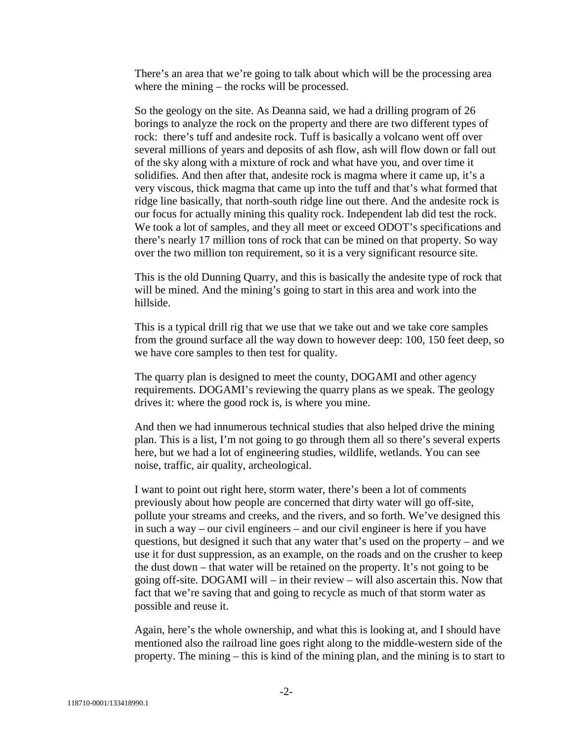There's an area that we're going to talk about which will be the processing area where the mining – the rocks will be processed.

So the geology on the site. As Deanna said, we had a drilling program of 26 borings to analyze the rock on the property and there are two different types of rock: there's tuff and andesite rock. Tuff is basically a volcano went off over several millions of years and deposits of ash flow, ash will flow down or fall out of the sky along with a mixture of rock and what have you, and over time it solidifies. And then after that, andesite rock is magma where it came up, it's a very viscous, thick magma that came up into the tuff and that's what formed that ridge line basically, that north-south ridge line out there. And the andesite rock is our focus for actually mining this quality rock. Independent lab did test the rock. We took a lot of samples, and they all meet or exceed ODOT's specifications and there's nearly 17 million tons of rock that can be mined on that property. So way over the two million ton requirement, so it is a very significant resource site.

This is the old Dunning Quarry, and this is basically the andesite type of rock that will be mined. And the mining's going to start in this area and work into the hillside.

This is a typical drill rig that we use that we take out and we take core samples from the ground surface all the way down to however deep: 100, 150 feet deep, so we have core samples to then test for quality.

The quarry plan is designed to meet the county, DOGAMI and other agency requirements. DOGAMI's reviewing the quarry plans as we speak. The geology drives it: where the good rock is, is where you mine.

And then we had innumerous technical studies that also helped drive the mining plan. This is a list, I'm not going to go through them all so there's several experts here, but we had a lot of engineering studies, wildlife, wetlands. You can see noise, traffic, air quality, archeological.

I want to point out right here, storm water, there's been a lot of comments previously about how people are concerned that dirty water will go off-site, pollute your streams and creeks, and the rivers, and so forth. We've designed this in such a way – our civil engineers – and our civil engineer is here if you have questions, but designed it such that any water that's used on the property – and we use it for dust suppression, as an example, on the roads and on the crusher to keep the dust down – that water will be retained on the property. It's not going to be going off-site. DOGAMI will – in their review – will also ascertain this. Now that fact that we're saving that and going to recycle as much of that storm water as possible and reuse it.

Again, here's the whole ownership, and what this is looking at, and I should have mentioned also the railroad line goes right along to the middle-western side of the property. The mining – this is kind of the mining plan, and the mining is to start to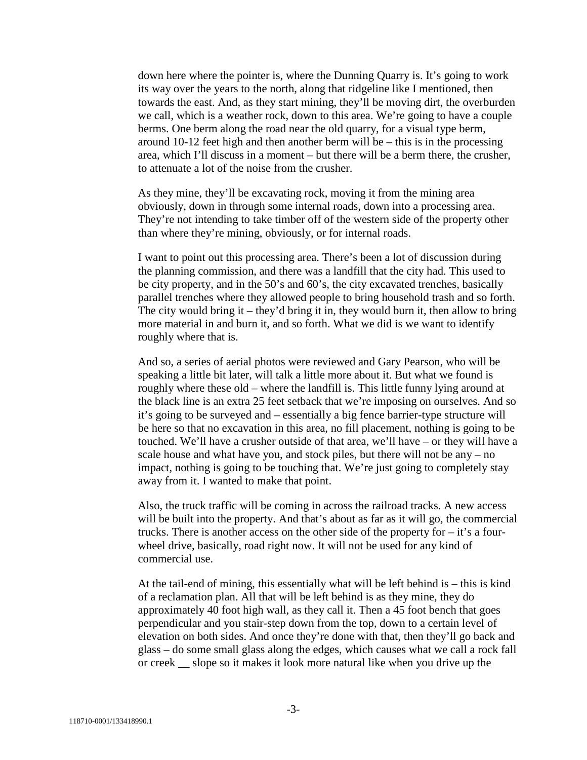down here where the pointer is, where the Dunning Quarry is. It's going to work its way over the years to the north, along that ridgeline like I mentioned, then towards the east. And, as they start mining, they'll be moving dirt, the overburden we call, which is a weather rock, down to this area. We're going to have a couple berms. One berm along the road near the old quarry, for a visual type berm, around 10-12 feet high and then another berm will be – this is in the processing area, which I'll discuss in a moment – but there will be a berm there, the crusher, to attenuate a lot of the noise from the crusher.

As they mine, they'll be excavating rock, moving it from the mining area obviously, down in through some internal roads, down into a processing area. They're not intending to take timber off of the western side of the property other than where they're mining, obviously, or for internal roads.

I want to point out this processing area. There's been a lot of discussion during the planning commission, and there was a landfill that the city had. This used to be city property, and in the 50's and 60's, the city excavated trenches, basically parallel trenches where they allowed people to bring household trash and so forth. The city would bring it – they'd bring it in, they would burn it, then allow to bring more material in and burn it, and so forth. What we did is we want to identify roughly where that is.

And so, a series of aerial photos were reviewed and Gary Pearson, who will be speaking a little bit later, will talk a little more about it. But what we found is roughly where these old – where the landfill is. This little funny lying around at the black line is an extra 25 feet setback that we're imposing on ourselves. And so it's going to be surveyed and – essentially a big fence barrier-type structure will be here so that no excavation in this area, no fill placement, nothing is going to be touched. We'll have a crusher outside of that area, we'll have – or they will have a scale house and what have you, and stock piles, but there will not be any – no impact, nothing is going to be touching that. We're just going to completely stay away from it. I wanted to make that point.

Also, the truck traffic will be coming in across the railroad tracks. A new access will be built into the property. And that's about as far as it will go, the commercial trucks. There is another access on the other side of the property for – it's a four-wheel drive, basically, road right now. It will not be used for any kind of commercial use.

At the tail-end of mining, this essentially what will be left behind is – this is kind of a reclamation plan. All that will be left behind is as they mine, they do approximately 40 foot high wall, as they call it. Then a 45 foot bench that goes perpendicular and you stair-step down from the top, down to a certain level of elevation on both sides. And once they're done with that, then they'll go back and glass – do some small glass along the edges, which causes what we call a rock fall or creek __ slope so it makes it look more natural like when you drive up the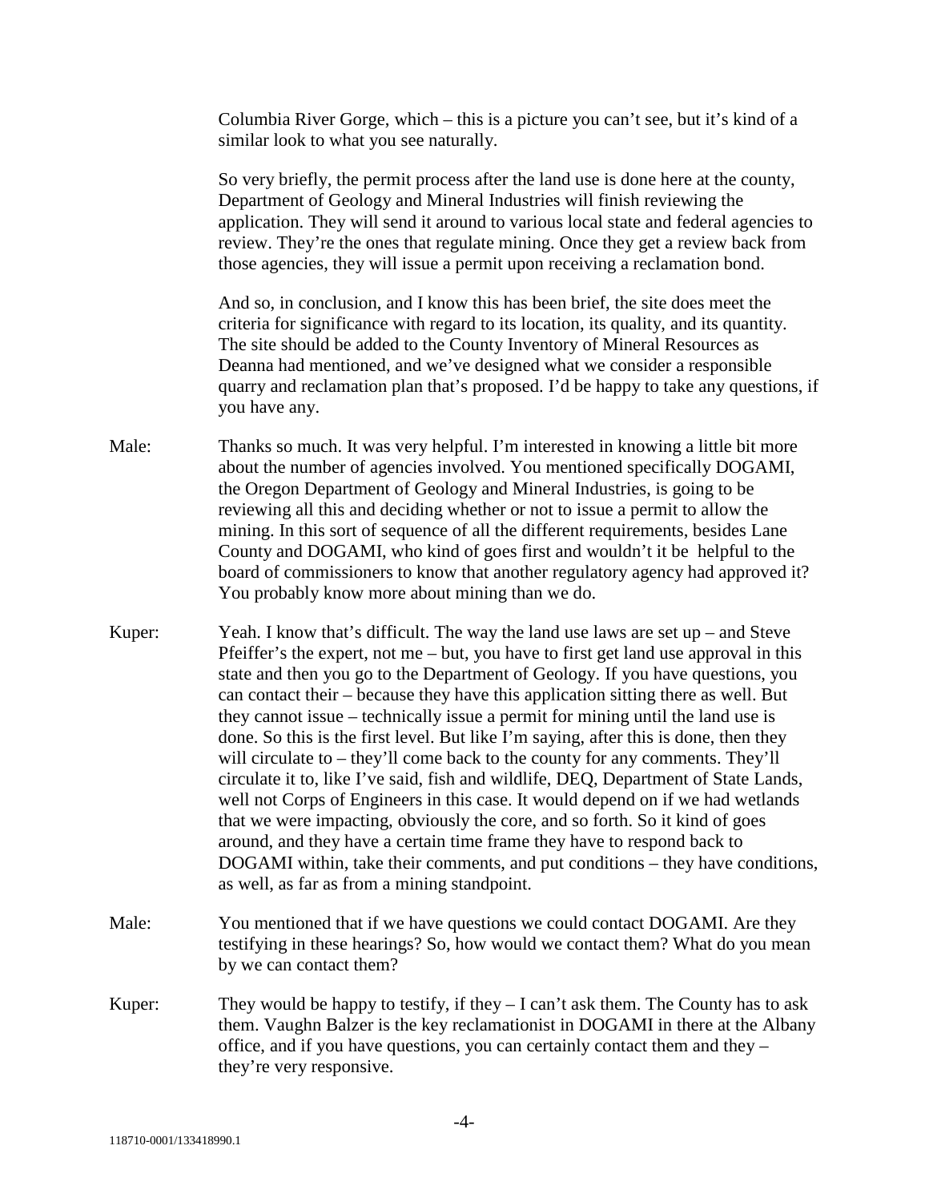Columbia River Gorge, which – this is a picture you can't see, but it's kind of a similar look to what you see naturally.

So very briefly, the permit process after the land use is done here at the county, Department of Geology and Mineral Industries will finish reviewing the application. They will send it around to various local state and federal agencies to review. They're the ones that regulate mining. Once they get a review back from those agencies, they will issue a permit upon receiving a reclamation bond.

And so, in conclusion, and I know this has been brief, the site does meet the criteria for significance with regard to its location, its quality, and its quantity. The site should be added to the County Inventory of Mineral Resources as Deanna had mentioned, and we've designed what we consider a responsible quarry and reclamation plan that's proposed. I'd be happy to take any questions, if you have any.

Male: Thanks so much. It was very helpful. I'm interested in knowing a little bit more about the number of agencies involved. You mentioned specifically DOGAMI, the Oregon Department of Geology and Mineral Industries, is going to be reviewing all this and deciding whether or not to issue a permit to allow the mining. In this sort of sequence of all the different requirements, besides Lane County and DOGAMI, who kind of goes first and wouldn't it be helpful to the board of commissioners to know that another regulatory agency had approved it? You probably know more about mining than we do.

Kuper: Yeah. I know that's difficult. The way the land use laws are set up – and Steve Pfeiffer's the expert, not me – but, you have to first get land use approval in this state and then you go to the Department of Geology. If you have questions, you can contact their – because they have this application sitting there as well. But they cannot issue – technically issue a permit for mining until the land use is done. So this is the first level. But like I'm saying, after this is done, then they will circulate to – they'll come back to the county for any comments. They'll circulate it to, like I've said, fish and wildlife, DEQ, Department of State Lands, well not Corps of Engineers in this case. It would depend on if we had wetlands that we were impacting, obviously the core, and so forth. So it kind of goes around, and they have a certain time frame they have to respond back to DOGAMI within, take their comments, and put conditions – they have conditions, as well, as far as from a mining standpoint.

Male: You mentioned that if we have questions we could contact DOGAMI. Are they testifying in these hearings? So, how would we contact them? What do you mean by we can contact them?

Kuper: They would be happy to testify, if they – I can't ask them. The County has to ask them. Vaughn Balzer is the key reclamationist in DOGAMI in there at the Albany office, and if you have questions, you can certainly contact them and they – they're very responsive.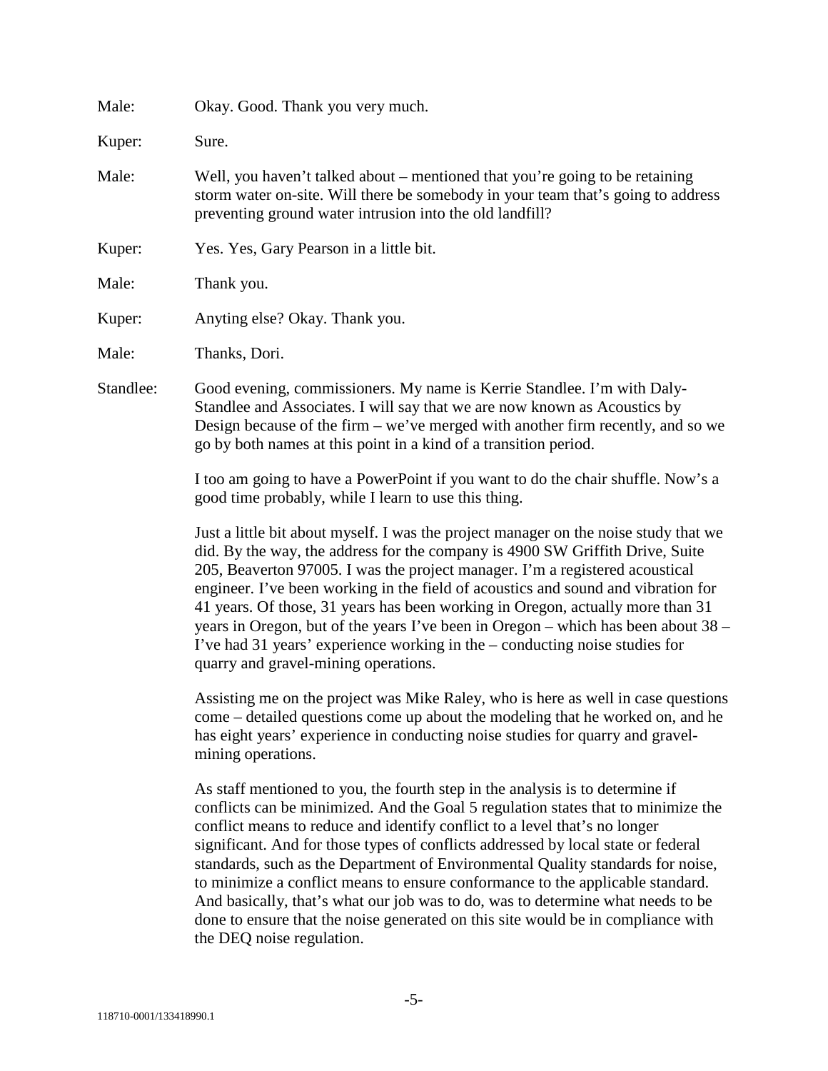Male: Okay. Good. Thank you very much.

Kuper: Sure.

Male: Well, you haven't talked about – mentioned that you're going to be retaining storm water on-site. Will there be somebody in your team that's going to address preventing ground water intrusion into the old landfill?

Kuper: Yes. Yes, Gary Pearson in a little bit.

Male: Thank you.

Kuper: Anyting else? Okay. Thank you.

Male: Thanks, Dori.

Standlee: Good evening, commissioners. My name is Kerrie Standlee. I'm with Daly-Standlee and Associates. I will say that we are now known as Acoustics by Design because of the firm – we've merged with another firm recently, and so we go by both names at this point in a kind of a transition period.

I too am going to have a PowerPoint if you want to do the chair shuffle. Now's a good time probably, while I learn to use this thing.

Just a little bit about myself. I was the project manager on the noise study that we did. By the way, the address for the company is 4900 SW Griffith Drive, Suite 205, Beaverton 97005. I was the project manager. I'm a registered acoustical engineer. I've been working in the field of acoustics and sound and vibration for 41 years. Of those, 31 years has been working in Oregon, actually more than 31 years in Oregon, but of the years I've been in Oregon – which has been about 38 – I've had 31 years' experience working in the – conducting noise studies for quarry and gravel-mining operations.

Assisting me on the project was Mike Raley, who is here as well in case questions come – detailed questions come up about the modeling that he worked on, and he has eight years' experience in conducting noise studies for quarry and gravel-mining operations.

As staff mentioned to you, the fourth step in the analysis is to determine if conflicts can be minimized. And the Goal 5 regulation states that to minimize the conflict means to reduce and identify conflict to a level that's no longer significant. And for those types of conflicts addressed by local state or federal standards, such as the Department of Environmental Quality standards for noise, to minimize a conflict means to ensure conformance to the applicable standard. And basically, that's what our job was to do, was to determine what needs to be done to ensure that the noise generated on this site would be in compliance with the DEQ noise regulation.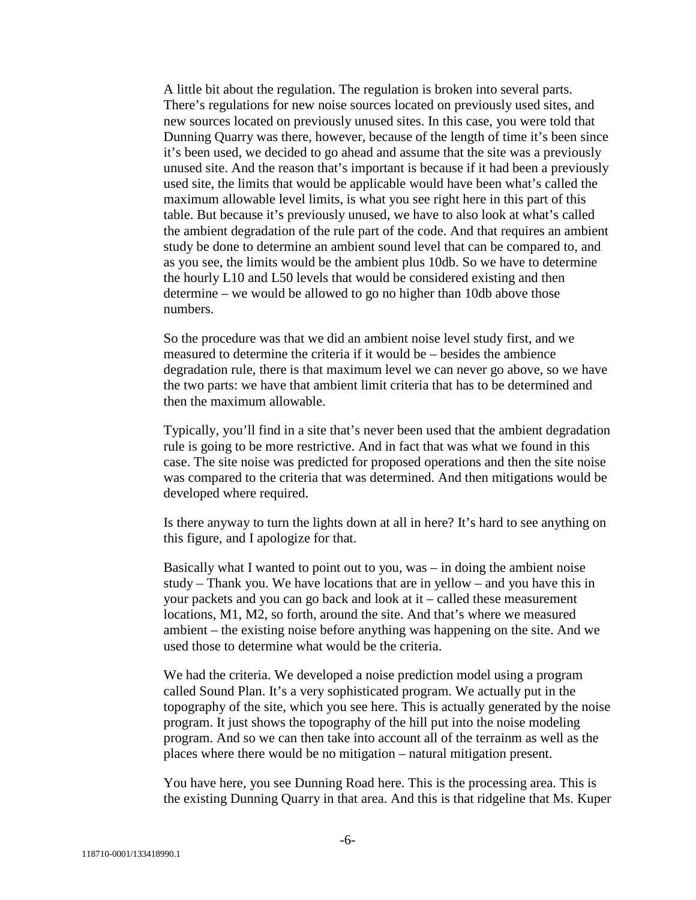A little bit about the regulation. The regulation is broken into several parts. There's regulations for new noise sources located on previously used sites, and new sources located on previously unused sites. In this case, you were told that Dunning Quarry was there, however, because of the length of time it's been since it's been used, we decided to go ahead and assume that the site was a previously unused site. And the reason that's important is because if it had been a previously used site, the limits that would be applicable would have been what's called the maximum allowable level limits, is what you see right here in this part of this table. But because it's previously unused, we have to also look at what's called the ambient degradation of the rule part of the code. And that requires an ambient study be done to determine an ambient sound level that can be compared to, and as you see, the limits would be the ambient plus 10db. So we have to determine the hourly L10 and L50 levels that would be considered existing and then determine – we would be allowed to go no higher than 10db above those numbers.

So the procedure was that we did an ambient noise level study first, and we measured to determine the criteria if it would be – besides the ambience degradation rule, there is that maximum level we can never go above, so we have the two parts: we have that ambient limit criteria that has to be determined and then the maximum allowable.

Typically, you'll find in a site that's never been used that the ambient degradation rule is going to be more restrictive. And in fact that was what we found in this case. The site noise was predicted for proposed operations and then the site noise was compared to the criteria that was determined. And then mitigations would be developed where required.

Is there anyway to turn the lights down at all in here? It's hard to see anything on this figure, and I apologize for that.

Basically what I wanted to point out to you, was – in doing the ambient noise study – Thank you. We have locations that are in yellow – and you have this in your packets and you can go back and look at it – called these measurement locations, M1, M2, so forth, around the site. And that's where we measured ambient – the existing noise before anything was happening on the site. And we used those to determine what would be the criteria.

We had the criteria. We developed a noise prediction model using a program called Sound Plan. It's a very sophisticated program. We actually put in the topography of the site, which you see here. This is actually generated by the noise program. It just shows the topography of the hill put into the noise modeling program. And so we can then take into account all of the terrainm as well as the places where there would be no mitigation – natural mitigation present.

You have here, you see Dunning Road here. This is the processing area. This is the existing Dunning Quarry in that area. And this is that ridgeline that Ms. Kuper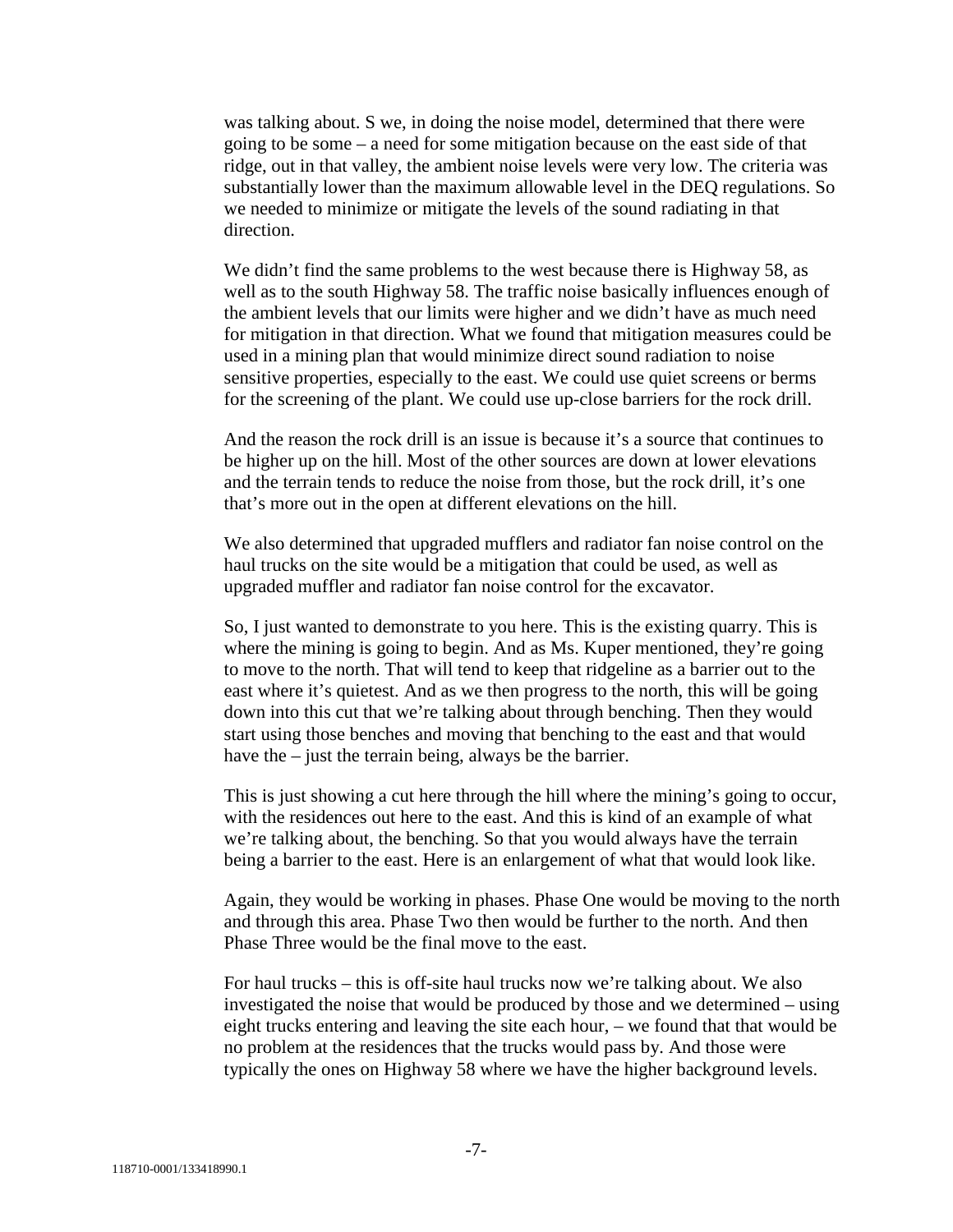was talking about. S we, in doing the noise model, determined that there were going to be some – a need for some mitigation because on the east side of that ridge, out in that valley, the ambient noise levels were very low. The criteria was substantially lower than the maximum allowable level in the DEQ regulations. So we needed to minimize or mitigate the levels of the sound radiating in that direction.

We didn't find the same problems to the west because there is Highway 58, as well as to the south Highway 58. The traffic noise basically influences enough of the ambient levels that our limits were higher and we didn't have as much need for mitigation in that direction. What we found that mitigation measures could be used in a mining plan that would minimize direct sound radiation to noise sensitive properties, especially to the east. We could use quiet screens or berms for the screening of the plant. We could use up-close barriers for the rock drill.

And the reason the rock drill is an issue is because it's a source that continues to be higher up on the hill. Most of the other sources are down at lower elevations and the terrain tends to reduce the noise from those, but the rock drill, it's one that's more out in the open at different elevations on the hill.

We also determined that upgraded mufflers and radiator fan noise control on the haul trucks on the site would be a mitigation that could be used, as well as upgraded muffler and radiator fan noise control for the excavator.

So, I just wanted to demonstrate to you here. This is the existing quarry. This is where the mining is going to begin. And as Ms. Kuper mentioned, they're going to move to the north. That will tend to keep that ridgeline as a barrier out to the east where it's quietest. And as we then progress to the north, this will be going down into this cut that we're talking about through benching. Then they would start using those benches and moving that benching to the east and that would have the – just the terrain being, always be the barrier.

This is just showing a cut here through the hill where the mining's going to occur, with the residences out here to the east. And this is kind of an example of what we're talking about, the benching. So that you would always have the terrain being a barrier to the east. Here is an enlargement of what that would look like.

Again, they would be working in phases. Phase One would be moving to the north and through this area. Phase Two then would be further to the north. And then Phase Three would be the final move to the east.

For haul trucks – this is off-site haul trucks now we're talking about. We also investigated the noise that would be produced by those and we determined – using eight trucks entering and leaving the site each hour, – we found that that would be no problem at the residences that the trucks would pass by. And those were typically the ones on Highway 58 where we have the higher background levels.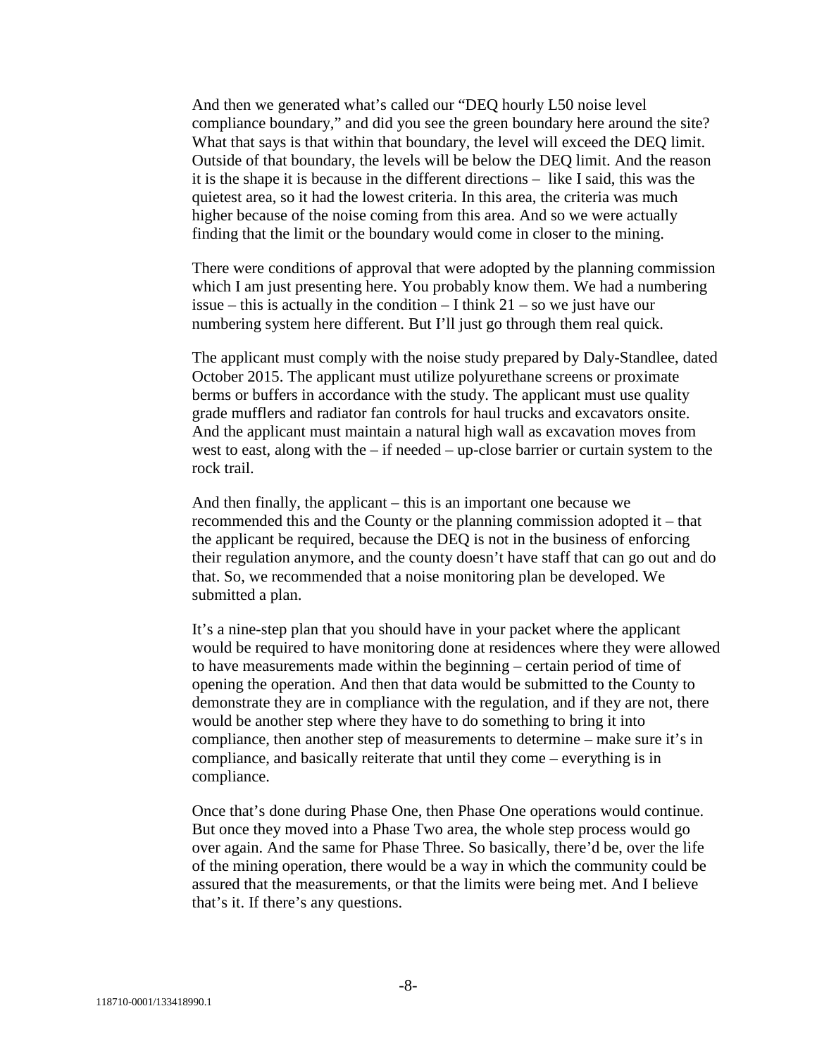And then we generated what's called our "DEQ hourly L50 noise level compliance boundary," and did you see the green boundary here around the site? What that says is that within that boundary, the level will exceed the DEQ limit. Outside of that boundary, the levels will be below the DEQ limit. And the reason it is the shape it is because in the different directions – like I said, this was the quietest area, so it had the lowest criteria. In this area, the criteria was much higher because of the noise coming from this area. And so we were actually finding that the limit or the boundary would come in closer to the mining.

There were conditions of approval that were adopted by the planning commission which I am just presenting here. You probably know them. We had a numbering issue – this is actually in the condition – I think 21 – so we just have our numbering system here different. But I'll just go through them real quick.

The applicant must comply with the noise study prepared by Daly-Standlee, dated October 2015. The applicant must utilize polyurethane screens or proximate berms or buffers in accordance with the study. The applicant must use quality grade mufflers and radiator fan controls for haul trucks and excavators onsite. And the applicant must maintain a natural high wall as excavation moves from west to east, along with the – if needed – up-close barrier or curtain system to the rock trail.

And then finally, the applicant – this is an important one because we recommended this and the County or the planning commission adopted it – that the applicant be required, because the DEQ is not in the business of enforcing their regulation anymore, and the county doesn't have staff that can go out and do that. So, we recommended that a noise monitoring plan be developed. We submitted a plan.

It's a nine-step plan that you should have in your packet where the applicant would be required to have monitoring done at residences where they were allowed to have measurements made within the beginning – certain period of time of opening the operation. And then that data would be submitted to the County to demonstrate they are in compliance with the regulation, and if they are not, there would be another step where they have to do something to bring it into compliance, then another step of measurements to determine – make sure it's in compliance, and basically reiterate that until they come – everything is in compliance.

Once that's done during Phase One, then Phase One operations would continue. But once they moved into a Phase Two area, the whole step process would go over again. And the same for Phase Three. So basically, there'd be, over the life of the mining operation, there would be a way in which the community could be assured that the measurements, or that the limits were being met. And I believe that's it. If there's any questions.

118710-0001/133418990.1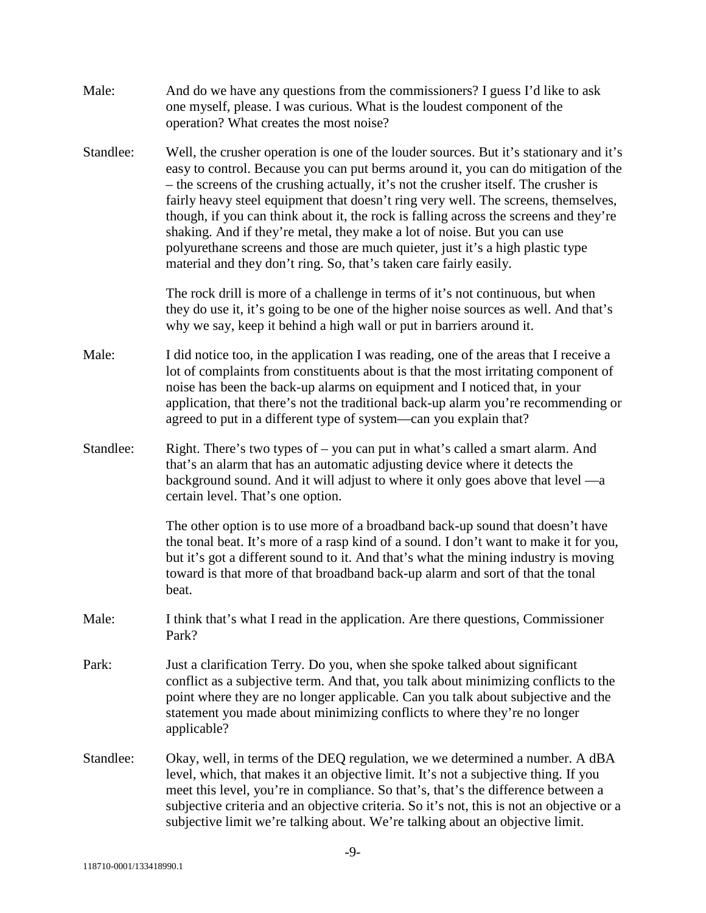Male: And do we have any questions from the commissioners? I guess I'd like to ask one myself, please. I was curious. What is the loudest component of the operation? What creates the most noise?

Standlee: Well, the crusher operation is one of the louder sources. But it's stationary and it's easy to control. Because you can put berms around it, you can do mitigation of the – the screens of the crushing actually, it's not the crusher itself. The crusher is fairly heavy steel equipment that doesn't ring very well. The screens, themselves, though, if you can think about it, the rock is falling across the screens and they're shaking. And if they're metal, they make a lot of noise. But you can use polyurethane screens and those are much quieter, just it's a high plastic type material and they don't ring. So, that's taken care fairly easily.

The rock drill is more of a challenge in terms of it's not continuous, but when they do use it, it's going to be one of the higher noise sources as well. And that's why we say, keep it behind a high wall or put in barriers around it.

Male: I did notice too, in the application I was reading, one of the areas that I receive a lot of complaints from constituents about is that the most irritating component of noise has been the back-up alarms on equipment and I noticed that, in your application, that there's not the traditional back-up alarm you're recommending or agreed to put in a different type of system—can you explain that?

Standlee: Right. There's two types of – you can put in what's called a smart alarm. And that's an alarm that has an automatic adjusting device where it detects the background sound. And it will adjust to where it only goes above that level —a certain level. That's one option.

The other option is to use more of a broadband back-up sound that doesn't have the tonal beat. It's more of a rasp kind of a sound. I don't want to make it for you, but it's got a different sound to it. And that's what the mining industry is moving toward is that more of that broadband back-up alarm and sort of that the tonal beat.

Male: I think that's what I read in the application. Are there questions, Commissioner Park?

Park: Just a clarification Terry. Do you, when she spoke talked about significant conflict as a subjective term. And that, you talk about minimizing conflicts to the point where they are no longer applicable. Can you talk about subjective and the statement you made about minimizing conflicts to where they're no longer applicable?

Standlee: Okay, well, in terms of the DEQ regulation, we we determined a number. A dBA level, which, that makes it an objective limit. It's not a subjective thing. If you meet this level, you're in compliance. So that's, that's the difference between a subjective criteria and an objective criteria. So it's not, this is not an objective or a subjective limit we're talking about. We're talking about an objective limit.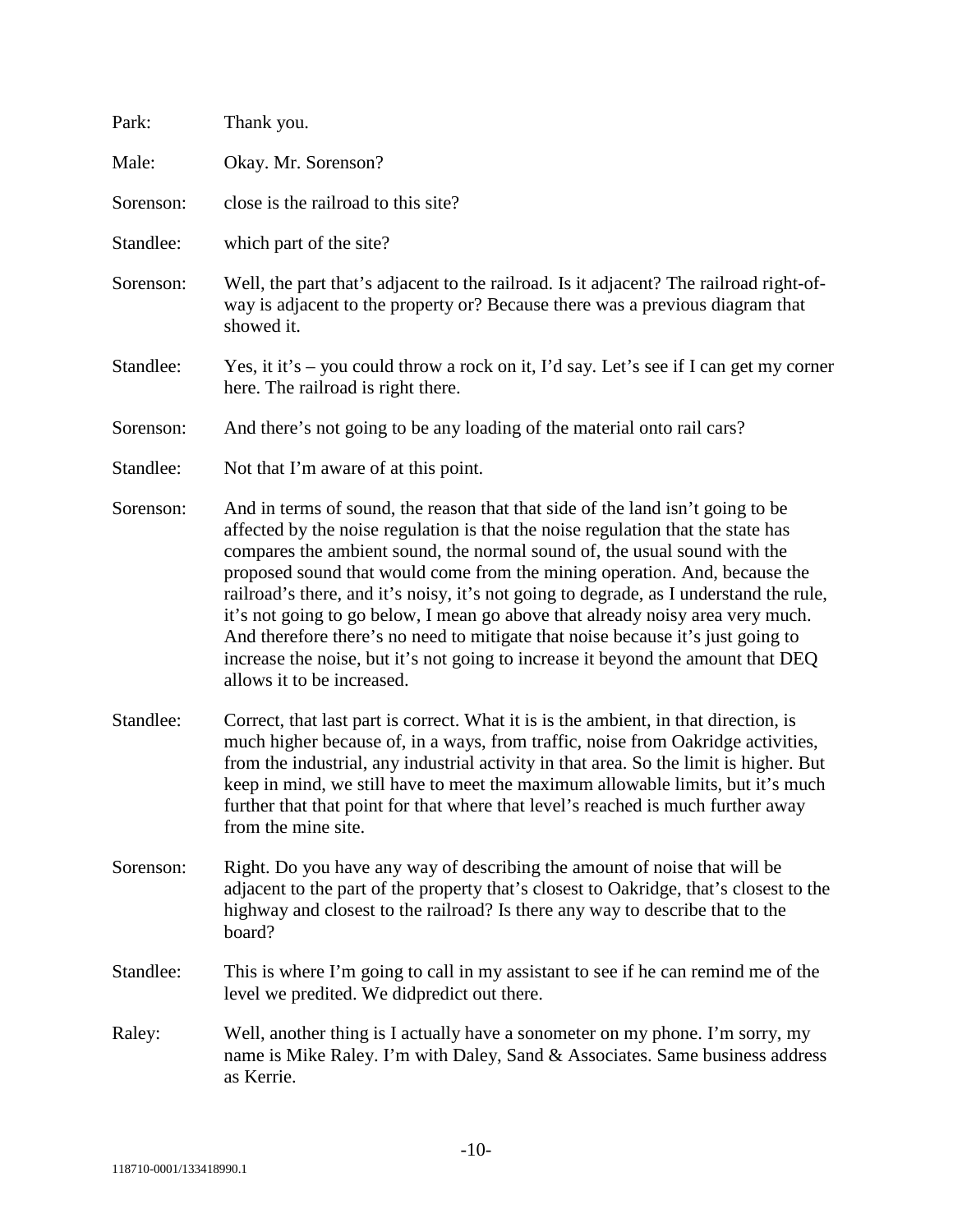Park: Thank you.

Male: Okay. Mr. Sorenson?

Sorenson: close is the railroad to this site?

Standlee: which part of the site?

Sorenson: Well, the part that's adjacent to the railroad. Is it adjacent? The railroad right-of-way is adjacent to the property or? Because there was a previous diagram that showed it.

Standlee: Yes, it it's – you could throw a rock on it, I'd say. Let's see if I can get my corner here. The railroad is right there.

Sorenson: And there's not going to be any loading of the material onto rail cars?

Standlee: Not that I'm aware of at this point.

Sorenson: And in terms of sound, the reason that that side of the land isn't going to be affected by the noise regulation is that the noise regulation that the state has compares the ambient sound, the normal sound of, the usual sound with the proposed sound that would come from the mining operation. And, because the railroad's there, and it's noisy, it's not going to degrade, as I understand the rule, it's not going to go below, I mean go above that already noisy area very much. And therefore there's no need to mitigate that noise because it's just going to increase the noise, but it's not going to increase it beyond the amount that DEQ allows it to be increased.

Standlee: Correct, that last part is correct. What it is is the ambient, in that direction, is much higher because of, in a ways, from traffic, noise from Oakridge activities, from the industrial, any industrial activity in that area. So the limit is higher. But keep in mind, we still have to meet the maximum allowable limits, but it's much further that that point for that where that level's reached is much further away from the mine site.

Sorenson: Right. Do you have any way of describing the amount of noise that will be adjacent to the part of the property that's closest to Oakridge, that's closest to the highway and closest to the railroad? Is there any way to describe that to the board?

Standlee: This is where I'm going to call in my assistant to see if he can remind me of the level we predited. We didpredict out there.

Raley: Well, another thing is I actually have a sonometer on my phone. I'm sorry, my name is Mike Raley. I'm with Daley, Sand & Associates. Same business address as Kerrie.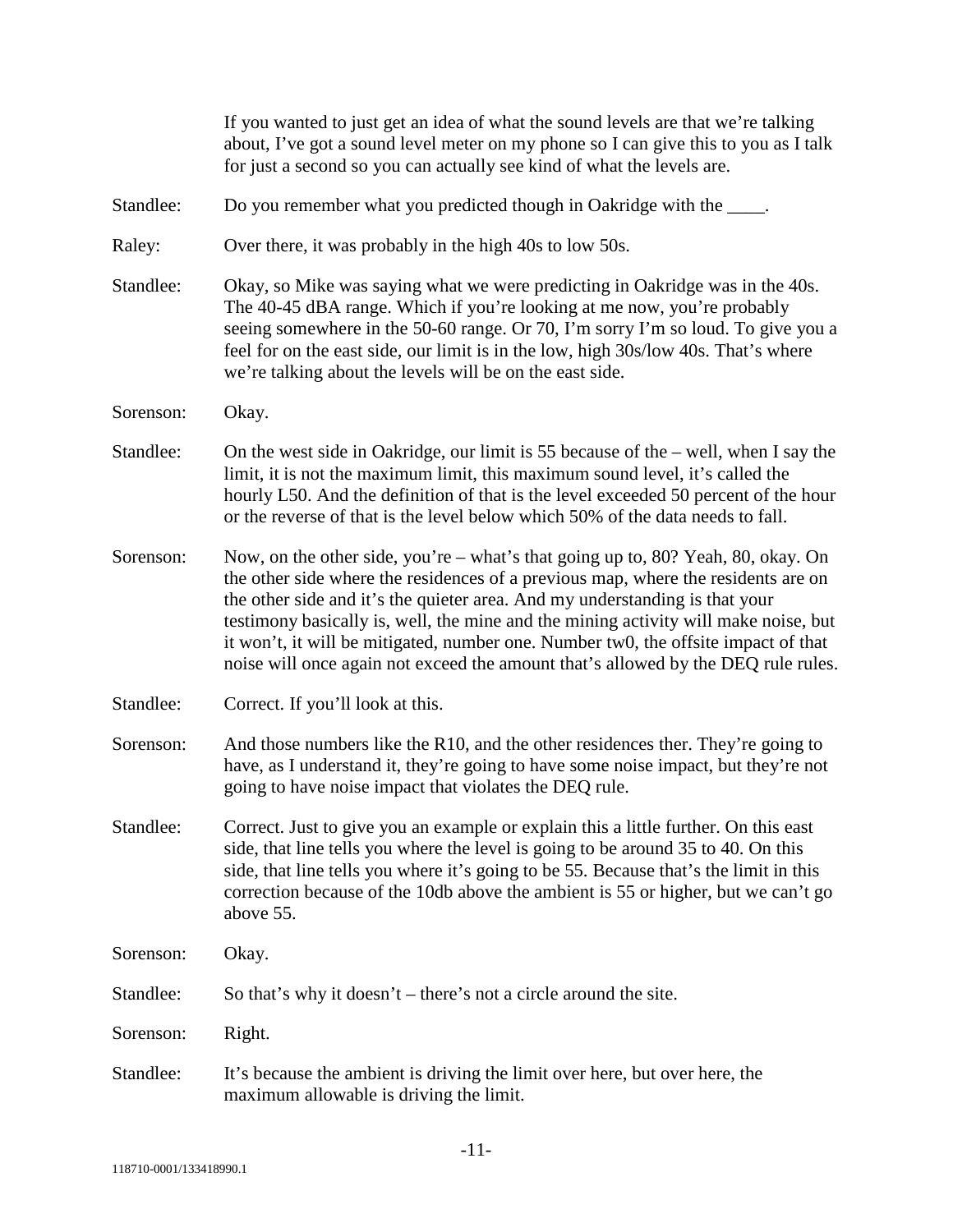If you wanted to just get an idea of what the sound levels are that we're talking about, I've got a sound level meter on my phone so I can give this to you as I talk for just a second so you can actually see kind of what the levels are.

Standlee: Do you remember what you predicted though in Oakridge with the ____.

Raley: Over there, it was probably in the high 40s to low 50s.

Standlee: Okay, so Mike was saying what we were predicting in Oakridge was in the 40s. The 40-45 dBA range. Which if you're looking at me now, you're probably seeing somewhere in the 50-60 range. Or 70, I'm sorry I'm so loud. To give you a feel for on the east side, our limit is in the low, high 30s/low 40s. That's where we're talking about the levels will be on the east side.

Sorenson: Okay.

Standlee: On the west side in Oakridge, our limit is 55 because of the – well, when I say the limit, it is not the maximum limit, this maximum sound level, it's called the hourly L50. And the definition of that is the level exceeded 50 percent of the hour or the reverse of that is the level below which 50% of the data needs to fall.

Sorenson: Now, on the other side, you're – what's that going up to, 80? Yeah, 80, okay. On the other side where the residences of a previous map, where the residents are on the other side and it's the quieter area. And my understanding is that your testimony basically is, well, the mine and the mining activity will make noise, but it won't, it will be mitigated, number one. Number tw0, the offsite impact of that noise will once again not exceed the amount that's allowed by the DEQ rule rules.

Standlee: Correct. If you'll look at this.

Sorenson: And those numbers like the R10, and the other residences ther. They're going to have, as I understand it, they're going to have some noise impact, but they're not going to have noise impact that violates the DEQ rule.

Standlee: Correct. Just to give you an example or explain this a little further. On this east side, that line tells you where the level is going to be around 35 to 40. On this side, that line tells you where it's going to be 55. Because that's the limit in this correction because of the 10db above the ambient is 55 or higher, but we can't go above 55.

Sorenson: Okay.

Standlee: So that's why it doesn't – there's not a circle around the site.

Sorenson: Right.

Standlee: It's because the ambient is driving the limit over here, but over here, the maximum allowable is driving the limit.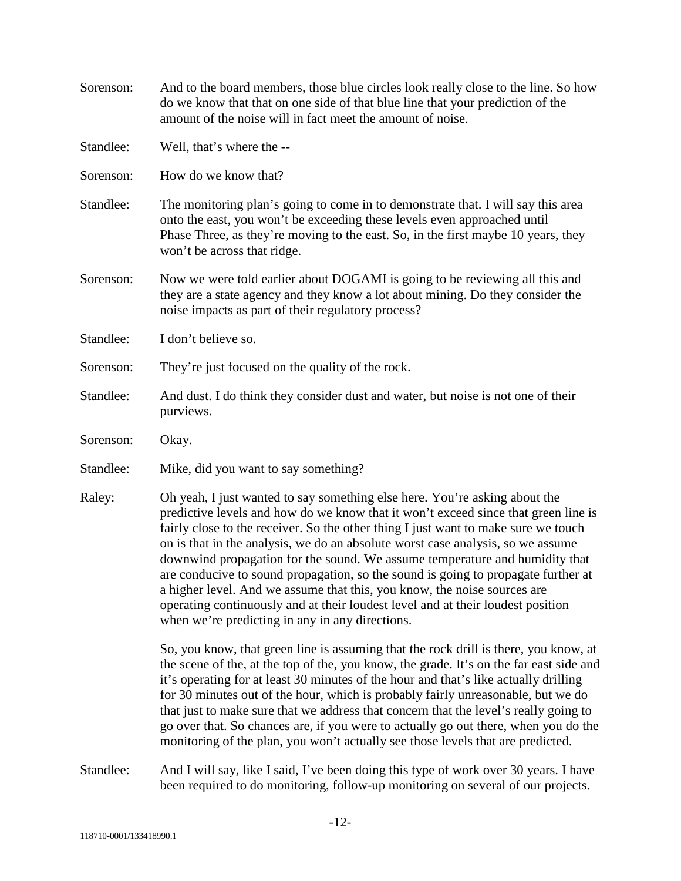Sorenson: And to the board members, those blue circles look really close to the line. So how do we know that that on one side of that blue line that your prediction of the amount of the noise will in fact meet the amount of noise.

Standlee: Well, that's where the --

Sorenson: How do we know that?

Standlee: The monitoring plan's going to come in to demonstrate that. I will say this area onto the east, you won't be exceeding these levels even approached until Phase Three, as they're moving to the east. So, in the first maybe 10 years, they won't be across that ridge.

Sorenson: Now we were told earlier about DOGAMI is going to be reviewing all this and they are a state agency and they know a lot about mining. Do they consider the noise impacts as part of their regulatory process?

Standlee: I don't believe so.

Sorenson: They're just focused on the quality of the rock.

Standlee: And dust. I do think they consider dust and water, but noise is not one of their purviews.

Sorenson: Okay.

Standlee: Mike, did you want to say something?

Raley: Oh yeah, I just wanted to say something else here. You're asking about the predictive levels and how do we know that it won't exceed since that green line is fairly close to the receiver. So the other thing I just want to make sure we touch on is that in the analysis, we do an absolute worst case analysis, so we assume downwind propagation for the sound. We assume temperature and humidity that are conducive to sound propagation, so the sound is going to propagate further at a higher level. And we assume that this, you know, the noise sources are operating continuously and at their loudest level and at their loudest position when we're predicting in any in any directions.

So, you know, that green line is assuming that the rock drill is there, you know, at the scene of the, at the top of the, you know, the grade. It's on the far east side and it's operating for at least 30 minutes of the hour and that's like actually drilling for 30 minutes out of the hour, which is probably fairly unreasonable, but we do that just to make sure that we address that concern that the level's really going to go over that. So chances are, if you were to actually go out there, when you do the monitoring of the plan, you won't actually see those levels that are predicted.

Standlee: And I will say, like I said, I've been doing this type of work over 30 years. I have been required to do monitoring, follow-up monitoring on several of our projects.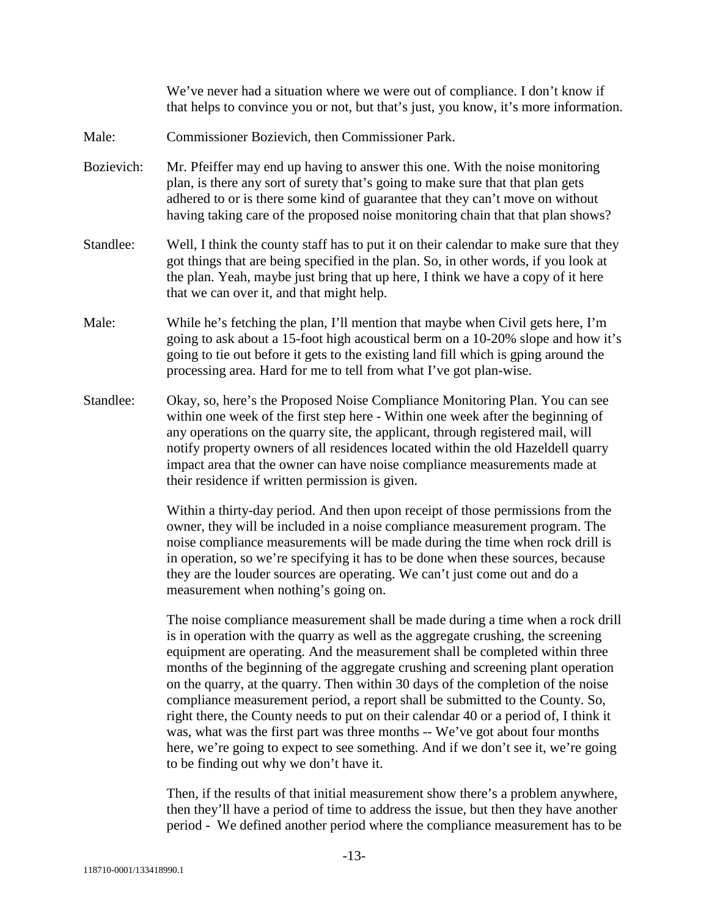We've never had a situation where we were out of compliance. I don't know if that helps to convince you or not, but that's just, you know, it's more information.

Male: Commissioner Bozievich, then Commissioner Park.

Bozievich: Mr. Pfeiffer may end up having to answer this one. With the noise monitoring plan, is there any sort of surety that's going to make sure that that plan gets adhered to or is there some kind of guarantee that they can't move on without having taking care of the proposed noise monitoring chain that that plan shows?

Standlee: Well, I think the county staff has to put it on their calendar to make sure that they got things that are being specified in the plan. So, in other words, if you look at the plan. Yeah, maybe just bring that up here, I think we have a copy of it here that we can over it, and that might help.

Male: While he's fetching the plan, I'll mention that maybe when Civil gets here, I'm going to ask about a 15-foot high acoustical berm on a 10-20% slope and how it's going to tie out before it gets to the existing land fill which is gping around the processing area. Hard for me to tell from what I've got plan-wise.

Standlee: Okay, so, here's the Proposed Noise Compliance Monitoring Plan. You can see within one week of the first step here - Within one week after the beginning of any operations on the quarry site, the applicant, through registered mail, will notify property owners of all residences located within the old Hazeldell quarry impact area that the owner can have noise compliance measurements made at their residence if written permission is given.

Within a thirty-day period. And then upon receipt of those permissions from the owner, they will be included in a noise compliance measurement program. The noise compliance measurements will be made during the time when rock drill is in operation, so we're specifying it has to be done when these sources, because they are the louder sources are operating. We can't just come out and do a measurement when nothing's going on.

The noise compliance measurement shall be made during a time when a rock drill is in operation with the quarry as well as the aggregate crushing, the screening equipment are operating. And the measurement shall be completed within three months of the beginning of the aggregate crushing and screening plant operation on the quarry, at the quarry. Then within 30 days of the completion of the noise compliance measurement period, a report shall be submitted to the County. So, right there, the County needs to put on their calendar 40 or a period of, I think it was, what was the first part was three months -- We've got about four months here, we're going to expect to see something. And if we don't see it, we're going to be finding out why we don't have it.

Then, if the results of that initial measurement show there's a problem anywhere, then they'll have a period of time to address the issue, but then they have another period - We defined another period where the compliance measurement has to be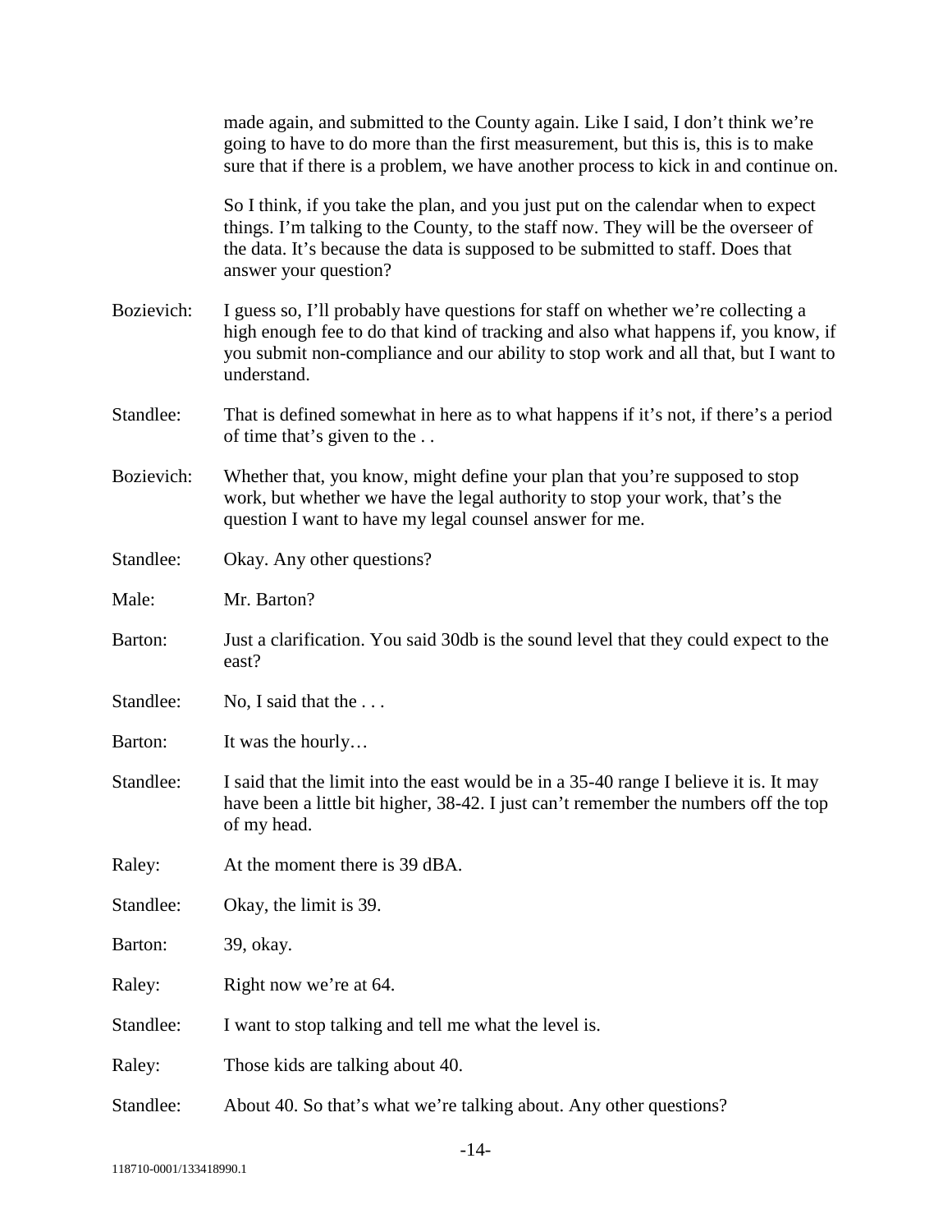made again, and submitted to the County again. Like I said, I don't think we're going to have to do more than the first measurement, but this is, this is to make sure that if there is a problem, we have another process to kick in and continue on.

So I think, if you take the plan, and you just put on the calendar when to expect things. I'm talking to the County, to the staff now. They will be the overseer of the data. It's because the data is supposed to be submitted to staff. Does that answer your question?

Bozievich: I guess so, I'll probably have questions for staff on whether we're collecting a high enough fee to do that kind of tracking and also what happens if, you know, if you submit non-compliance and our ability to stop work and all that, but I want to understand.

Standlee: That is defined somewhat in here as to what happens if it's not, if there's a period of time that's given to the . .

Bozievich: Whether that, you know, might define your plan that you're supposed to stop work, but whether we have the legal authority to stop your work, that's the question I want to have my legal counsel answer for me.

Standlee: Okay. Any other questions?

Male: Mr. Barton?

Barton: Just a clarification. You said 30db is the sound level that they could expect to the east?

Standlee: No, I said that the . . .

Barton: It was the hourly…

Standlee: I said that the limit into the east would be in a 35-40 range I believe it is. It may have been a little bit higher, 38-42. I just can't remember the numbers off the top of my head.

Raley: At the moment there is 39 dBA.

Standlee: Okay, the limit is 39.

Barton: 39, okay.

Raley: Right now we're at 64.

Standlee: I want to stop talking and tell me what the level is.

Raley: Those kids are talking about 40.

Standlee: About 40. So that's what we're talking about. Any other questions?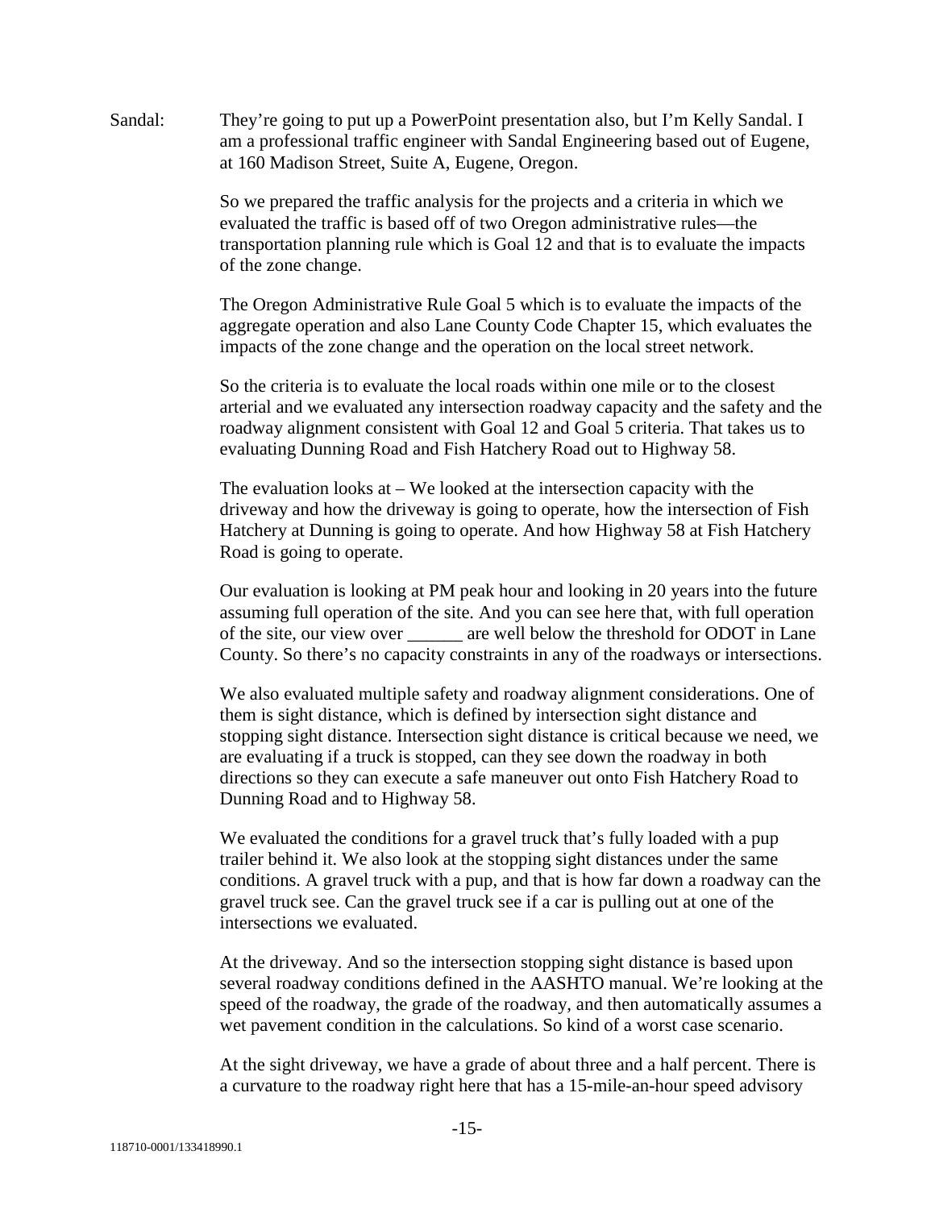Sandal: They're going to put up a PowerPoint presentation also, but I'm Kelly Sandal. I am a professional traffic engineer with Sandal Engineering based out of Eugene, at 160 Madison Street, Suite A, Eugene, Oregon.

So we prepared the traffic analysis for the projects and a criteria in which we evaluated the traffic is based off of two Oregon administrative rules—the transportation planning rule which is Goal 12 and that is to evaluate the impacts of the zone change.

The Oregon Administrative Rule Goal 5 which is to evaluate the impacts of the aggregate operation and also Lane County Code Chapter 15, which evaluates the impacts of the zone change and the operation on the local street network.

So the criteria is to evaluate the local roads within one mile or to the closest arterial and we evaluated any intersection roadway capacity and the safety and the roadway alignment consistent with Goal 12 and Goal 5 criteria. That takes us to evaluating Dunning Road and Fish Hatchery Road out to Highway 58.

The evaluation looks at – We looked at the intersection capacity with the driveway and how the driveway is going to operate, how the intersection of Fish Hatchery at Dunning is going to operate. And how Highway 58 at Fish Hatchery Road is going to operate.

Our evaluation is looking at PM peak hour and looking in 20 years into the future assuming full operation of the site. And you can see here that, with full operation of the site, our view over ______ are well below the threshold for ODOT in Lane County. So there's no capacity constraints in any of the roadways or intersections.

We also evaluated multiple safety and roadway alignment considerations. One of them is sight distance, which is defined by intersection sight distance and stopping sight distance. Intersection sight distance is critical because we need, we are evaluating if a truck is stopped, can they see down the roadway in both directions so they can execute a safe maneuver out onto Fish Hatchery Road to Dunning Road and to Highway 58.

We evaluated the conditions for a gravel truck that's fully loaded with a pup trailer behind it. We also look at the stopping sight distances under the same conditions. A gravel truck with a pup, and that is how far down a roadway can the gravel truck see. Can the gravel truck see if a car is pulling out at one of the intersections we evaluated.

At the driveway. And so the intersection stopping sight distance is based upon several roadway conditions defined in the AASHTO manual. We're looking at the speed of the roadway, the grade of the roadway, and then automatically assumes a wet pavement condition in the calculations. So kind of a worst case scenario.

At the sight driveway, we have a grade of about three and a half percent. There is a curvature to the roadway right here that has a 15-mile-an-hour speed advisory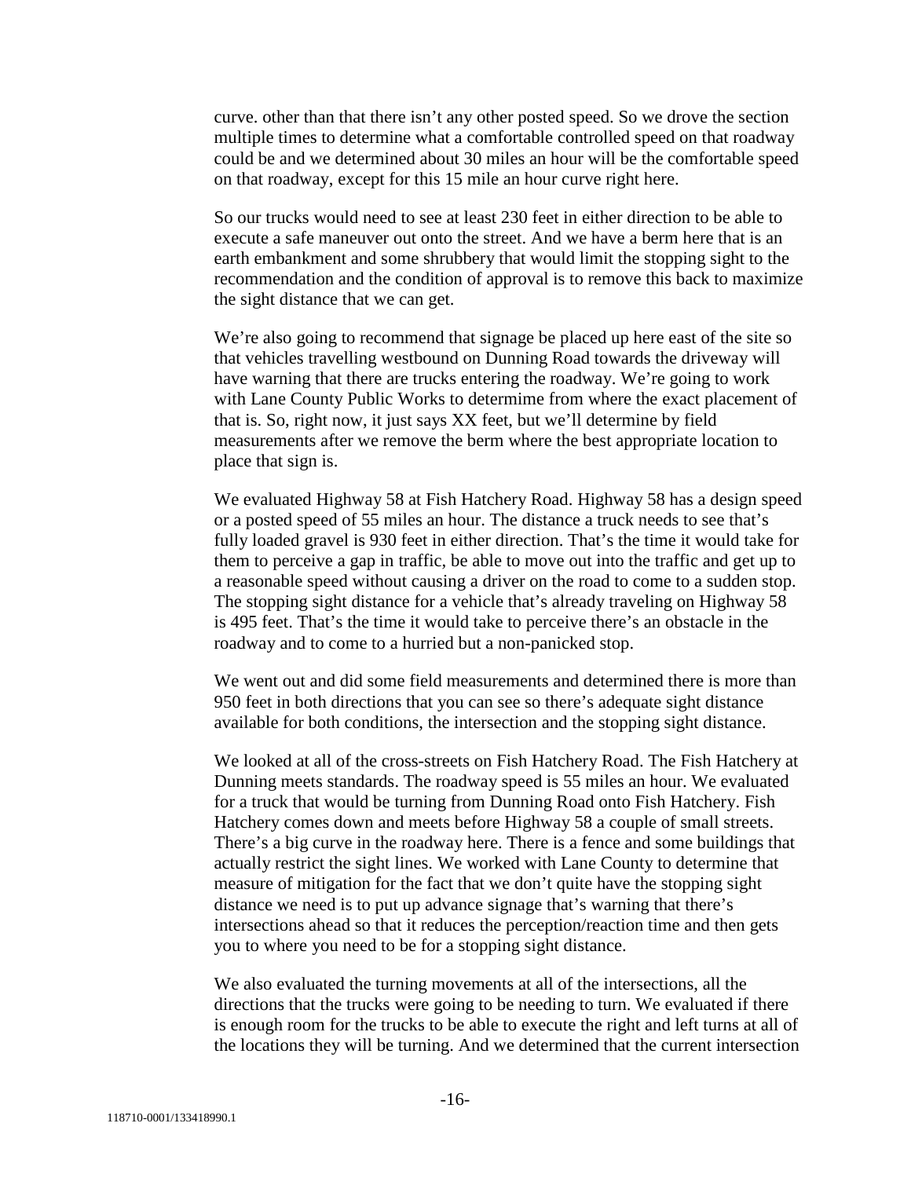curve. other than that there isn't any other posted speed. So we drove the section multiple times to determine what a comfortable controlled speed on that roadway could be and we determined about 30 miles an hour will be the comfortable speed on that roadway, except for this 15 mile an hour curve right here.

So our trucks would need to see at least 230 feet in either direction to be able to execute a safe maneuver out onto the street. And we have a berm here that is an earth embankment and some shrubbery that would limit the stopping sight to the recommendation and the condition of approval is to remove this back to maximize the sight distance that we can get.

We're also going to recommend that signage be placed up here east of the site so that vehicles travelling westbound on Dunning Road towards the driveway will have warning that there are trucks entering the roadway. We're going to work with Lane County Public Works to determime from where the exact placement of that is. So, right now, it just says XX feet, but we'll determine by field measurements after we remove the berm where the best appropriate location to place that sign is.

We evaluated Highway 58 at Fish Hatchery Road. Highway 58 has a design speed or a posted speed of 55 miles an hour. The distance a truck needs to see that's fully loaded gravel is 930 feet in either direction. That's the time it would take for them to perceive a gap in traffic, be able to move out into the traffic and get up to a reasonable speed without causing a driver on the road to come to a sudden stop. The stopping sight distance for a vehicle that's already traveling on Highway 58 is 495 feet. That's the time it would take to perceive there's an obstacle in the roadway and to come to a hurried but a non-panicked stop.

We went out and did some field measurements and determined there is more than 950 feet in both directions that you can see so there's adequate sight distance available for both conditions, the intersection and the stopping sight distance.

We looked at all of the cross-streets on Fish Hatchery Road. The Fish Hatchery at Dunning meets standards. The roadway speed is 55 miles an hour. We evaluated for a truck that would be turning from Dunning Road onto Fish Hatchery. Fish Hatchery comes down and meets before Highway 58 a couple of small streets. There's a big curve in the roadway here. There is a fence and some buildings that actually restrict the sight lines. We worked with Lane County to determine that measure of mitigation for the fact that we don't quite have the stopping sight distance we need is to put up advance signage that's warning that there's intersections ahead so that it reduces the perception/reaction time and then gets you to where you need to be for a stopping sight distance.

We also evaluated the turning movements at all of the intersections, all the directions that the trucks were going to be needing to turn. We evaluated if there is enough room for the trucks to be able to execute the right and left turns at all of the locations they will be turning. And we determined that the current intersection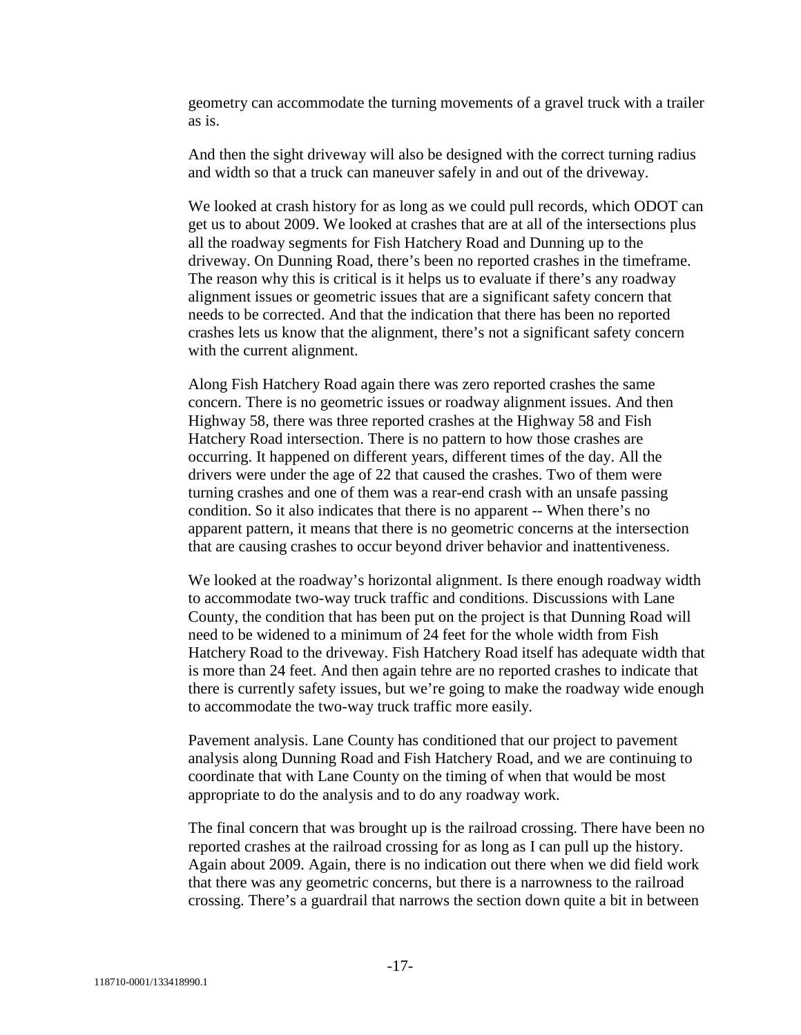geometry can accommodate the turning movements of a gravel truck with a trailer as is.

And then the sight driveway will also be designed with the correct turning radius and width so that a truck can maneuver safely in and out of the driveway.

We looked at crash history for as long as we could pull records, which ODOT can get us to about 2009. We looked at crashes that are at all of the intersections plus all the roadway segments for Fish Hatchery Road and Dunning up to the driveway. On Dunning Road, there's been no reported crashes in the timeframe. The reason why this is critical is it helps us to evaluate if there's any roadway alignment issues or geometric issues that are a significant safety concern that needs to be corrected. And that the indication that there has been no reported crashes lets us know that the alignment, there's not a significant safety concern with the current alignment.

Along Fish Hatchery Road again there was zero reported crashes the same concern. There is no geometric issues or roadway alignment issues. And then Highway 58, there was three reported crashes at the Highway 58 and Fish Hatchery Road intersection. There is no pattern to how those crashes are occurring. It happened on different years, different times of the day. All the drivers were under the age of 22 that caused the crashes. Two of them were turning crashes and one of them was a rear-end crash with an unsafe passing condition. So it also indicates that there is no apparent -- When there's no apparent pattern, it means that there is no geometric concerns at the intersection that are causing crashes to occur beyond driver behavior and inattentiveness.

We looked at the roadway's horizontal alignment. Is there enough roadway width to accommodate two-way truck traffic and conditions. Discussions with Lane County, the condition that has been put on the project is that Dunning Road will need to be widened to a minimum of 24 feet for the whole width from Fish Hatchery Road to the driveway. Fish Hatchery Road itself has adequate width that is more than 24 feet. And then again tehre are no reported crashes to indicate that there is currently safety issues, but we're going to make the roadway wide enough to accommodate the two-way truck traffic more easily.

Pavement analysis. Lane County has conditioned that our project to pavement analysis along Dunning Road and Fish Hatchery Road, and we are continuing to coordinate that with Lane County on the timing of when that would be most appropriate to do the analysis and to do any roadway work.

The final concern that was brought up is the railroad crossing. There have been no reported crashes at the railroad crossing for as long as I can pull up the history. Again about 2009. Again, there is no indication out there when we did field work that there was any geometric concerns, but there is a narrowness to the railroad crossing. There's a guardrail that narrows the section down quite a bit in between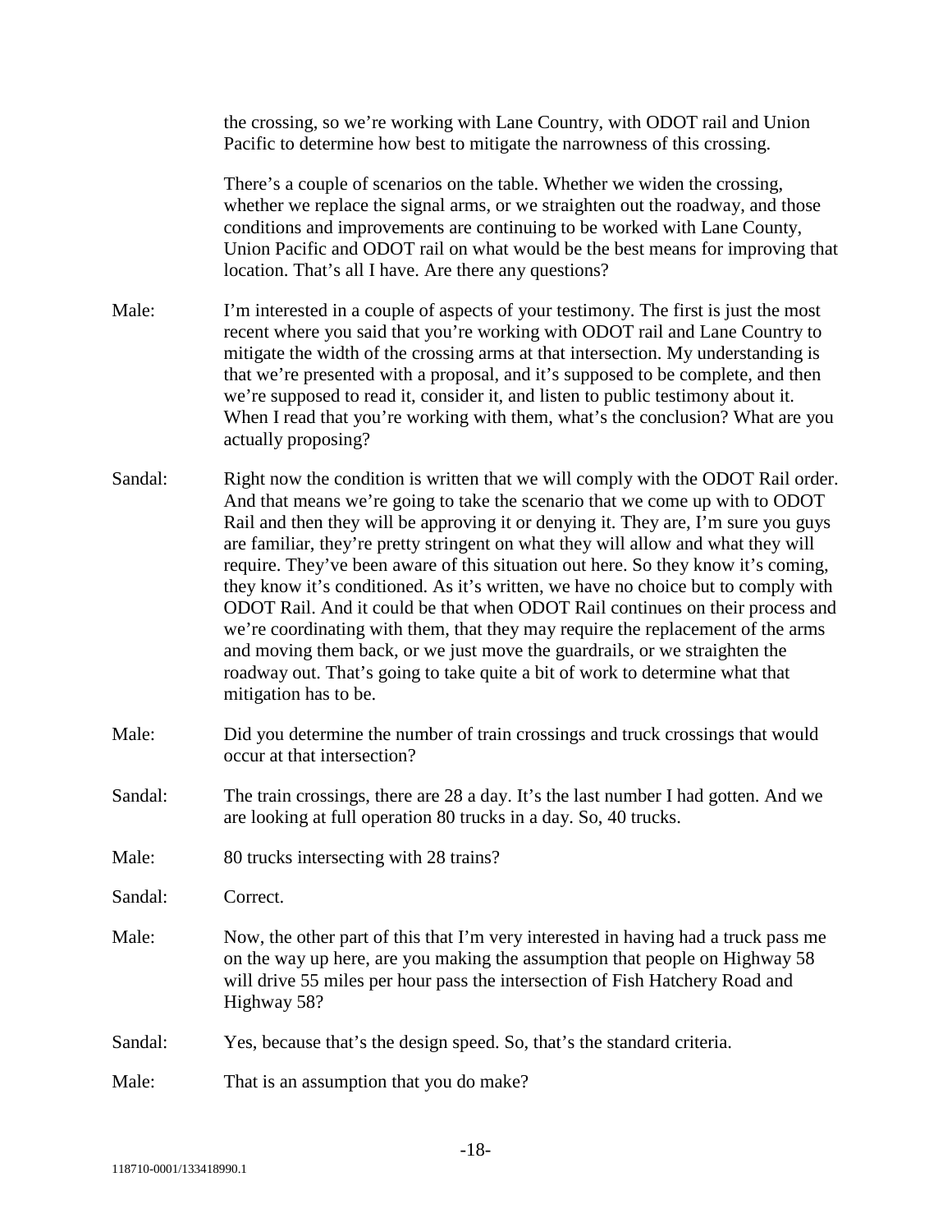the crossing, so we're working with Lane Country, with ODOT rail and Union Pacific to determine how best to mitigate the narrowness of this crossing.

There's a couple of scenarios on the table. Whether we widen the crossing, whether we replace the signal arms, or we straighten out the roadway, and those conditions and improvements are continuing to be worked with Lane County, Union Pacific and ODOT rail on what would be the best means for improving that location. That's all I have. Are there any questions?

Male: I'm interested in a couple of aspects of your testimony. The first is just the most recent where you said that you're working with ODOT rail and Lane Country to mitigate the width of the crossing arms at that intersection. My understanding is that we're presented with a proposal, and it's supposed to be complete, and then we're supposed to read it, consider it, and listen to public testimony about it. When I read that you're working with them, what's the conclusion? What are you actually proposing?

Sandal: Right now the condition is written that we will comply with the ODOT Rail order. And that means we're going to take the scenario that we come up with to ODOT Rail and then they will be approving it or denying it. They are, I'm sure you guys are familiar, they're pretty stringent on what they will allow and what they will require. They've been aware of this situation out here. So they know it's coming, they know it's conditioned. As it's written, we have no choice but to comply with ODOT Rail. And it could be that when ODOT Rail continues on their process and we're coordinating with them, that they may require the replacement of the arms and moving them back, or we just move the guardrails, or we straighten the roadway out. That's going to take quite a bit of work to determine what that mitigation has to be.

Male: Did you determine the number of train crossings and truck crossings that would occur at that intersection?

Sandal: The train crossings, there are 28 a day. It's the last number I had gotten. And we are looking at full operation 80 trucks in a day. So, 40 trucks.

Male: 80 trucks intersecting with 28 trains?

Sandal: Correct.

Male: Now, the other part of this that I'm very interested in having had a truck pass me on the way up here, are you making the assumption that people on Highway 58 will drive 55 miles per hour pass the intersection of Fish Hatchery Road and Highway 58?

Sandal: Yes, because that's the design speed. So, that's the standard criteria.

Male: That is an assumption that you do make?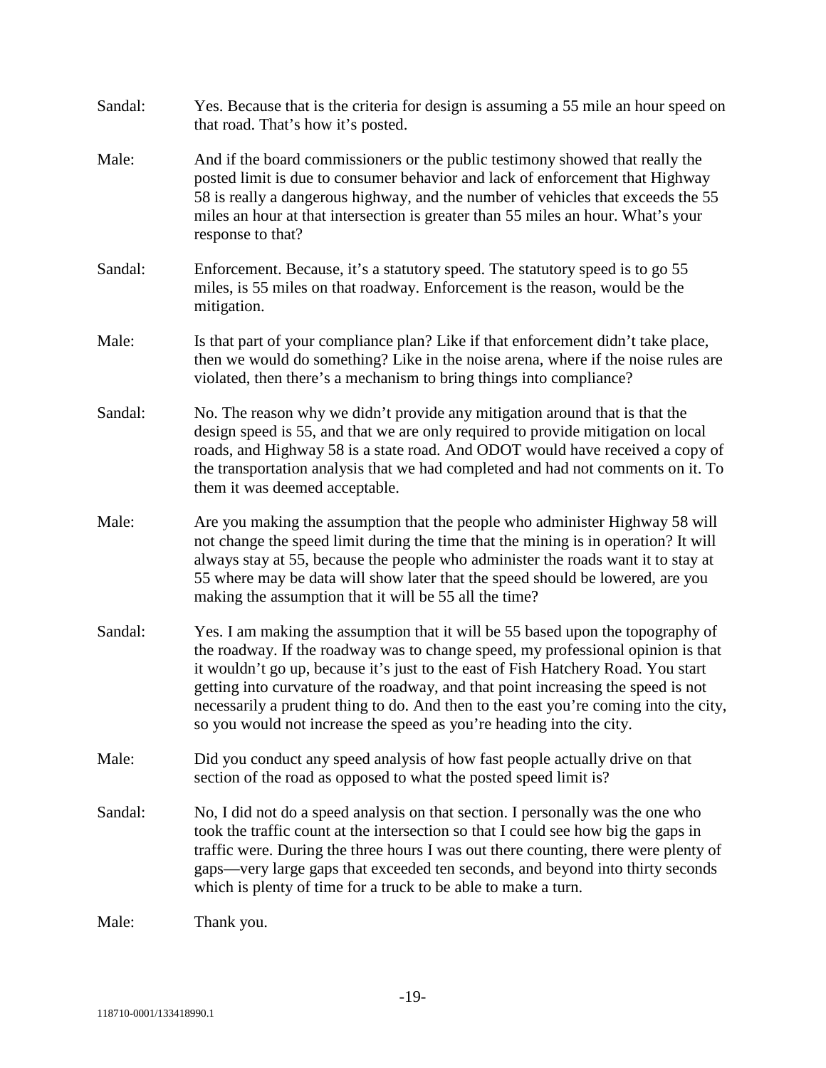Sandal: Yes. Because that is the criteria for design is assuming a 55 mile an hour speed on that road. That's how it's posted.

Male: And if the board commissioners or the public testimony showed that really the posted limit is due to consumer behavior and lack of enforcement that Highway 58 is really a dangerous highway, and the number of vehicles that exceeds the 55 miles an hour at that intersection is greater than 55 miles an hour. What's your response to that?

Sandal: Enforcement. Because, it's a statutory speed. The statutory speed is to go 55 miles, is 55 miles on that roadway. Enforcement is the reason, would be the mitigation.

Male: Is that part of your compliance plan? Like if that enforcement didn't take place, then we would do something? Like in the noise arena, where if the noise rules are violated, then there's a mechanism to bring things into compliance?

Sandal: No. The reason why we didn't provide any mitigation around that is that the design speed is 55, and that we are only required to provide mitigation on local roads, and Highway 58 is a state road. And ODOT would have received a copy of the transportation analysis that we had completed and had not comments on it. To them it was deemed acceptable.

Male: Are you making the assumption that the people who administer Highway 58 will not change the speed limit during the time that the mining is in operation? It will always stay at 55, because the people who administer the roads want it to stay at 55 where may be data will show later that the speed should be lowered, are you making the assumption that it will be 55 all the time?

Sandal: Yes. I am making the assumption that it will be 55 based upon the topography of the roadway. If the roadway was to change speed, my professional opinion is that it wouldn't go up, because it's just to the east of Fish Hatchery Road. You start getting into curvature of the roadway, and that point increasing the speed is not necessarily a prudent thing to do. And then to the east you're coming into the city, so you would not increase the speed as you're heading into the city.

Male: Did you conduct any speed analysis of how fast people actually drive on that section of the road as opposed to what the posted speed limit is?

Sandal: No, I did not do a speed analysis on that section. I personally was the one who took the traffic count at the intersection so that I could see how big the gaps in traffic were. During the three hours I was out there counting, there were plenty of gaps—very large gaps that exceeded ten seconds, and beyond into thirty seconds which is plenty of time for a truck to be able to make a turn.

Male: Thank you.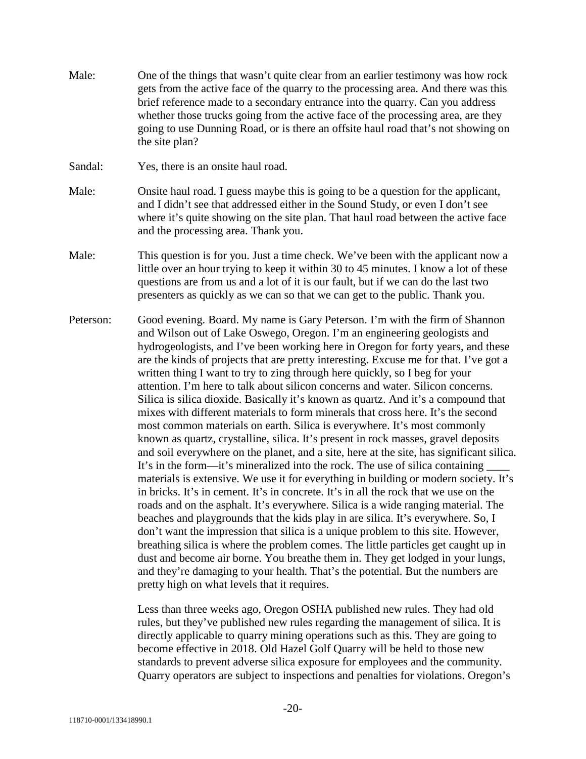Male: One of the things that wasn't quite clear from an earlier testimony was how rock gets from the active face of the quarry to the processing area. And there was this brief reference made to a secondary entrance into the quarry. Can you address whether those trucks going from the active face of the processing area, are they going to use Dunning Road, or is there an offsite haul road that's not showing on the site plan?

Sandal: Yes, there is an onsite haul road.

Male: Onsite haul road. I guess maybe this is going to be a question for the applicant, and I didn't see that addressed either in the Sound Study, or even I don't see where it's quite showing on the site plan. That haul road between the active face and the processing area. Thank you.

Male: This question is for you. Just a time check. We've been with the applicant now a little over an hour trying to keep it within 30 to 45 minutes. I know a lot of these questions are from us and a lot of it is our fault, but if we can do the last two presenters as quickly as we can so that we can get to the public. Thank you.

Peterson: Good evening. Board. My name is Gary Peterson. I'm with the firm of Shannon and Wilson out of Lake Oswego, Oregon. I'm an engineering geologists and hydrogeologists, and I've been working here in Oregon for forty years, and these are the kinds of projects that are pretty interesting. Excuse me for that. I've got a written thing I want to try to zing through here quickly, so I beg for your attention. I'm here to talk about silicon concerns and water. Silicon concerns. Silica is silica dioxide. Basically it's known as quartz. And it's a compound that mixes with different materials to form minerals that cross here. It's the second most common materials on earth. Silica is everywhere. It's most commonly known as quartz, crystalline, silica. It's present in rock masses, gravel deposits and soil everywhere on the planet, and a site, here at the site, has significant silica. It's in the form—it's mineralized into the rock. The use of silica containing ____ materials is extensive. We use it for everything in building or modern society. It's in bricks. It's in cement. It's in concrete. It's in all the rock that we use on the roads and on the asphalt. It's everywhere. Silica is a wide ranging material. The beaches and playgrounds that the kids play in are silica. It's everywhere. So, I don't want the impression that silica is a unique problem to this site. However, breathing silica is where the problem comes. The little particles get caught up in dust and become air borne. You breathe them in. They get lodged in your lungs, and they're damaging to your health. That's the potential. But the numbers are pretty high on what levels that it requires.

Less than three weeks ago, Oregon OSHA published new rules. They had old rules, but they've published new rules regarding the management of silica. It is directly applicable to quarry mining operations such as this. They are going to become effective in 2018. Old Hazel Golf Quarry will be held to those new standards to prevent adverse silica exposure for employees and the community. Quarry operators are subject to inspections and penalties for violations. Oregon's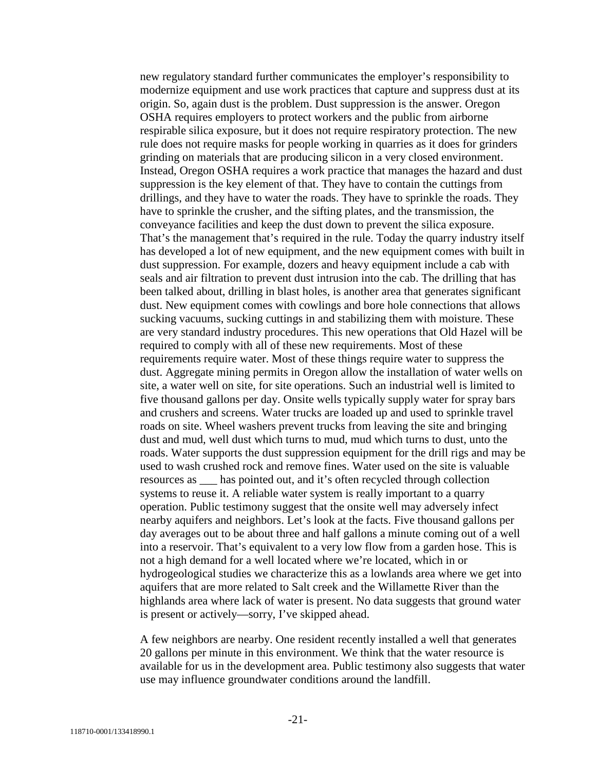new regulatory standard further communicates the employer's responsibility to modernize equipment and use work practices that capture and suppress dust at its origin. So, again dust is the problem. Dust suppression is the answer. Oregon OSHA requires employers to protect workers and the public from airborne respirable silica exposure, but it does not require respiratory protection. The new rule does not require masks for people working in quarries as it does for grinders grinding on materials that are producing silicon in a very closed environment. Instead, Oregon OSHA requires a work practice that manages the hazard and dust suppression is the key element of that. They have to contain the cuttings from drillings, and they have to water the roads. They have to sprinkle the roads. They have to sprinkle the crusher, and the sifting plates, and the transmission, the conveyance facilities and keep the dust down to prevent the silica exposure. That's the management that's required in the rule. Today the quarry industry itself has developed a lot of new equipment, and the new equipment comes with built in dust suppression. For example, dozers and heavy equipment include a cab with seals and air filtration to prevent dust intrusion into the cab. The drilling that has been talked about, drilling in blast holes, is another area that generates significant dust. New equipment comes with cowlings and bore hole connections that allows sucking vacuums, sucking cuttings in and stabilizing them with moisture. These are very standard industry procedures. This new operations that Old Hazel will be required to comply with all of these new requirements. Most of these requirements require water. Most of these things require water to suppress the dust. Aggregate mining permits in Oregon allow the installation of water wells on site, a water well on site, for site operations. Such an industrial well is limited to five thousand gallons per day. Onsite wells typically supply water for spray bars and crushers and screens. Water trucks are loaded up and used to sprinkle travel roads on site. Wheel washers prevent trucks from leaving the site and bringing dust and mud, well dust which turns to mud, mud which turns to dust, unto the roads. Water supports the dust suppression equipment for the drill rigs and may be used to wash crushed rock and remove fines. Water used on the site is valuable resources as ___ has pointed out, and it's often recycled through collection systems to reuse it. A reliable water system is really important to a quarry operation. Public testimony suggest that the onsite well may adversely infect nearby aquifers and neighbors. Let's look at the facts. Five thousand gallons per day averages out to be about three and half gallons a minute coming out of a well into a reservoir. That's equivalent to a very low flow from a garden hose. This is not a high demand for a well located where we're located, which in or hydrogeological studies we characterize this as a lowlands area where we get into aquifers that are more related to Salt creek and the Willamette River than the highlands area where lack of water is present. No data suggests that ground water is present or actively—sorry, I've skipped ahead.

A few neighbors are nearby. One resident recently installed a well that generates 20 gallons per minute in this environment. We think that the water resource is available for us in the development area. Public testimony also suggests that water use may influence groundwater conditions around the landfill.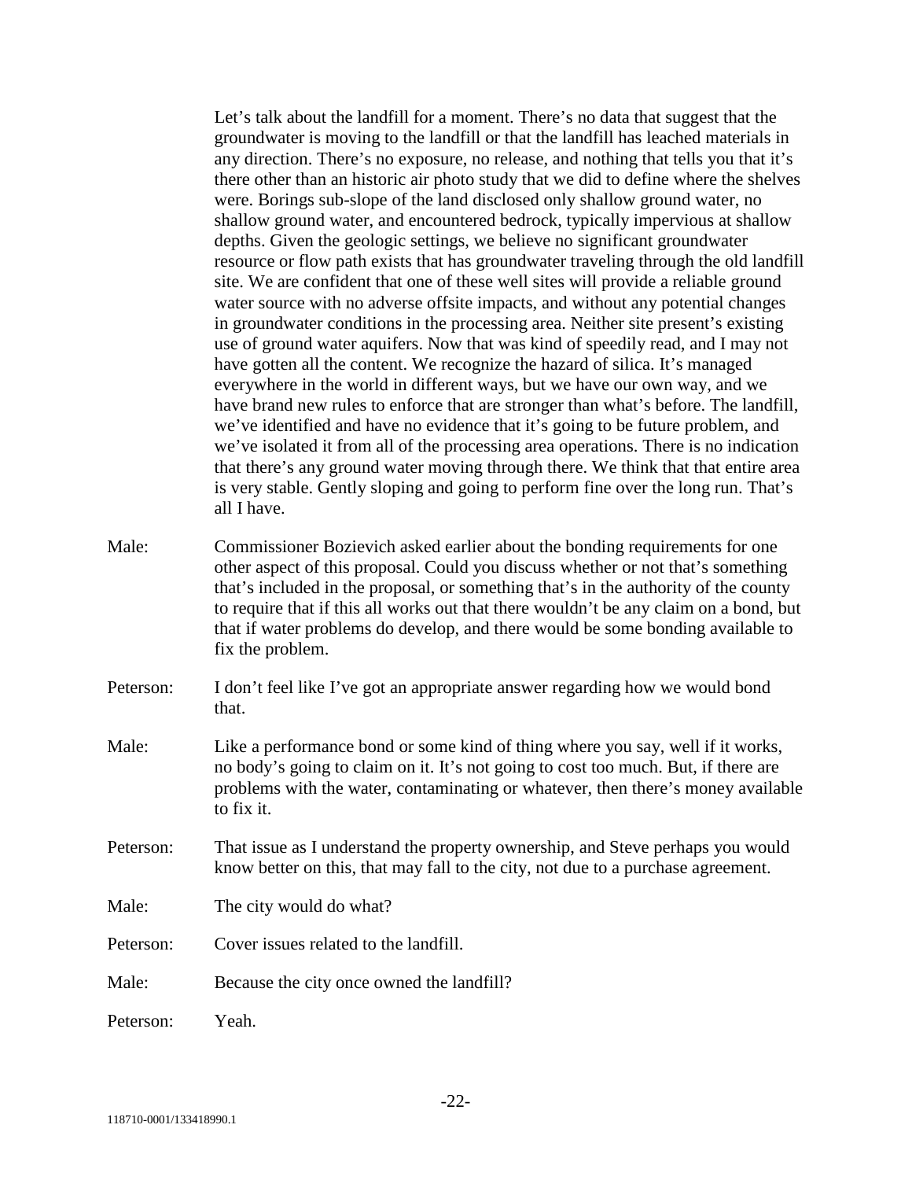Let's talk about the landfill for a moment. There's no data that suggest that the groundwater is moving to the landfill or that the landfill has leached materials in any direction. There's no exposure, no release, and nothing that tells you that it's there other than an historic air photo study that we did to define where the shelves were. Borings sub-slope of the land disclosed only shallow ground water, no shallow ground water, and encountered bedrock, typically impervious at shallow depths. Given the geologic settings, we believe no significant groundwater resource or flow path exists that has groundwater traveling through the old landfill site. We are confident that one of these well sites will provide a reliable ground water source with no adverse offsite impacts, and without any potential changes in groundwater conditions in the processing area. Neither site present's existing use of ground water aquifers. Now that was kind of speedily read, and I may not have gotten all the content. We recognize the hazard of silica. It's managed everywhere in the world in different ways, but we have our own way, and we have brand new rules to enforce that are stronger than what's before. The landfill, we've identified and have no evidence that it's going to be future problem, and we've isolated it from all of the processing area operations. There is no indication that there's any ground water moving through there. We think that that entire area is very stable. Gently sloping and going to perform fine over the long run. That's all I have.

Male: Commissioner Bozievich asked earlier about the bonding requirements for one other aspect of this proposal. Could you discuss whether or not that's something that's included in the proposal, or something that's in the authority of the county to require that if this all works out that there wouldn't be any claim on a bond, but that if water problems do develop, and there would be some bonding available to fix the problem.

Peterson: I don't feel like I've got an appropriate answer regarding how we would bond that.

Male: Like a performance bond or some kind of thing where you say, well if it works, no body's going to claim on it. It's not going to cost too much. But, if there are problems with the water, contaminating or whatever, then there's money available to fix it.

Peterson: That issue as I understand the property ownership, and Steve perhaps you would know better on this, that may fall to the city, not due to a purchase agreement.

Male: The city would do what?

Peterson: Cover issues related to the landfill.

Male: Because the city once owned the landfill?

Peterson: Yeah.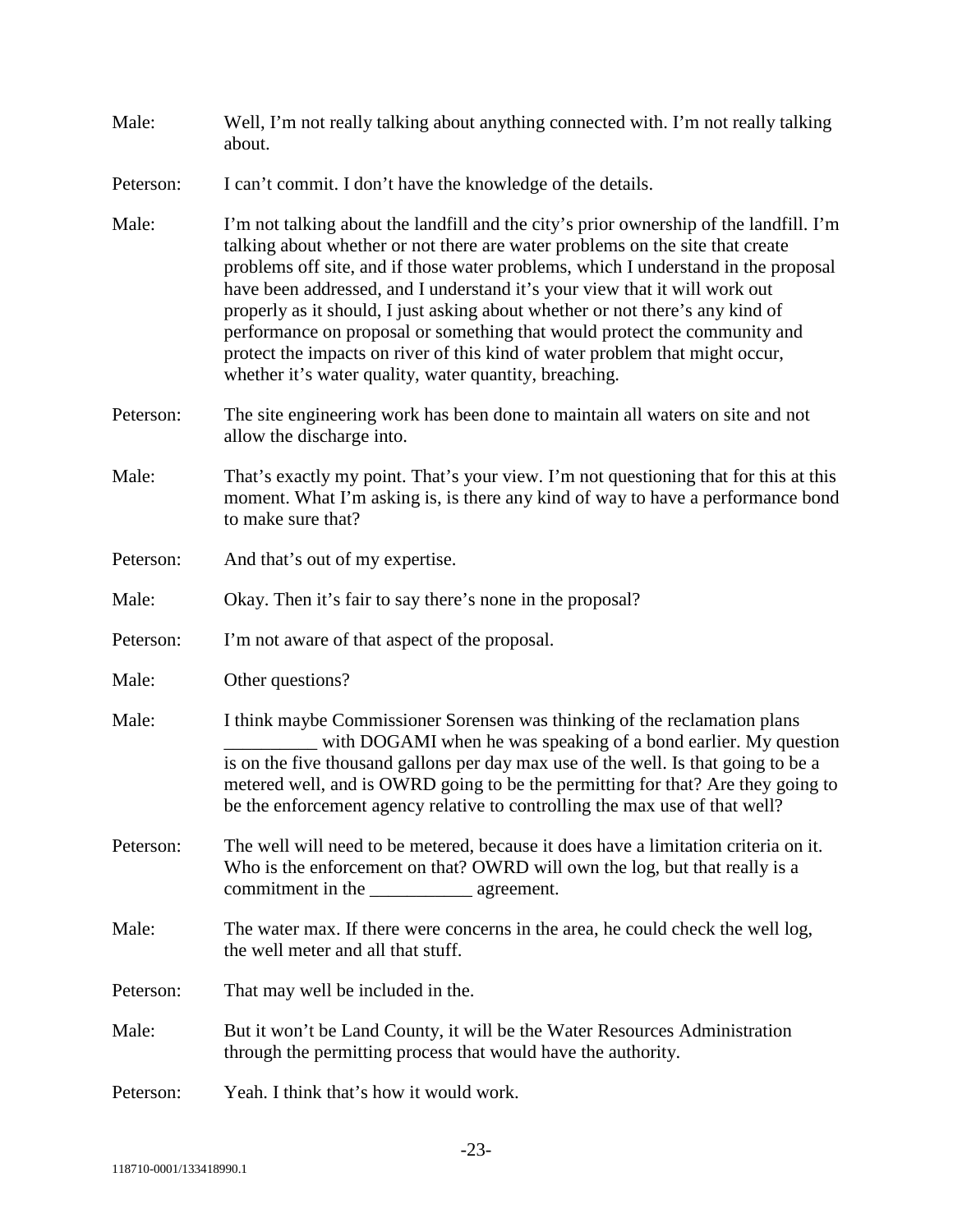Male: Well, I'm not really talking about anything connected with. I'm not really talking about.

Peterson: I can't commit. I don't have the knowledge of the details.

Male: I'm not talking about the landfill and the city's prior ownership of the landfill. I'm talking about whether or not there are water problems on the site that create problems off site, and if those water problems, which I understand in the proposal have been addressed, and I understand it's your view that it will work out properly as it should, I just asking about whether or not there's any kind of performance on proposal or something that would protect the community and protect the impacts on river of this kind of water problem that might occur, whether it's water quality, water quantity, breaching.

Peterson: The site engineering work has been done to maintain all waters on site and not allow the discharge into.

Male: That's exactly my point. That's your view. I'm not questioning that for this at this moment. What I'm asking is, is there any kind of way to have a performance bond to make sure that?

Peterson: And that's out of my expertise.

Male: Okay. Then it's fair to say there's none in the proposal?

Peterson: I'm not aware of that aspect of the proposal.

Male: Other questions?

Male: I think maybe Commissioner Sorensen was thinking of the reclamation plans __________ with DOGAMI when he was speaking of a bond earlier. My question is on the five thousand gallons per day max use of the well. Is that going to be a metered well, and is OWRD going to be the permitting for that? Are they going to be the enforcement agency relative to controlling the max use of that well?

Peterson: The well will need to be metered, because it does have a limitation criteria on it. Who is the enforcement on that? OWRD will own the log, but that really is a commitment in the ___________ agreement.

Male: The water max. If there were concerns in the area, he could check the well log, the well meter and all that stuff.

Peterson: That may well be included in the.

Male: But it won't be Land County, it will be the Water Resources Administration through the permitting process that would have the authority.

Peterson: Yeah. I think that's how it would work.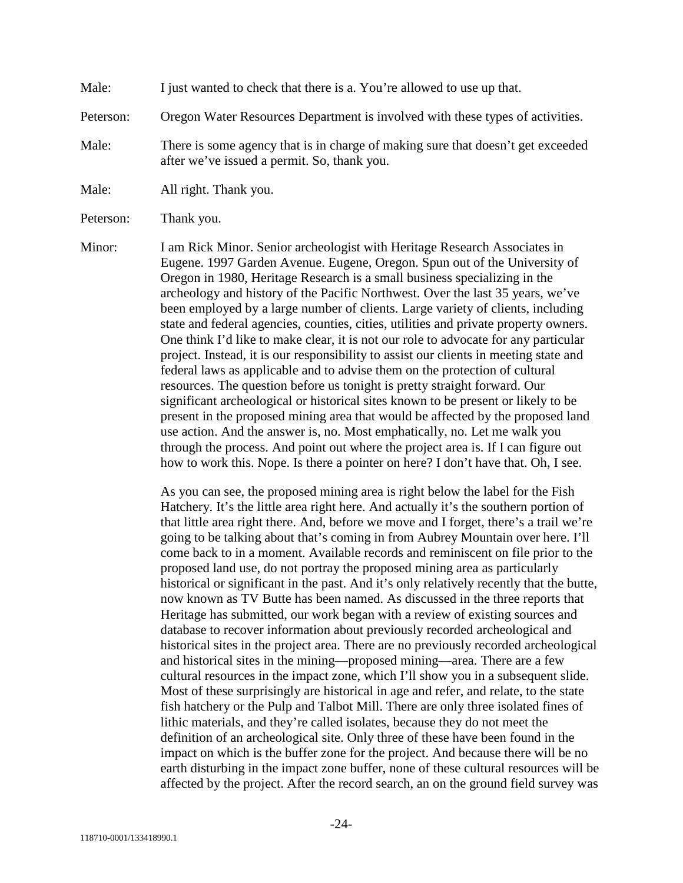Male: I just wanted to check that there is a. You're allowed to use up that.

Peterson: Oregon Water Resources Department is involved with these types of activities.

Male: There is some agency that is in charge of making sure that doesn't get exceeded after we've issued a permit. So, thank you.

Male: All right. Thank you.

Peterson: Thank you.

Minor: I am Rick Minor. Senior archeologist with Heritage Research Associates in Eugene. 1997 Garden Avenue. Eugene, Oregon. Spun out of the University of Oregon in 1980, Heritage Research is a small business specializing in the archeology and history of the Pacific Northwest. Over the last 35 years, we've been employed by a large number of clients. Large variety of clients, including state and federal agencies, counties, cities, utilities and private property owners. One think I'd like to make clear, it is not our role to advocate for any particular project. Instead, it is our responsibility to assist our clients in meeting state and federal laws as applicable and to advise them on the protection of cultural resources. The question before us tonight is pretty straight forward. Our significant archeological or historical sites known to be present or likely to be present in the proposed mining area that would be affected by the proposed land use action. And the answer is, no. Most emphatically, no. Let me walk you through the process. And point out where the project area is. If I can figure out how to work this. Nope. Is there a pointer on here? I don't have that. Oh, I see.

As you can see, the proposed mining area is right below the label for the Fish Hatchery. It's the little area right here. And actually it's the southern portion of that little area right there. And, before we move and I forget, there's a trail we're going to be talking about that's coming in from Aubrey Mountain over here. I'll come back to in a moment. Available records and reminiscent on file prior to the proposed land use, do not portray the proposed mining area as particularly historical or significant in the past. And it's only relatively recently that the butte, now known as TV Butte has been named. As discussed in the three reports that Heritage has submitted, our work began with a review of existing sources and database to recover information about previously recorded archeological and historical sites in the project area. There are no previously recorded archeological and historical sites in the mining—proposed mining—area. There are a few cultural resources in the impact zone, which I'll show you in a subsequent slide. Most of these surprisingly are historical in age and refer, and relate, to the state fish hatchery or the Pulp and Talbot Mill. There are only three isolated fines of lithic materials, and they're called isolates, because they do not meet the definition of an archeological site. Only three of these have been found in the impact on which is the buffer zone for the project. And because there will be no earth disturbing in the impact zone buffer, none of these cultural resources will be affected by the project. After the record search, an on the ground field survey was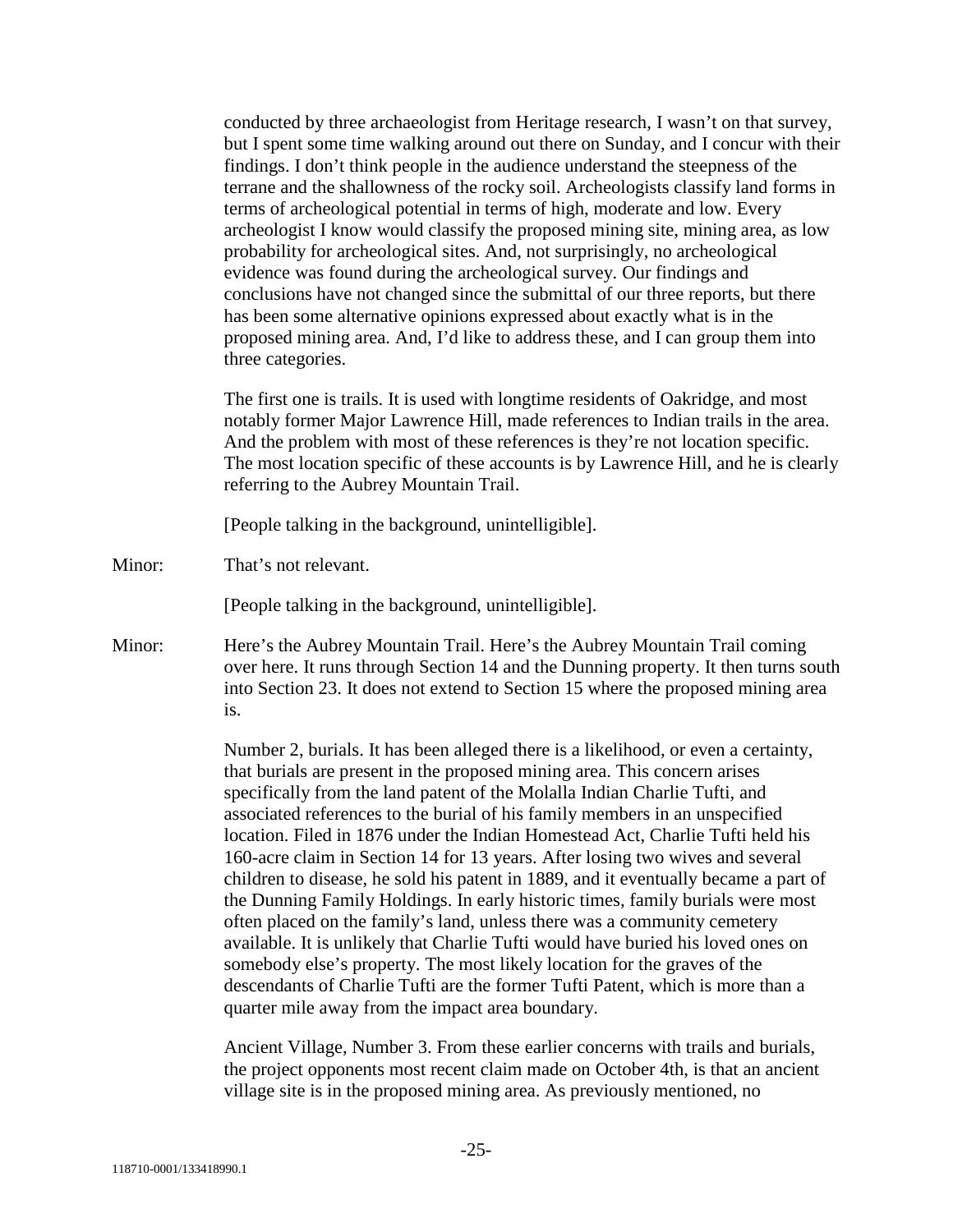conducted by three archaeologist from Heritage research, I wasn't on that survey, but I spent some time walking around out there on Sunday, and I concur with their findings. I don't think people in the audience understand the steepness of the terrane and the shallowness of the rocky soil. Archeologists classify land forms in terms of archeological potential in terms of high, moderate and low. Every archeologist I know would classify the proposed mining site, mining area, as low probability for archeological sites. And, not surprisingly, no archeological evidence was found during the archeological survey. Our findings and conclusions have not changed since the submittal of our three reports, but there has been some alternative opinions expressed about exactly what is in the proposed mining area. And, I'd like to address these, and I can group them into three categories.

The first one is trails. It is used with longtime residents of Oakridge, and most notably former Major Lawrence Hill, made references to Indian trails in the area. And the problem with most of these references is they're not location specific. The most location specific of these accounts is by Lawrence Hill, and he is clearly referring to the Aubrey Mountain Trail.

[People talking in the background, unintelligible].

Minor: That's not relevant.

[People talking in the background, unintelligible].

Minor: Here's the Aubrey Mountain Trail. Here's the Aubrey Mountain Trail coming over here. It runs through Section 14 and the Dunning property. It then turns south into Section 23. It does not extend to Section 15 where the proposed mining area is.

Number 2, burials. It has been alleged there is a likelihood, or even a certainty, that burials are present in the proposed mining area. This concern arises specifically from the land patent of the Molalla Indian Charlie Tufti, and associated references to the burial of his family members in an unspecified location. Filed in 1876 under the Indian Homestead Act, Charlie Tufti held his 160-acre claim in Section 14 for 13 years. After losing two wives and several children to disease, he sold his patent in 1889, and it eventually became a part of the Dunning Family Holdings. In early historic times, family burials were most often placed on the family's land, unless there was a community cemetery available. It is unlikely that Charlie Tufti would have buried his loved ones on somebody else's property. The most likely location for the graves of the descendants of Charlie Tufti are the former Tufti Patent, which is more than a quarter mile away from the impact area boundary.

Ancient Village, Number 3. From these earlier concerns with trails and burials, the project opponents most recent claim made on October 4th, is that an ancient village site is in the proposed mining area. As previously mentioned, no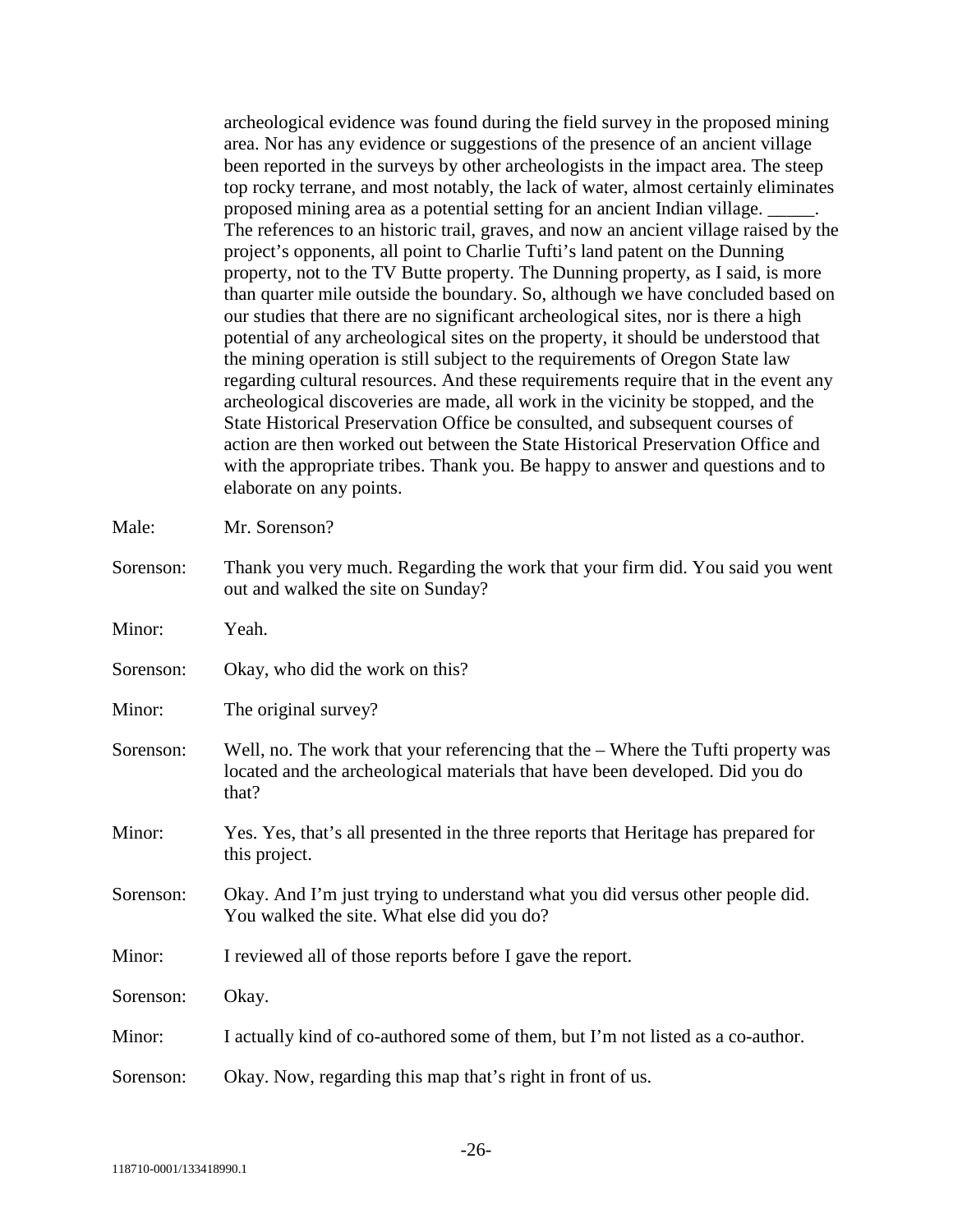archeological evidence was found during the field survey in the proposed mining area. Nor has any evidence or suggestions of the presence of an ancient village been reported in the surveys by other archeologists in the impact area. The steep top rocky terrane, and most notably, the lack of water, almost certainly eliminates proposed mining area as a potential setting for an ancient Indian village. _____. The references to an historic trail, graves, and now an ancient village raised by the project's opponents, all point to Charlie Tufti's land patent on the Dunning property, not to the TV Butte property. The Dunning property, as I said, is more than quarter mile outside the boundary. So, although we have concluded based on our studies that there are no significant archeological sites, nor is there a high potential of any archeological sites on the property, it should be understood that the mining operation is still subject to the requirements of Oregon State law regarding cultural resources. And these requirements require that in the event any archeological discoveries are made, all work in the vicinity be stopped, and the State Historical Preservation Office be consulted, and subsequent courses of action are then worked out between the State Historical Preservation Office and with the appropriate tribes. Thank you. Be happy to answer and questions and to elaborate on any points.

Male: Mr. Sorenson?

Sorenson: Thank you very much. Regarding the work that your firm did. You said you went out and walked the site on Sunday?

Minor: Yeah.

Sorenson: Okay, who did the work on this?

Minor: The original survey?

Sorenson: Well, no. The work that your referencing that the – Where the Tufti property was located and the archeological materials that have been developed. Did you do that?

Minor: Yes. Yes, that's all presented in the three reports that Heritage has prepared for this project.

Sorenson: Okay. And I'm just trying to understand what you did versus other people did. You walked the site. What else did you do?

Minor: I reviewed all of those reports before I gave the report.

Sorenson: Okay.

Minor: I actually kind of co-authored some of them, but I'm not listed as a co-author.

Sorenson: Okay. Now, regarding this map that's right in front of us.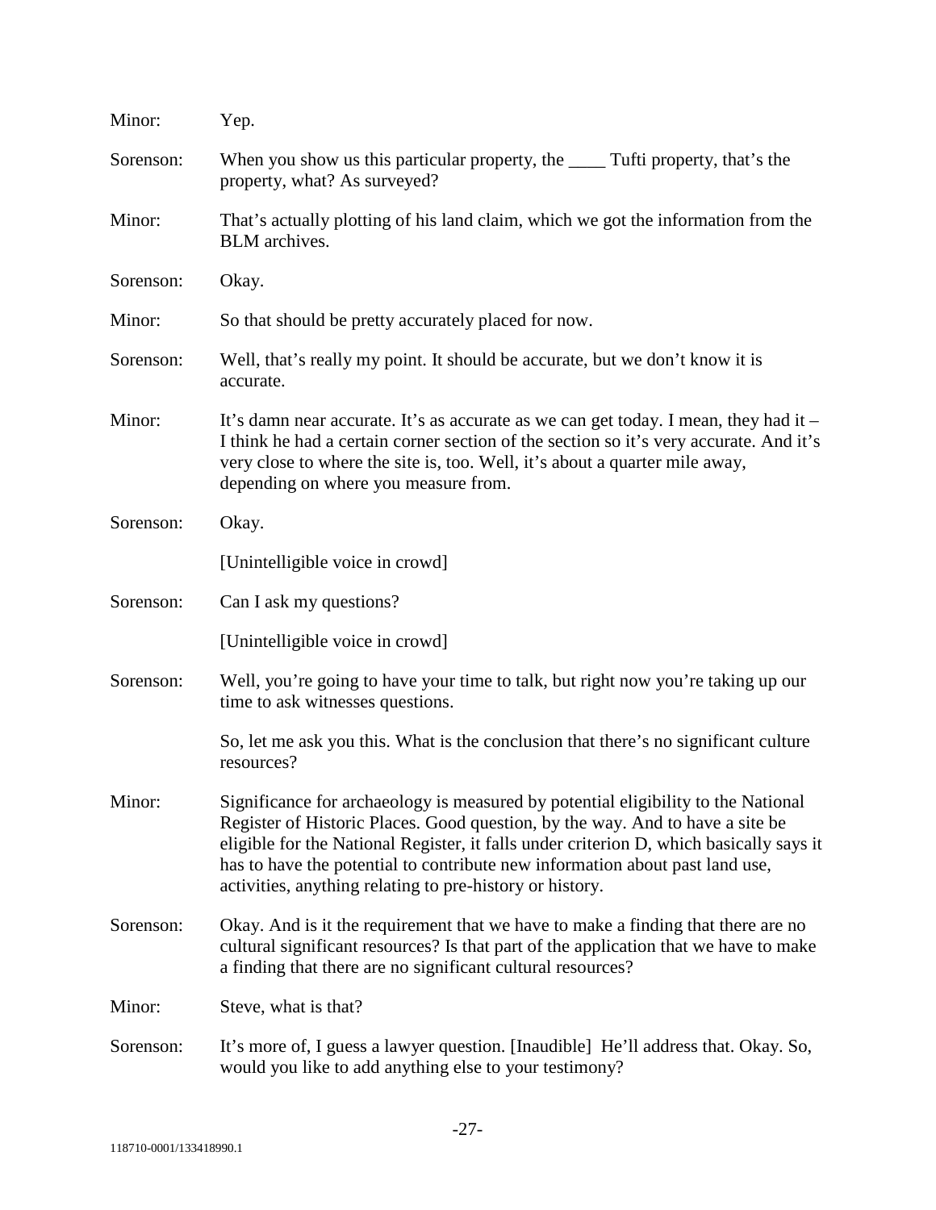Minor: Yep.

Sorenson: When you show us this particular property, the ____ Tufti property, that's the property, what? As surveyed?

Minor: That's actually plotting of his land claim, which we got the information from the BLM archives.

Sorenson: Okay.

Minor: So that should be pretty accurately placed for now.

Sorenson: Well, that's really my point. It should be accurate, but we don't know it is accurate.

Minor: It's damn near accurate. It's as accurate as we can get today. I mean, they had it – I think he had a certain corner section of the section so it's very accurate. And it's very close to where the site is, too. Well, it's about a quarter mile away, depending on where you measure from.

Sorenson: Okay.

[Unintelligible voice in crowd]

Sorenson: Can I ask my questions?

[Unintelligible voice in crowd]

Sorenson: Well, you're going to have your time to talk, but right now you're taking up our time to ask witnesses questions.

So, let me ask you this. What is the conclusion that there's no significant culture resources?

Minor: Significance for archaeology is measured by potential eligibility to the National Register of Historic Places. Good question, by the way. And to have a site be eligible for the National Register, it falls under criterion D, which basically says it has to have the potential to contribute new information about past land use, activities, anything relating to pre-history or history.

Sorenson: Okay. And is it the requirement that we have to make a finding that there are no cultural significant resources? Is that part of the application that we have to make a finding that there are no significant cultural resources?

Minor: Steve, what is that?

Sorenson: It's more of, I guess a lawyer question. [Inaudible] He'll address that. Okay. So, would you like to add anything else to your testimony?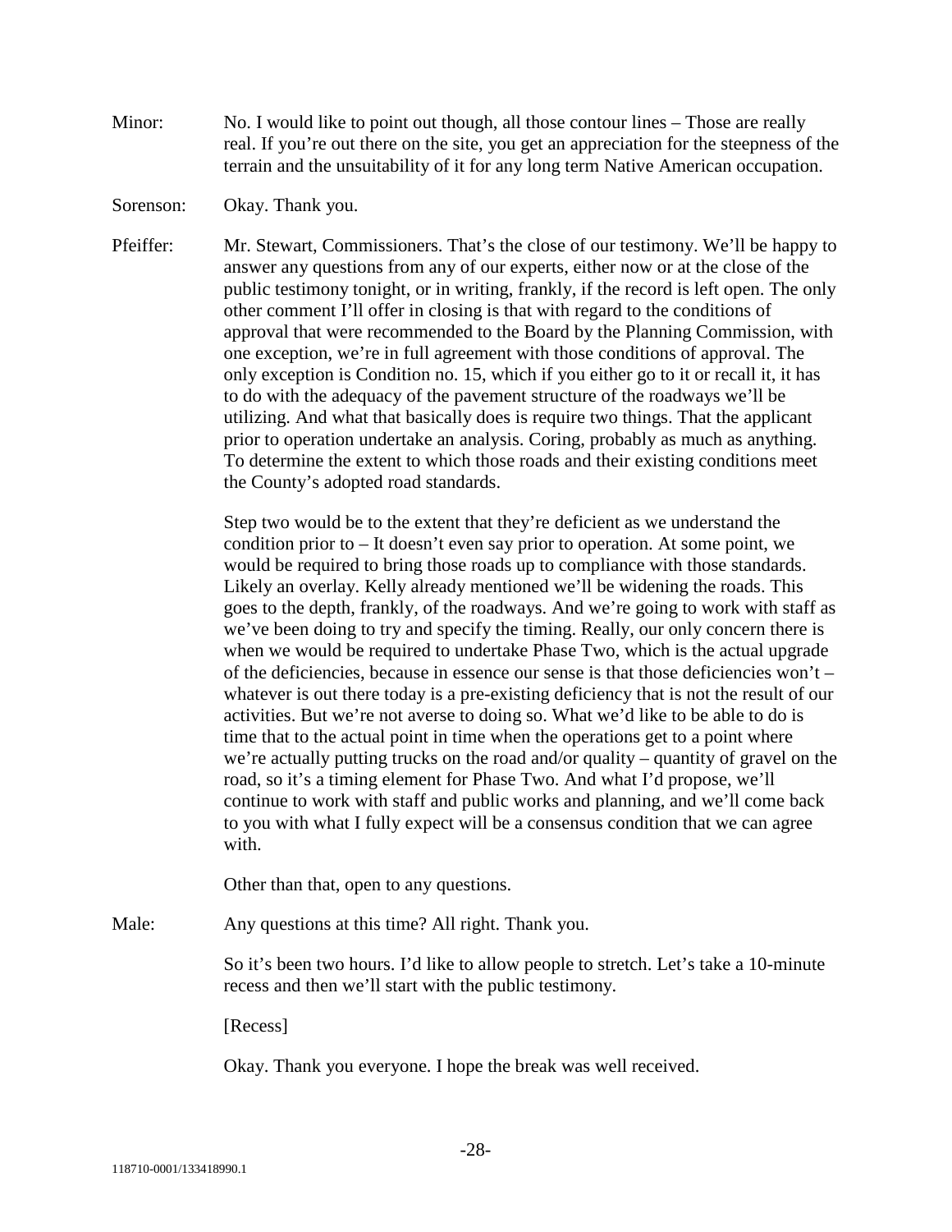Minor: No. I would like to point out though, all those contour lines – Those are really real. If you're out there on the site, you get an appreciation for the steepness of the terrain and the unsuitability of it for any long term Native American occupation.

Sorenson: Okay. Thank you.

Pfeiffer: Mr. Stewart, Commissioners. That's the close of our testimony. We'll be happy to answer any questions from any of our experts, either now or at the close of the public testimony tonight, or in writing, frankly, if the record is left open. The only other comment I'll offer in closing is that with regard to the conditions of approval that were recommended to the Board by the Planning Commission, with one exception, we're in full agreement with those conditions of approval. The only exception is Condition no. 15, which if you either go to it or recall it, it has to do with the adequacy of the pavement structure of the roadways we'll be utilizing. And what that basically does is require two things. That the applicant prior to operation undertake an analysis. Coring, probably as much as anything. To determine the extent to which those roads and their existing conditions meet the County's adopted road standards.

Step two would be to the extent that they're deficient as we understand the condition prior to – It doesn't even say prior to operation. At some point, we would be required to bring those roads up to compliance with those standards. Likely an overlay. Kelly already mentioned we'll be widening the roads. This goes to the depth, frankly, of the roadways. And we're going to work with staff as we've been doing to try and specify the timing. Really, our only concern there is when we would be required to undertake Phase Two, which is the actual upgrade of the deficiencies, because in essence our sense is that those deficiencies won't – whatever is out there today is a pre-existing deficiency that is not the result of our activities. But we're not averse to doing so. What we'd like to be able to do is time that to the actual point in time when the operations get to a point where we're actually putting trucks on the road and/or quality – quantity of gravel on the road, so it's a timing element for Phase Two. And what I'd propose, we'll continue to work with staff and public works and planning, and we'll come back to you with what I fully expect will be a consensus condition that we can agree with.

Other than that, open to any questions.

Male: Any questions at this time? All right. Thank you.

So it's been two hours. I'd like to allow people to stretch. Let's take a 10-minute recess and then we'll start with the public testimony.

[Recess]

Okay. Thank you everyone. I hope the break was well received.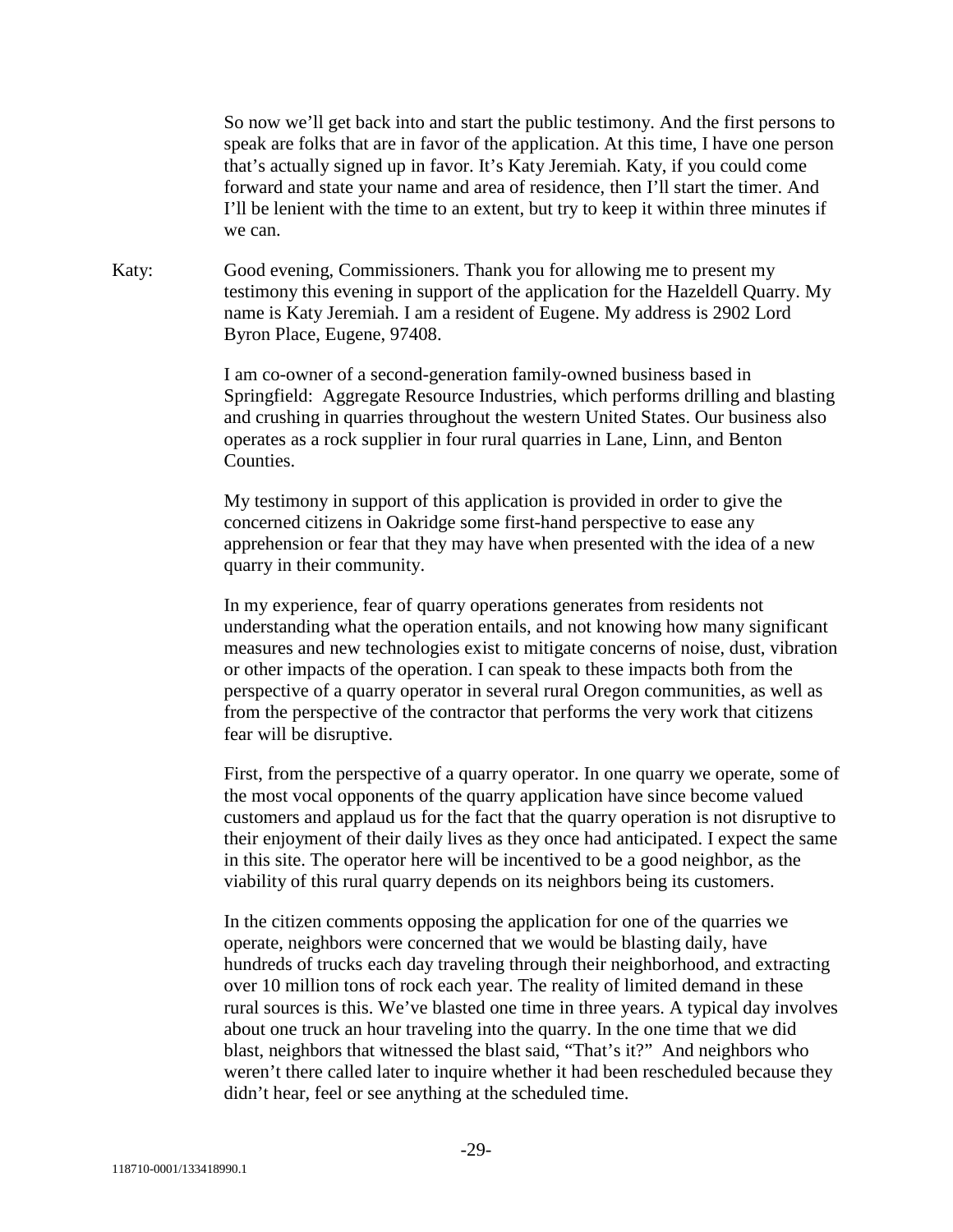So now we'll get back into and start the public testimony. And the first persons to speak are folks that are in favor of the application. At this time, I have one person that's actually signed up in favor. It's Katy Jeremiah. Katy, if you could come forward and state your name and area of residence, then I'll start the timer. And I'll be lenient with the time to an extent, but try to keep it within three minutes if we can.

Katy: Good evening, Commissioners. Thank you for allowing me to present my testimony this evening in support of the application for the Hazeldell Quarry. My name is Katy Jeremiah. I am a resident of Eugene. My address is 2902 Lord Byron Place, Eugene, 97408.

I am co-owner of a second-generation family-owned business based in Springfield: Aggregate Resource Industries, which performs drilling and blasting and crushing in quarries throughout the western United States. Our business also operates as a rock supplier in four rural quarries in Lane, Linn, and Benton Counties.

My testimony in support of this application is provided in order to give the concerned citizens in Oakridge some first-hand perspective to ease any apprehension or fear that they may have when presented with the idea of a new quarry in their community.

In my experience, fear of quarry operations generates from residents not understanding what the operation entails, and not knowing how many significant measures and new technologies exist to mitigate concerns of noise, dust, vibration or other impacts of the operation. I can speak to these impacts both from the perspective of a quarry operator in several rural Oregon communities, as well as from the perspective of the contractor that performs the very work that citizens fear will be disruptive.

First, from the perspective of a quarry operator. In one quarry we operate, some of the most vocal opponents of the quarry application have since become valued customers and applaud us for the fact that the quarry operation is not disruptive to their enjoyment of their daily lives as they once had anticipated. I expect the same in this site. The operator here will be incentived to be a good neighbor, as the viability of this rural quarry depends on its neighbors being its customers.

In the citizen comments opposing the application for one of the quarries we operate, neighbors were concerned that we would be blasting daily, have hundreds of trucks each day traveling through their neighborhood, and extracting over 10 million tons of rock each year. The reality of limited demand in these rural sources is this. We've blasted one time in three years. A typical day involves about one truck an hour traveling into the quarry. In the one time that we did blast, neighbors that witnessed the blast said, "That's it?" And neighbors who weren't there called later to inquire whether it had been rescheduled because they didn't hear, feel or see anything at the scheduled time.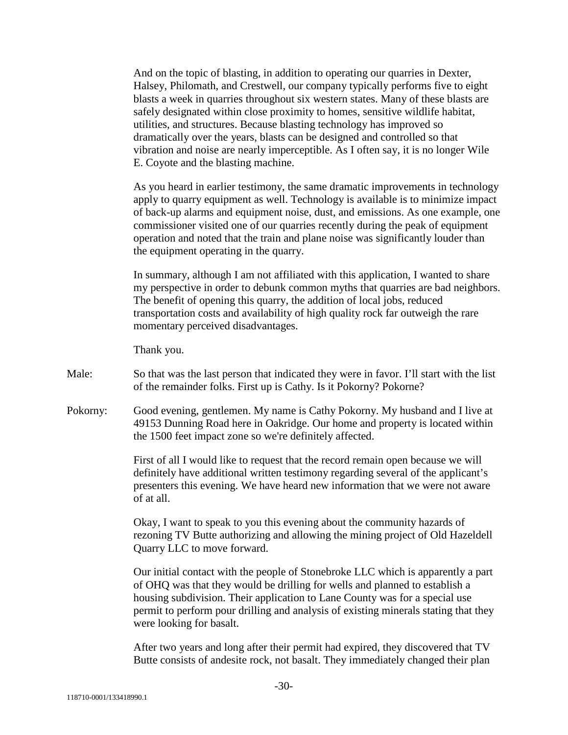And on the topic of blasting, in addition to operating our quarries in Dexter, Halsey, Philomath, and Crestwell, our company typically performs five to eight blasts a week in quarries throughout six western states. Many of these blasts are safely designated within close proximity to homes, sensitive wildlife habitat, utilities, and structures. Because blasting technology has improved so dramatically over the years, blasts can be designed and controlled so that vibration and noise are nearly imperceptible. As I often say, it is no longer Wile E. Coyote and the blasting machine.

As you heard in earlier testimony, the same dramatic improvements in technology apply to quarry equipment as well. Technology is available is to minimize impact of back-up alarms and equipment noise, dust, and emissions. As one example, one commissioner visited one of our quarries recently during the peak of equipment operation and noted that the train and plane noise was significantly louder than the equipment operating in the quarry.

In summary, although I am not affiliated with this application, I wanted to share my perspective in order to debunk common myths that quarries are bad neighbors. The benefit of opening this quarry, the addition of local jobs, reduced transportation costs and availability of high quality rock far outweigh the rare momentary perceived disadvantages.

Thank you.

Male: So that was the last person that indicated they were in favor. I'll start with the list of the remainder folks. First up is Cathy. Is it Pokorny? Pokorne?

Pokorny: Good evening, gentlemen. My name is Cathy Pokorny. My husband and I live at 49153 Dunning Road here in Oakridge. Our home and property is located within the 1500 feet impact zone so we're definitely affected.

First of all I would like to request that the record remain open because we will definitely have additional written testimony regarding several of the applicant's presenters this evening. We have heard new information that we were not aware of at all.

Okay, I want to speak to you this evening about the community hazards of rezoning TV Butte authorizing and allowing the mining project of Old Hazeldell Quarry LLC to move forward.

Our initial contact with the people of Stonebroke LLC which is apparently a part of OHQ was that they would be drilling for wells and planned to establish a housing subdivision. Their application to Lane County was for a special use permit to perform pour drilling and analysis of existing minerals stating that they were looking for basalt.

After two years and long after their permit had expired, they discovered that TV Butte consists of andesite rock, not basalt. They immediately changed their plan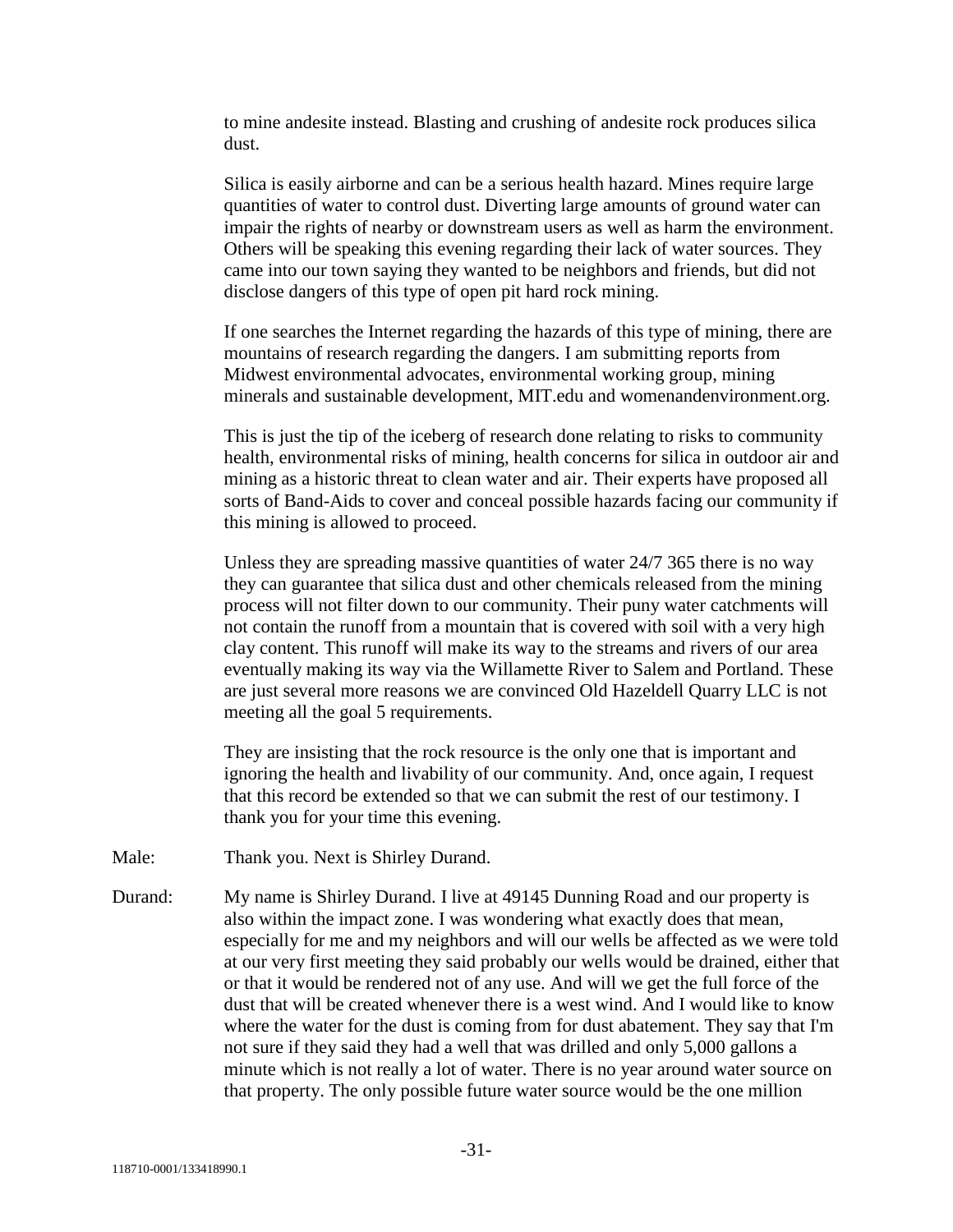to mine andesite instead. Blasting and crushing of andesite rock produces silica dust.

Silica is easily airborne and can be a serious health hazard. Mines require large quantities of water to control dust. Diverting large amounts of ground water can impair the rights of nearby or downstream users as well as harm the environment. Others will be speaking this evening regarding their lack of water sources. They came into our town saying they wanted to be neighbors and friends, but did not disclose dangers of this type of open pit hard rock mining.

If one searches the Internet regarding the hazards of this type of mining, there are mountains of research regarding the dangers. I am submitting reports from Midwest environmental advocates, environmental working group, mining minerals and sustainable development, MIT.edu and womenandenvironment.org.

This is just the tip of the iceberg of research done relating to risks to community health, environmental risks of mining, health concerns for silica in outdoor air and mining as a historic threat to clean water and air. Their experts have proposed all sorts of Band-Aids to cover and conceal possible hazards facing our community if this mining is allowed to proceed.

Unless they are spreading massive quantities of water 24/7 365 there is no way they can guarantee that silica dust and other chemicals released from the mining process will not filter down to our community. Their puny water catchments will not contain the runoff from a mountain that is covered with soil with a very high clay content. This runoff will make its way to the streams and rivers of our area eventually making its way via the Willamette River to Salem and Portland. These are just several more reasons we are convinced Old Hazeldell Quarry LLC is not meeting all the goal 5 requirements.

They are insisting that the rock resource is the only one that is important and ignoring the health and livability of our community. And, once again, I request that this record be extended so that we can submit the rest of our testimony. I thank you for your time this evening.

Male: Thank you. Next is Shirley Durand.

Durand: My name is Shirley Durand. I live at 49145 Dunning Road and our property is also within the impact zone. I was wondering what exactly does that mean, especially for me and my neighbors and will our wells be affected as we were told at our very first meeting they said probably our wells would be drained, either that or that it would be rendered not of any use. And will we get the full force of the dust that will be created whenever there is a west wind. And I would like to know where the water for the dust is coming from for dust abatement. They say that I'm not sure if they said they had a well that was drilled and only 5,000 gallons a minute which is not really a lot of water. There is no year around water source on that property. The only possible future water source would be the one million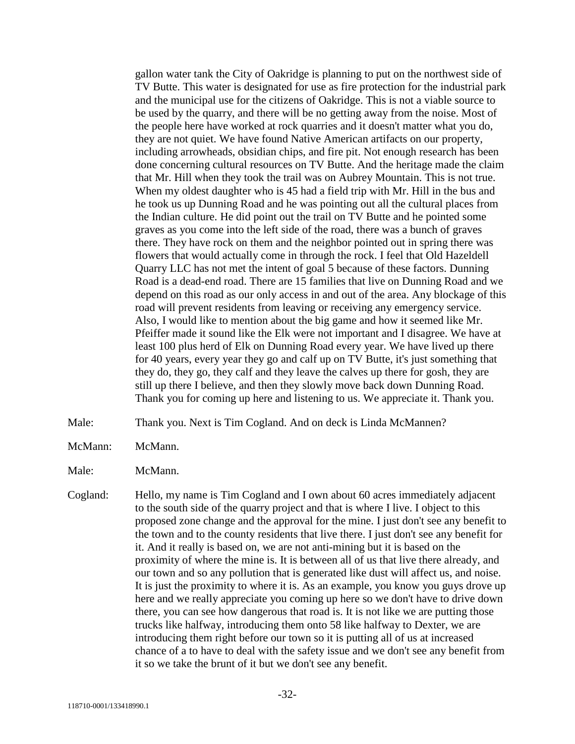gallon water tank the City of Oakridge is planning to put on the northwest side of TV Butte. This water is designated for use as fire protection for the industrial park and the municipal use for the citizens of Oakridge. This is not a viable source to be used by the quarry, and there will be no getting away from the noise. Most of the people here have worked at rock quarries and it doesn't matter what you do, they are not quiet. We have found Native American artifacts on our property, including arrowheads, obsidian chips, and fire pit. Not enough research has been done concerning cultural resources on TV Butte. And the heritage made the claim that Mr. Hill when they took the trail was on Aubrey Mountain. This is not true. When my oldest daughter who is 45 had a field trip with Mr. Hill in the bus and he took us up Dunning Road and he was pointing out all the cultural places from the Indian culture. He did point out the trail on TV Butte and he pointed some graves as you come into the left side of the road, there was a bunch of graves there. They have rock on them and the neighbor pointed out in spring there was flowers that would actually come in through the rock. I feel that Old Hazeldell Quarry LLC has not met the intent of goal 5 because of these factors. Dunning Road is a dead-end road. There are 15 families that live on Dunning Road and we depend on this road as our only access in and out of the area. Any blockage of this road will prevent residents from leaving or receiving any emergency service. Also, I would like to mention about the big game and how it seemed like Mr. Pfeiffer made it sound like the Elk were not important and I disagree. We have at least 100 plus herd of Elk on Dunning Road every year. We have lived up there for 40 years, every year they go and calf up on TV Butte, it's just something that they do, they go, they calf and they leave the calves up there for gosh, they are still up there I believe, and then they slowly move back down Dunning Road. Thank you for coming up here and listening to us. We appreciate it. Thank you.

Male: Thank you. Next is Tim Cogland. And on deck is Linda McMannen?

McMann: McMann.

Male: McMann.

Cogland: Hello, my name is Tim Cogland and I own about 60 acres immediately adjacent to the south side of the quarry project and that is where I live. I object to this proposed zone change and the approval for the mine. I just don't see any benefit to the town and to the county residents that live there. I just don't see any benefit for it. And it really is based on, we are not anti-mining but it is based on the proximity of where the mine is. It is between all of us that live there already, and our town and so any pollution that is generated like dust will affect us, and noise. It is just the proximity to where it is. As an example, you know you guys drove up here and we really appreciate you coming up here so we don't have to drive down there, you can see how dangerous that road is. It is not like we are putting those trucks like halfway, introducing them onto 58 like halfway to Dexter, we are introducing them right before our town so it is putting all of us at increased chance of a to have to deal with the safety issue and we don't see any benefit from it so we take the brunt of it but we don't see any benefit.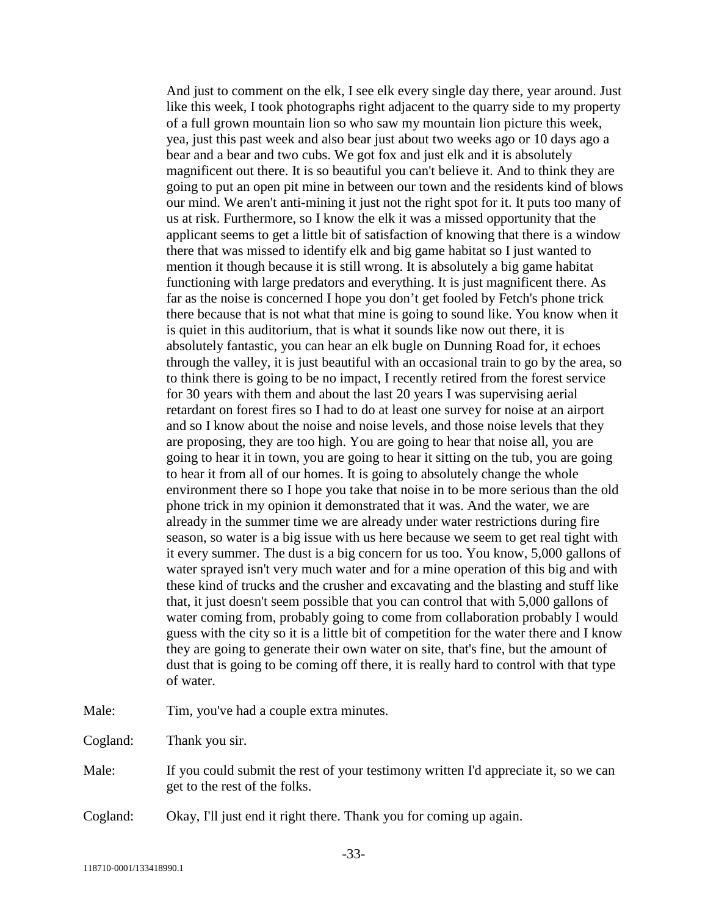And just to comment on the elk, I see elk every single day there, year around. Just like this week, I took photographs right adjacent to the quarry side to my property of a full grown mountain lion so who saw my mountain lion picture this week, yea, just this past week and also bear just about two weeks ago or 10 days ago a bear and a bear and two cubs. We got fox and just elk and it is absolutely magnificent out there. It is so beautiful you can't believe it. And to think they are going to put an open pit mine in between our town and the residents kind of blows our mind. We aren't anti-mining it just not the right spot for it. It puts too many of us at risk. Furthermore, so I know the elk it was a missed opportunity that the applicant seems to get a little bit of satisfaction of knowing that there is a window there that was missed to identify elk and big game habitat so I just wanted to mention it though because it is still wrong. It is absolutely a big game habitat functioning with large predators and everything. It is just magnificent there. As far as the noise is concerned I hope you don't get fooled by Fetch's phone trick there because that is not what that mine is going to sound like. You know when it is quiet in this auditorium, that is what it sounds like now out there, it is absolutely fantastic, you can hear an elk bugle on Dunning Road for, it echoes through the valley, it is just beautiful with an occasional train to go by the area, so to think there is going to be no impact, I recently retired from the forest service for 30 years with them and about the last 20 years I was supervising aerial retardant on forest fires so I had to do at least one survey for noise at an airport and so I know about the noise and noise levels, and those noise levels that they are proposing, they are too high. You are going to hear that noise all, you are going to hear it in town, you are going to hear it sitting on the tub, you are going to hear it from all of our homes. It is going to absolutely change the whole environment there so I hope you take that noise in to be more serious than the old phone trick in my opinion it demonstrated that it was. And the water, we are already in the summer time we are already under water restrictions during fire season, so water is a big issue with us here because we seem to get real tight with it every summer. The dust is a big concern for us too. You know, 5,000 gallons of water sprayed isn't very much water and for a mine operation of this big and with these kind of trucks and the crusher and excavating and the blasting and stuff like that, it just doesn't seem possible that you can control that with 5,000 gallons of water coming from, probably going to come from collaboration probably I would guess with the city so it is a little bit of competition for the water there and I know they are going to generate their own water on site, that's fine, but the amount of dust that is going to be coming off there, it is really hard to control with that type of water.

Male: Tim, you've had a couple extra minutes.

Cogland: Thank you sir.

Male: If you could submit the rest of your testimony written I'd appreciate it, so we can get to the rest of the folks.

Cogland: Okay, I'll just end it right there. Thank you for coming up again.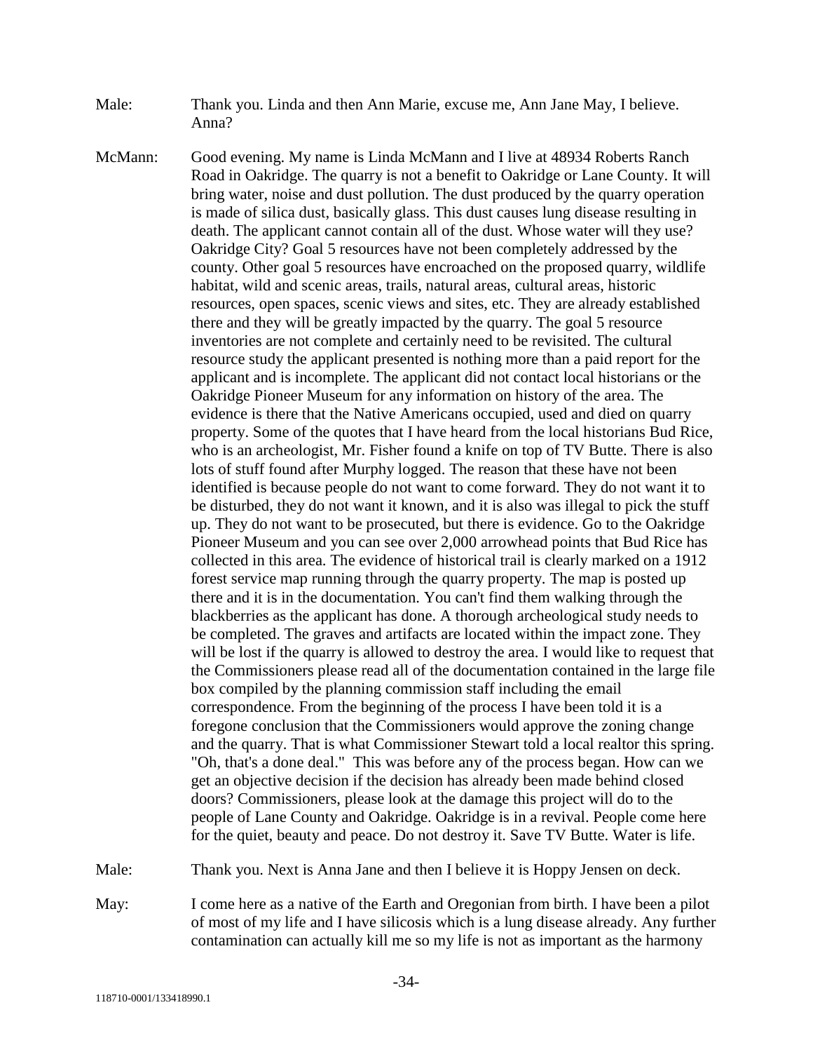Male: Thank you. Linda and then Ann Marie, excuse me, Ann Jane May, I believe. Anna?

McMann: Good evening. My name is Linda McMann and I live at 48934 Roberts Ranch Road in Oakridge. The quarry is not a benefit to Oakridge or Lane County. It will bring water, noise and dust pollution. The dust produced by the quarry operation is made of silica dust, basically glass. This dust causes lung disease resulting in death. The applicant cannot contain all of the dust. Whose water will they use? Oakridge City? Goal 5 resources have not been completely addressed by the county. Other goal 5 resources have encroached on the proposed quarry, wildlife habitat, wild and scenic areas, trails, natural areas, cultural areas, historic resources, open spaces, scenic views and sites, etc. They are already established there and they will be greatly impacted by the quarry. The goal 5 resource inventories are not complete and certainly need to be revisited. The cultural resource study the applicant presented is nothing more than a paid report for the applicant and is incomplete. The applicant did not contact local historians or the Oakridge Pioneer Museum for any information on history of the area. The evidence is there that the Native Americans occupied, used and died on quarry property. Some of the quotes that I have heard from the local historians Bud Rice, who is an archeologist, Mr. Fisher found a knife on top of TV Butte. There is also lots of stuff found after Murphy logged. The reason that these have not been identified is because people do not want to come forward. They do not want it to be disturbed, they do not want it known, and it is also was illegal to pick the stuff up. They do not want to be prosecuted, but there is evidence. Go to the Oakridge Pioneer Museum and you can see over 2,000 arrowhead points that Bud Rice has collected in this area. The evidence of historical trail is clearly marked on a 1912 forest service map running through the quarry property. The map is posted up there and it is in the documentation. You can't find them walking through the blackberries as the applicant has done. A thorough archeological study needs to be completed. The graves and artifacts are located within the impact zone. They will be lost if the quarry is allowed to destroy the area. I would like to request that the Commissioners please read all of the documentation contained in the large file box compiled by the planning commission staff including the email correspondence. From the beginning of the process I have been told it is a foregone conclusion that the Commissioners would approve the zoning change and the quarry. That is what Commissioner Stewart told a local realtor this spring. "Oh, that's a done deal." This was before any of the process began. How can we get an objective decision if the decision has already been made behind closed doors? Commissioners, please look at the damage this project will do to the people of Lane County and Oakridge. Oakridge is in a revival. People come here for the quiet, beauty and peace. Do not destroy it. Save TV Butte. Water is life.

Male: Thank you. Next is Anna Jane and then I believe it is Hoppy Jensen on deck.

May: I come here as a native of the Earth and Oregonian from birth. I have been a pilot of most of my life and I have silicosis which is a lung disease already. Any further contamination can actually kill me so my life is not as important as the harmony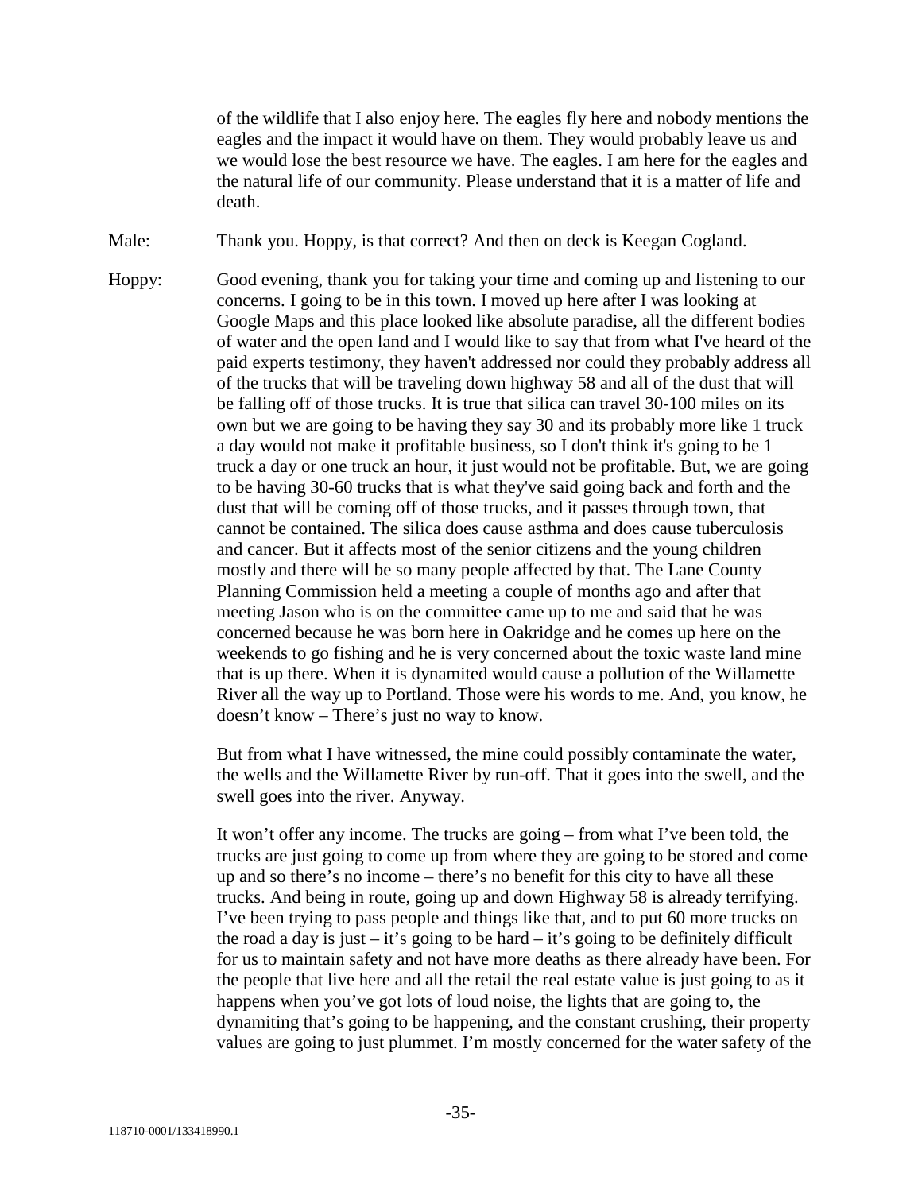of the wildlife that I also enjoy here. The eagles fly here and nobody mentions the eagles and the impact it would have on them. They would probably leave us and we would lose the best resource we have. The eagles. I am here for the eagles and the natural life of our community. Please understand that it is a matter of life and death.

Male: Thank you. Hoppy, is that correct? And then on deck is Keegan Cogland.

Hoppy: Good evening, thank you for taking your time and coming up and listening to our concerns. I going to be in this town. I moved up here after I was looking at Google Maps and this place looked like absolute paradise, all the different bodies of water and the open land and I would like to say that from what I've heard of the paid experts testimony, they haven't addressed nor could they probably address all of the trucks that will be traveling down highway 58 and all of the dust that will be falling off of those trucks. It is true that silica can travel 30-100 miles on its own but we are going to be having they say 30 and its probably more like 1 truck a day would not make it profitable business, so I don't think it's going to be 1 truck a day or one truck an hour, it just would not be profitable. But, we are going to be having 30-60 trucks that is what they've said going back and forth and the dust that will be coming off of those trucks, and it passes through town, that cannot be contained. The silica does cause asthma and does cause tuberculosis and cancer. But it affects most of the senior citizens and the young children mostly and there will be so many people affected by that. The Lane County Planning Commission held a meeting a couple of months ago and after that meeting Jason who is on the committee came up to me and said that he was concerned because he was born here in Oakridge and he comes up here on the weekends to go fishing and he is very concerned about the toxic waste land mine that is up there. When it is dynamited would cause a pollution of the Willamette River all the way up to Portland. Those were his words to me. And, you know, he doesn't know – There's just no way to know.

But from what I have witnessed, the mine could possibly contaminate the water, the wells and the Willamette River by run-off. That it goes into the swell, and the swell goes into the river. Anyway.

It won't offer any income. The trucks are going – from what I've been told, the trucks are just going to come up from where they are going to be stored and come up and so there's no income – there's no benefit for this city to have all these trucks. And being in route, going up and down Highway 58 is already terrifying. I've been trying to pass people and things like that, and to put 60 more trucks on the road a day is just – it's going to be hard – it's going to be definitely difficult for us to maintain safety and not have more deaths as there already have been. For the people that live here and all the retail the real estate value is just going to as it happens when you've got lots of loud noise, the lights that are going to, the dynamiting that's going to be happening, and the constant crushing, their property values are going to just plummet. I'm mostly concerned for the water safety of the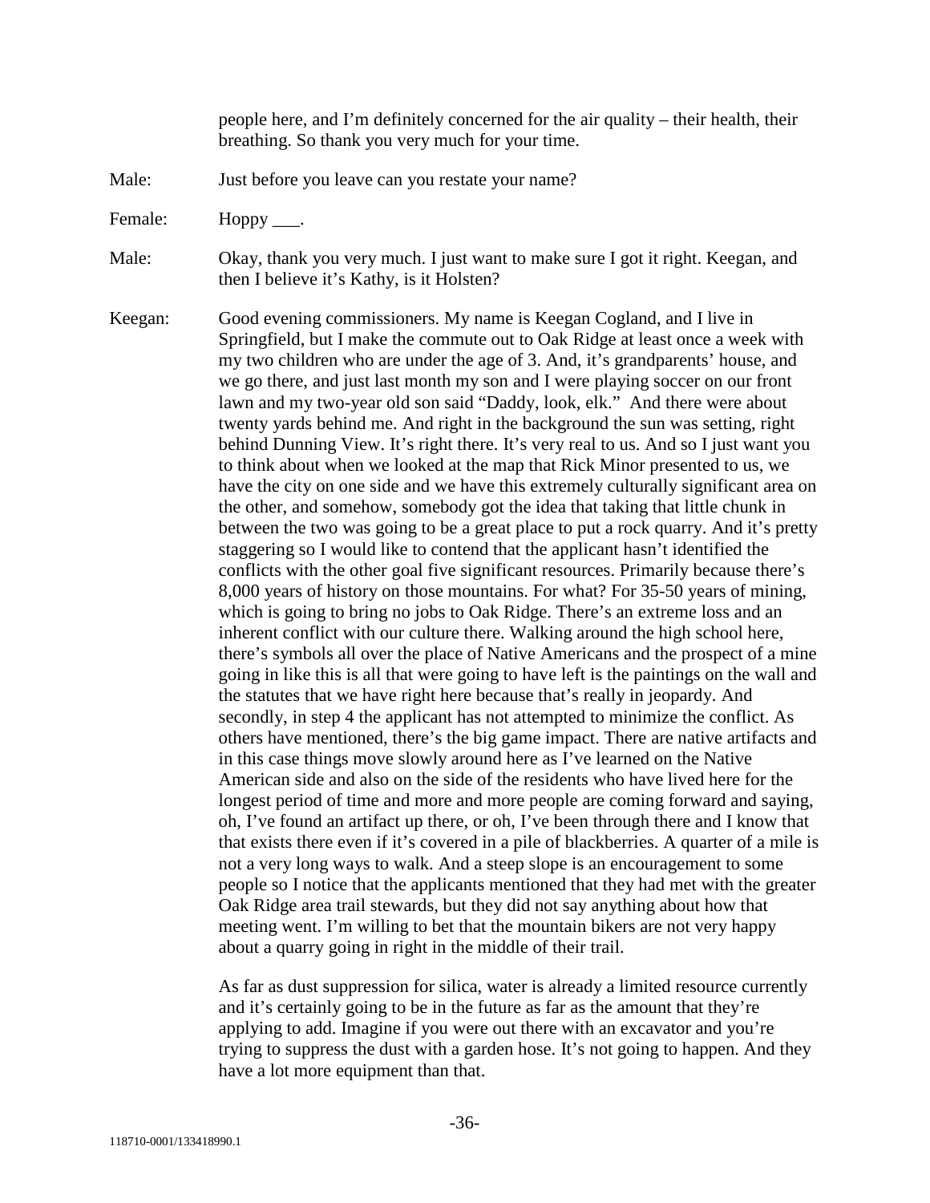people here, and I'm definitely concerned for the air quality – their health, their breathing. So thank you very much for your time.

Male: Just before you leave can you restate your name?

Female: Hoppy ___.

Male: Okay, thank you very much. I just want to make sure I got it right. Keegan, and then I believe it's Kathy, is it Holsten?

Keegan: Good evening commissioners. My name is Keegan Cogland, and I live in Springfield, but I make the commute out to Oak Ridge at least once a week with my two children who are under the age of 3. And, it's grandparents' house, and we go there, and just last month my son and I were playing soccer on our front lawn and my two-year old son said "Daddy, look, elk." And there were about twenty yards behind me. And right in the background the sun was setting, right behind Dunning View. It's right there. It's very real to us. And so I just want you to think about when we looked at the map that Rick Minor presented to us, we have the city on one side and we have this extremely culturally significant area on the other, and somehow, somebody got the idea that taking that little chunk in between the two was going to be a great place to put a rock quarry. And it's pretty staggering so I would like to contend that the applicant hasn't identified the conflicts with the other goal five significant resources. Primarily because there's 8,000 years of history on those mountains. For what? For 35-50 years of mining, which is going to bring no jobs to Oak Ridge. There's an extreme loss and an inherent conflict with our culture there. Walking around the high school here, there's symbols all over the place of Native Americans and the prospect of a mine going in like this is all that were going to have left is the paintings on the wall and the statutes that we have right here because that's really in jeopardy. And secondly, in step 4 the applicant has not attempted to minimize the conflict. As others have mentioned, there's the big game impact. There are native artifacts and in this case things move slowly around here as I've learned on the Native American side and also on the side of the residents who have lived here for the longest period of time and more and more people are coming forward and saying, oh, I've found an artifact up there, or oh, I've been through there and I know that that exists there even if it's covered in a pile of blackberries. A quarter of a mile is not a very long ways to walk. And a steep slope is an encouragement to some people so I notice that the applicants mentioned that they had met with the greater Oak Ridge area trail stewards, but they did not say anything about how that meeting went. I'm willing to bet that the mountain bikers are not very happy about a quarry going in right in the middle of their trail.

As far as dust suppression for silica, water is already a limited resource currently and it's certainly going to be in the future as far as the amount that they're applying to add. Imagine if you were out there with an excavator and you're trying to suppress the dust with a garden hose. It's not going to happen. And they have a lot more equipment than that.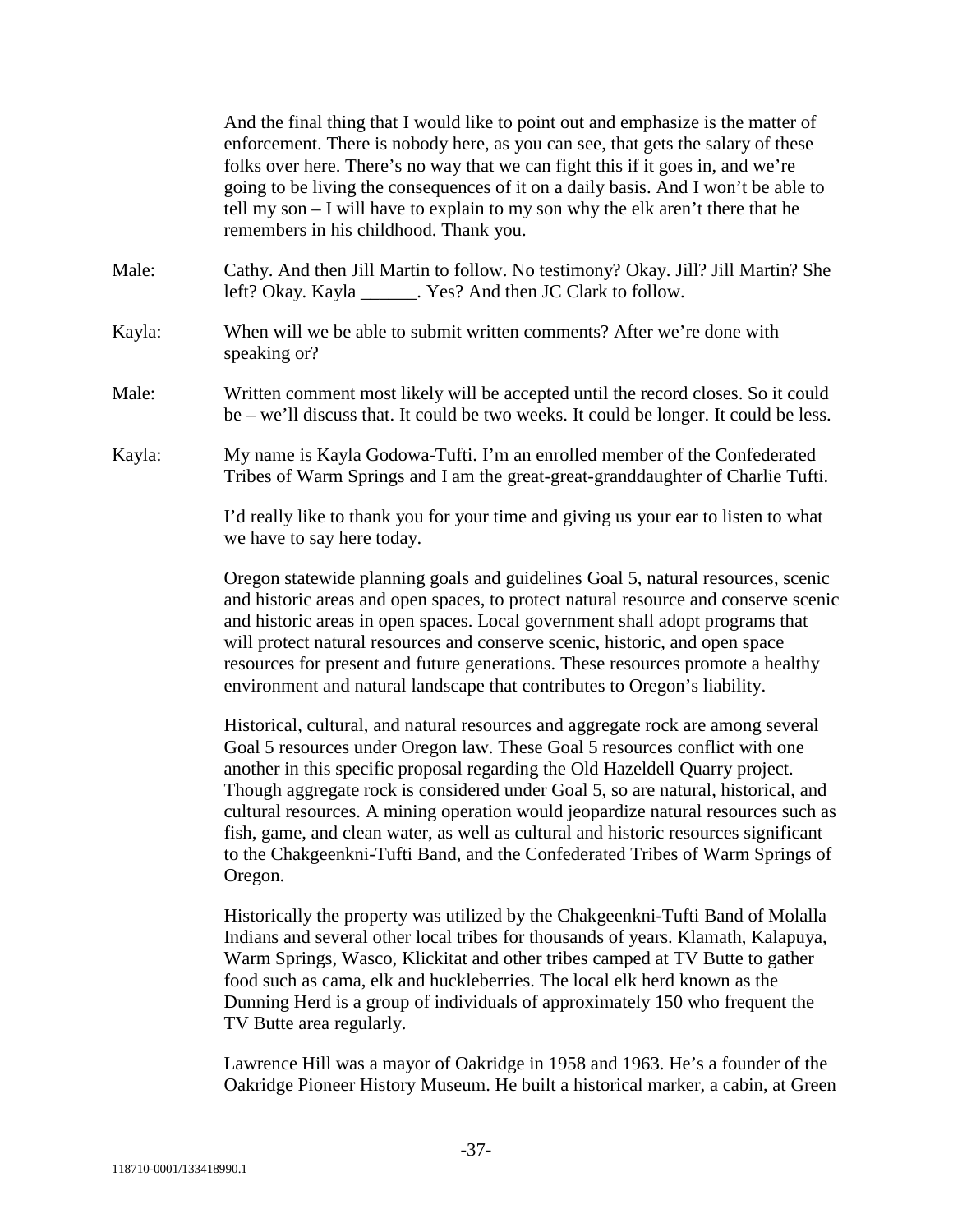And the final thing that I would like to point out and emphasize is the matter of enforcement. There is nobody here, as you can see, that gets the salary of these folks over here. There's no way that we can fight this if it goes in, and we're going to be living the consequences of it on a daily basis. And I won't be able to tell my son – I will have to explain to my son why the elk aren't there that he remembers in his childhood. Thank you.

Male: Cathy. And then Jill Martin to follow. No testimony? Okay. Jill? Jill Martin? She left? Okay. Kayla ______. Yes? And then JC Clark to follow.

Kayla: When will we be able to submit written comments? After we're done with speaking or?

Male: Written comment most likely will be accepted until the record closes. So it could be – we'll discuss that. It could be two weeks. It could be longer. It could be less.

Kayla: My name is Kayla Godowa-Tufti. I'm an enrolled member of the Confederated Tribes of Warm Springs and I am the great-great-granddaughter of Charlie Tufti.

I'd really like to thank you for your time and giving us your ear to listen to what we have to say here today.

Oregon statewide planning goals and guidelines Goal 5, natural resources, scenic and historic areas and open spaces, to protect natural resource and conserve scenic and historic areas in open spaces. Local government shall adopt programs that will protect natural resources and conserve scenic, historic, and open space resources for present and future generations. These resources promote a healthy environment and natural landscape that contributes to Oregon's liability.

Historical, cultural, and natural resources and aggregate rock are among several Goal 5 resources under Oregon law. These Goal 5 resources conflict with one another in this specific proposal regarding the Old Hazeldell Quarry project. Though aggregate rock is considered under Goal 5, so are natural, historical, and cultural resources. A mining operation would jeopardize natural resources such as fish, game, and clean water, as well as cultural and historic resources significant to the Chakgeenkni-Tufti Band, and the Confederated Tribes of Warm Springs of Oregon.

Historically the property was utilized by the Chakgeenkni-Tufti Band of Molalla Indians and several other local tribes for thousands of years. Klamath, Kalapuya, Warm Springs, Wasco, Klickitat and other tribes camped at TV Butte to gather food such as cama, elk and huckleberries. The local elk herd known as the Dunning Herd is a group of individuals of approximately 150 who frequent the TV Butte area regularly.

Lawrence Hill was a mayor of Oakridge in 1958 and 1963. He's a founder of the Oakridge Pioneer History Museum. He built a historical marker, a cabin, at Green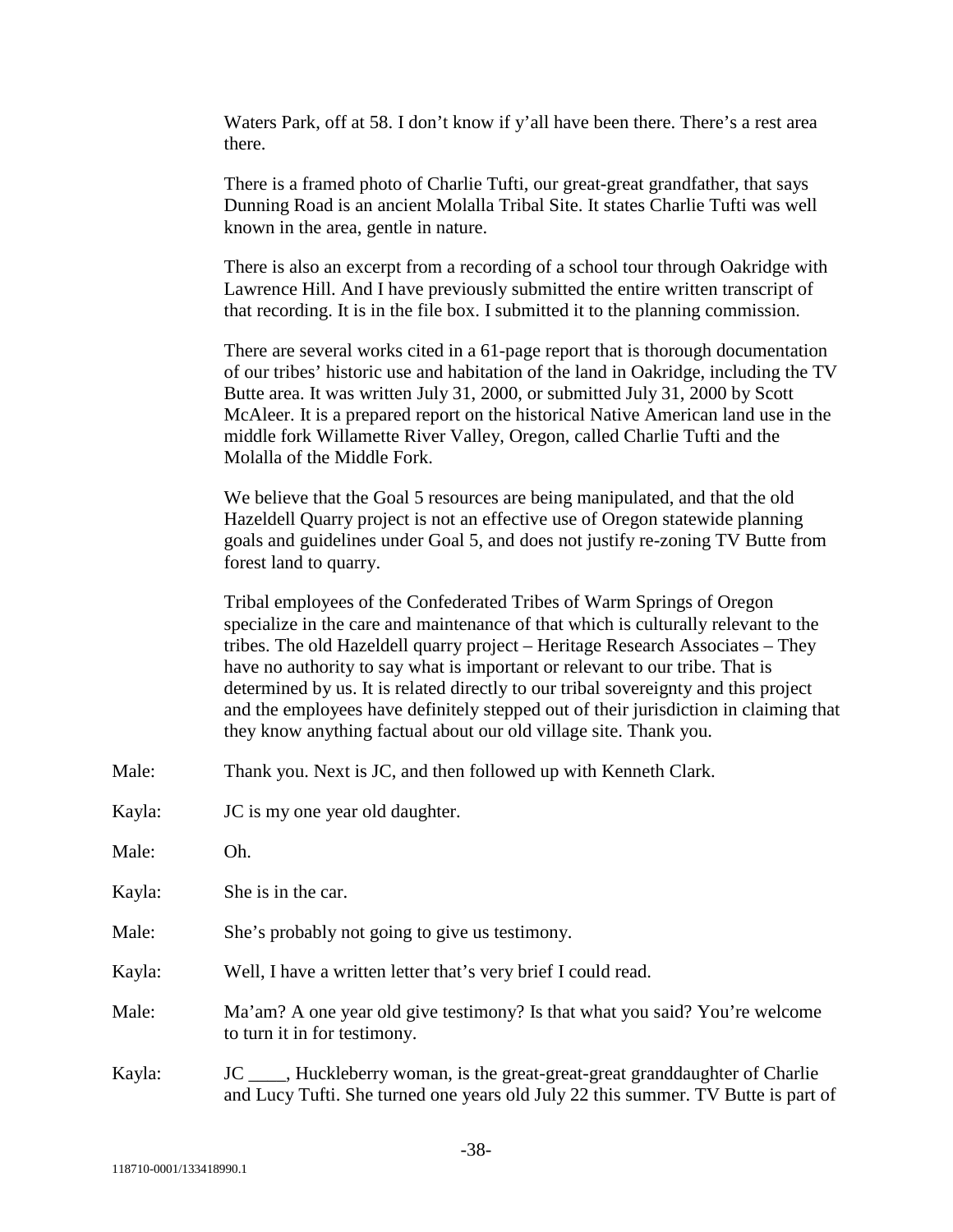Waters Park, off at 58. I don't know if y'all have been there. There's a rest area there.

There is a framed photo of Charlie Tufti, our great-great grandfather, that says Dunning Road is an ancient Molalla Tribal Site. It states Charlie Tufti was well known in the area, gentle in nature.

There is also an excerpt from a recording of a school tour through Oakridge with Lawrence Hill. And I have previously submitted the entire written transcript of that recording. It is in the file box. I submitted it to the planning commission.

There are several works cited in a 61-page report that is thorough documentation of our tribes' historic use and habitation of the land in Oakridge, including the TV Butte area. It was written July 31, 2000, or submitted July 31, 2000 by Scott McAleer. It is a prepared report on the historical Native American land use in the middle fork Willamette River Valley, Oregon, called Charlie Tufti and the Molalla of the Middle Fork.

We believe that the Goal 5 resources are being manipulated, and that the old Hazeldell Quarry project is not an effective use of Oregon statewide planning goals and guidelines under Goal 5, and does not justify re-zoning TV Butte from forest land to quarry.

Tribal employees of the Confederated Tribes of Warm Springs of Oregon specialize in the care and maintenance of that which is culturally relevant to the tribes. The old Hazeldell quarry project – Heritage Research Associates – They have no authority to say what is important or relevant to our tribe. That is determined by us. It is related directly to our tribal sovereignty and this project and the employees have definitely stepped out of their jurisdiction in claiming that they know anything factual about our old village site. Thank you.

Male: Thank you. Next is JC, and then followed up with Kenneth Clark.

Kayla: JC is my one year old daughter.

Male: Oh.

Kayla: She is in the car.

Male: She's probably not going to give us testimony.

Kayla: Well, I have a written letter that's very brief I could read.

Male: Ma'am? A one year old give testimony? Is that what you said? You're welcome to turn it in for testimony.

Kayla: JC ____, Huckleberry woman, is the great-great-great granddaughter of Charlie and Lucy Tufti. She turned one years old July 22 this summer. TV Butte is part of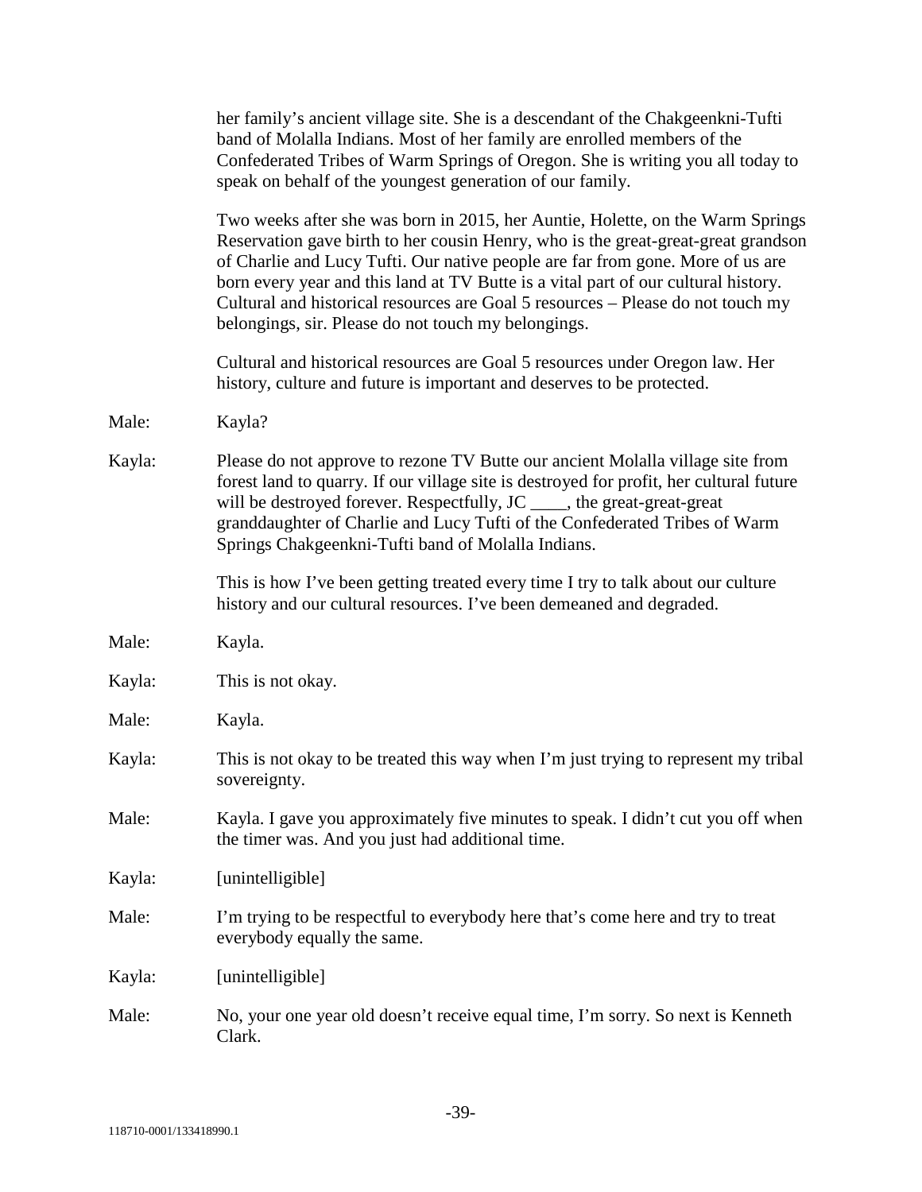her family's ancient village site. She is a descendant of the Chakgeenkni-Tufti band of Molalla Indians. Most of her family are enrolled members of the Confederated Tribes of Warm Springs of Oregon. She is writing you all today to speak on behalf of the youngest generation of our family.

Two weeks after she was born in 2015, her Auntie, Holette, on the Warm Springs Reservation gave birth to her cousin Henry, who is the great-great-great grandson of Charlie and Lucy Tufti. Our native people are far from gone. More of us are born every year and this land at TV Butte is a vital part of our cultural history. Cultural and historical resources are Goal 5 resources – Please do not touch my belongings, sir. Please do not touch my belongings.

Cultural and historical resources are Goal 5 resources under Oregon law. Her history, culture and future is important and deserves to be protected.

Male: Kayla?

Kayla: Please do not approve to rezone TV Butte our ancient Molalla village site from forest land to quarry. If our village site is destroyed for profit, her cultural future will be destroyed forever. Respectfully, JC ____, the great-great-great granddaughter of Charlie and Lucy Tufti of the Confederated Tribes of Warm Springs Chakgeenkni-Tufti band of Molalla Indians.

This is how I've been getting treated every time I try to talk about our culture history and our cultural resources. I've been demeaned and degraded.

Male: Kayla.

Kayla: This is not okay.

Male: Kayla.

Kayla: This is not okay to be treated this way when I'm just trying to represent my tribal sovereignty.

Male: Kayla. I gave you approximately five minutes to speak. I didn't cut you off when the timer was. And you just had additional time.

Kayla: [unintelligible]

Male: I'm trying to be respectful to everybody here that's come here and try to treat everybody equally the same.

Kayla: [unintelligible]

Male: No, your one year old doesn't receive equal time, I'm sorry. So next is Kenneth Clark.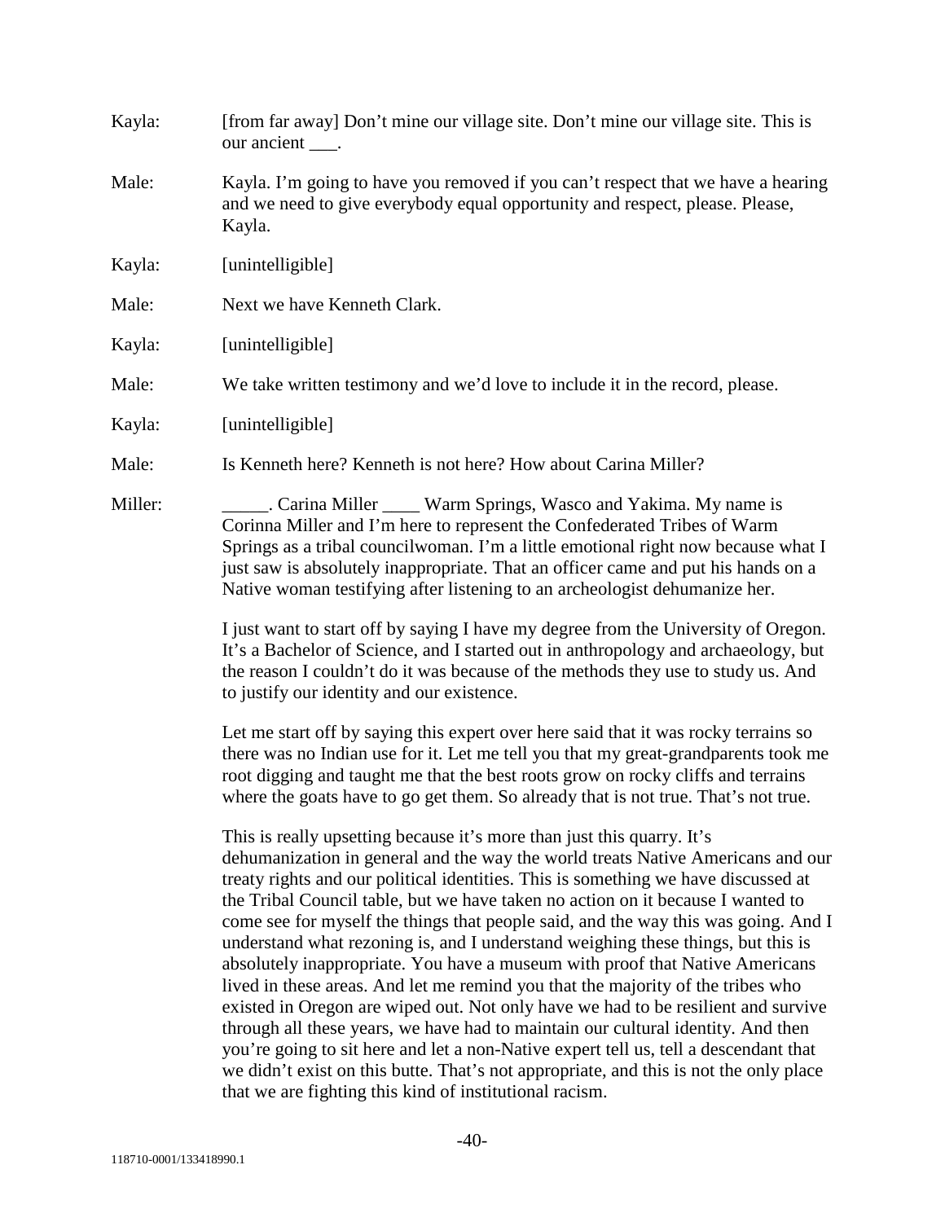Kayla: [from far away] Don't mine our village site. Don't mine our village site. This is our ancient ___.

Male: Kayla. I'm going to have you removed if you can't respect that we have a hearing and we need to give everybody equal opportunity and respect, please. Please, Kayla.

Kayla: [unintelligible]

Male: Next we have Kenneth Clark.

Kayla: [unintelligible]

Male: We take written testimony and we'd love to include it in the record, please.

Kayla: [unintelligible]

Male: Is Kenneth here? Kenneth is not here? How about Carina Miller?

Miller: _____. Carina Miller ____ Warm Springs, Wasco and Yakima. My name is Corinna Miller and I'm here to represent the Confederated Tribes of Warm Springs as a tribal councilwoman. I'm a little emotional right now because what I just saw is absolutely inappropriate. That an officer came and put his hands on a Native woman testifying after listening to an archeologist dehumanize her.

I just want to start off by saying I have my degree from the University of Oregon. It's a Bachelor of Science, and I started out in anthropology and archaeology, but the reason I couldn't do it was because of the methods they use to study us. And to justify our identity and our existence.

Let me start off by saying this expert over here said that it was rocky terrains so there was no Indian use for it. Let me tell you that my great-grandparents took me root digging and taught me that the best roots grow on rocky cliffs and terrains where the goats have to go get them. So already that is not true. That's not true.

This is really upsetting because it's more than just this quarry. It's dehumanization in general and the way the world treats Native Americans and our treaty rights and our political identities. This is something we have discussed at the Tribal Council table, but we have taken no action on it because I wanted to come see for myself the things that people said, and the way this was going. And I understand what rezoning is, and I understand weighing these things, but this is absolutely inappropriate. You have a museum with proof that Native Americans lived in these areas. And let me remind you that the majority of the tribes who existed in Oregon are wiped out. Not only have we had to be resilient and survive through all these years, we have had to maintain our cultural identity. And then you're going to sit here and let a non-Native expert tell us, tell a descendant that we didn't exist on this butte. That's not appropriate, and this is not the only place that we are fighting this kind of institutional racism.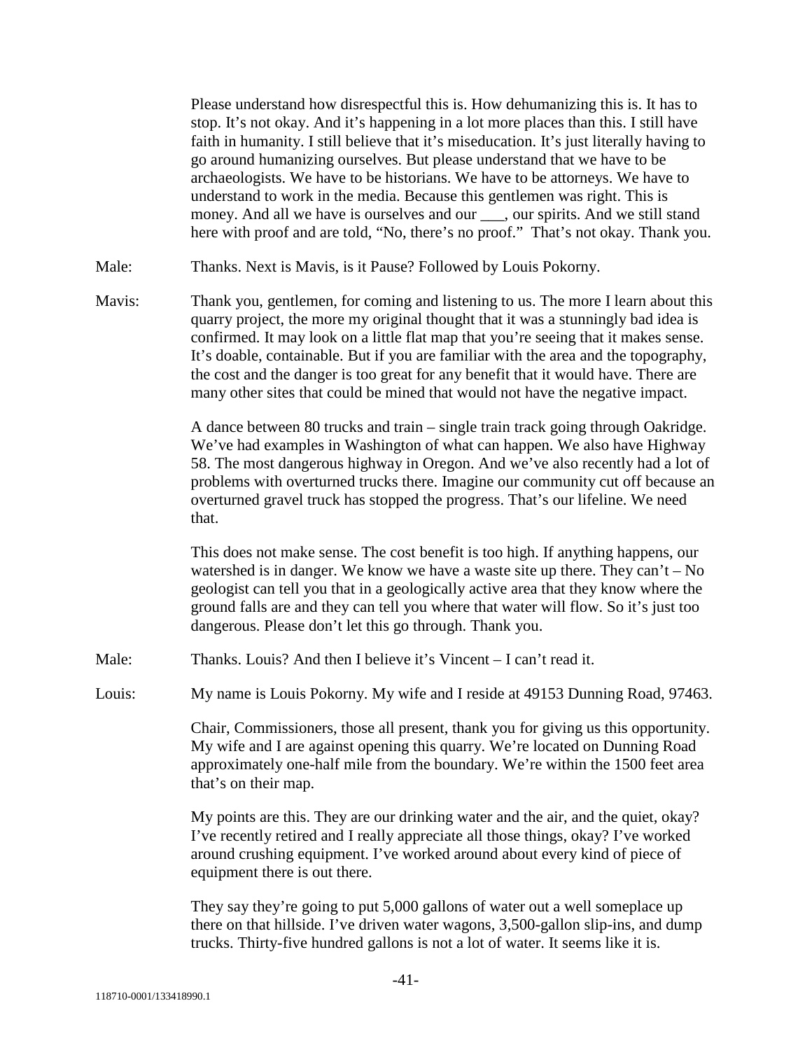Please understand how disrespectful this is. How dehumanizing this is. It has to stop. It's not okay. And it's happening in a lot more places than this. I still have faith in humanity. I still believe that it's miseducation. It's just literally having to go around humanizing ourselves. But please understand that we have to be archaeologists. We have to be historians. We have to be attorneys. We have to understand to work in the media. Because this gentlemen was right. This is money. And all we have is ourselves and our ___, our spirits. And we still stand here with proof and are told, "No, there's no proof." That's not okay. Thank you.

Male: Thanks. Next is Mavis, is it Pause? Followed by Louis Pokorny.

Mavis: Thank you, gentlemen, for coming and listening to us. The more I learn about this quarry project, the more my original thought that it was a stunningly bad idea is confirmed. It may look on a little flat map that you're seeing that it makes sense. It's doable, containable. But if you are familiar with the area and the topography, the cost and the danger is too great for any benefit that it would have. There are many other sites that could be mined that would not have the negative impact.

A dance between 80 trucks and train – single train track going through Oakridge. We've had examples in Washington of what can happen. We also have Highway 58. The most dangerous highway in Oregon. And we've also recently had a lot of problems with overturned trucks there. Imagine our community cut off because an overturned gravel truck has stopped the progress. That's our lifeline. We need that.

This does not make sense. The cost benefit is too high. If anything happens, our watershed is in danger. We know we have a waste site up there. They can't – No geologist can tell you that in a geologically active area that they know where the ground falls are and they can tell you where that water will flow. So it's just too dangerous. Please don't let this go through. Thank you.

Male: Thanks. Louis? And then I believe it's Vincent – I can't read it.

Louis: My name is Louis Pokorny. My wife and I reside at 49153 Dunning Road, 97463.

Chair, Commissioners, those all present, thank you for giving us this opportunity. My wife and I are against opening this quarry. We're located on Dunning Road approximately one-half mile from the boundary. We're within the 1500 feet area that's on their map.

My points are this. They are our drinking water and the air, and the quiet, okay? I've recently retired and I really appreciate all those things, okay? I've worked around crushing equipment. I've worked around about every kind of piece of equipment there is out there.

They say they're going to put 5,000 gallons of water out a well someplace up there on that hillside. I've driven water wagons, 3,500-gallon slip-ins, and dump trucks. Thirty-five hundred gallons is not a lot of water. It seems like it is.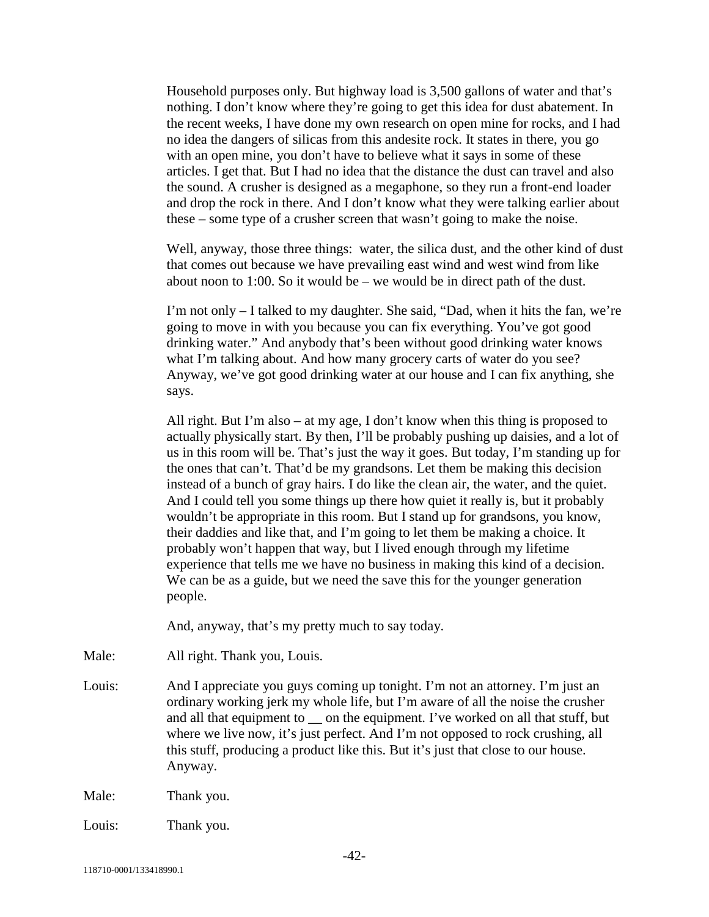Household purposes only. But highway load is 3,500 gallons of water and that's nothing. I don't know where they're going to get this idea for dust abatement. In the recent weeks, I have done my own research on open mine for rocks, and I had no idea the dangers of silicas from this andesite rock. It states in there, you go with an open mine, you don't have to believe what it says in some of these articles. I get that. But I had no idea that the distance the dust can travel and also the sound. A crusher is designed as a megaphone, so they run a front-end loader and drop the rock in there. And I don't know what they were talking earlier about these – some type of a crusher screen that wasn't going to make the noise.

Well, anyway, those three things: water, the silica dust, and the other kind of dust that comes out because we have prevailing east wind and west wind from like about noon to 1:00. So it would be – we would be in direct path of the dust.

I'm not only – I talked to my daughter. She said, "Dad, when it hits the fan, we're going to move in with you because you can fix everything. You've got good drinking water." And anybody that's been without good drinking water knows what I'm talking about. And how many grocery carts of water do you see? Anyway, we've got good drinking water at our house and I can fix anything, she says.

All right. But I'm also – at my age, I don't know when this thing is proposed to actually physically start. By then, I'll be probably pushing up daisies, and a lot of us in this room will be. That's just the way it goes. But today, I'm standing up for the ones that can't. That'd be my grandsons. Let them be making this decision instead of a bunch of gray hairs. I do like the clean air, the water, and the quiet. And I could tell you some things up there how quiet it really is, but it probably wouldn't be appropriate in this room. But I stand up for grandsons, you know, their daddies and like that, and I'm going to let them be making a choice. It probably won't happen that way, but I lived enough through my lifetime experience that tells me we have no business in making this kind of a decision. We can be as a guide, but we need the save this for the younger generation people.

And, anyway, that's my pretty much to say today.

Male: All right. Thank you, Louis.

Louis: And I appreciate you guys coming up tonight. I'm not an attorney. I'm just an ordinary working jerk my whole life, but I'm aware of all the noise the crusher and all that equipment to __ on the equipment. I've worked on all that stuff, but where we live now, it's just perfect. And I'm not opposed to rock crushing, all this stuff, producing a product like this. But it's just that close to our house. Anyway.

Male: Thank you.

Louis: Thank you.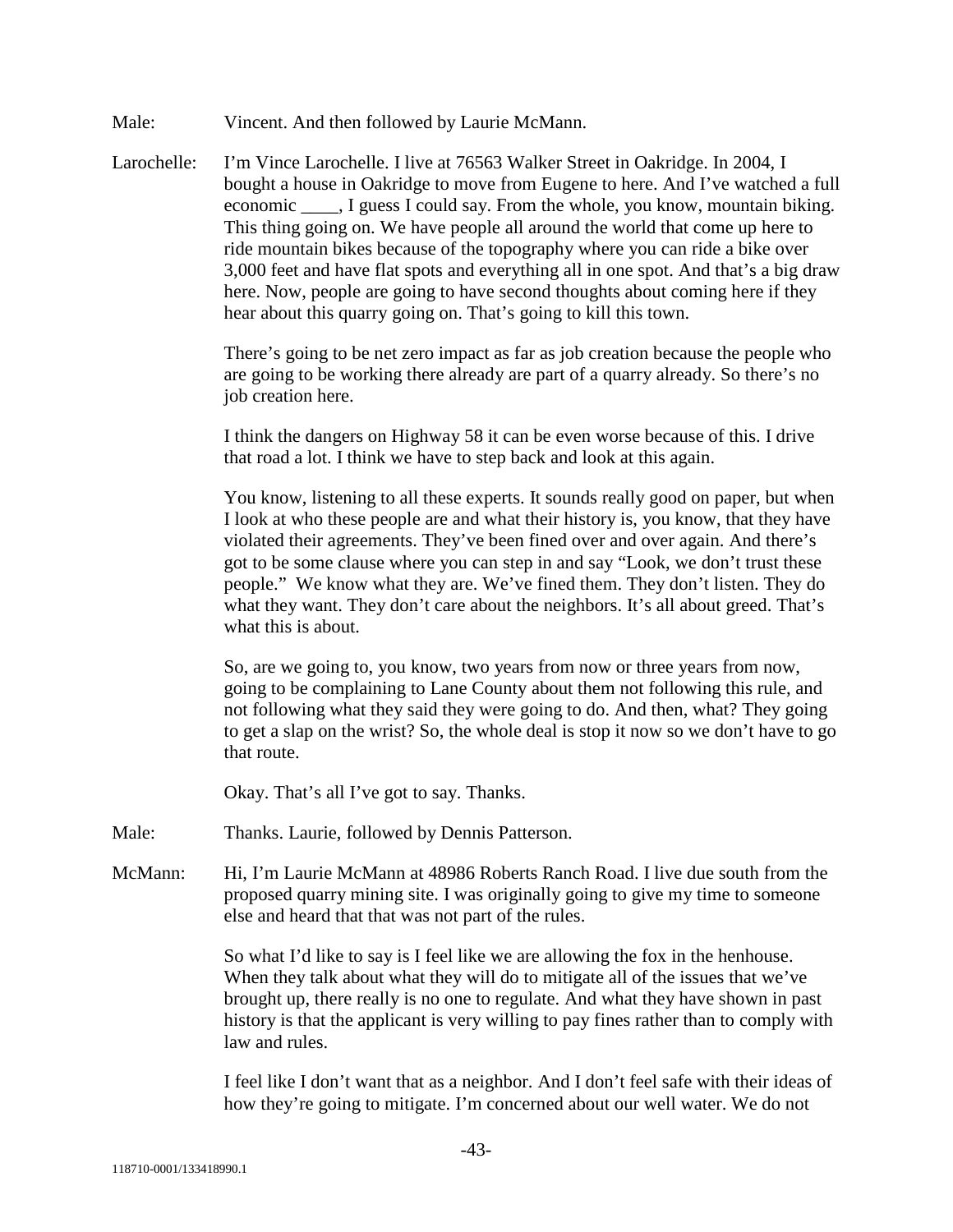Male: Vincent. And then followed by Laurie McMann.

Larochelle: I'm Vince Larochelle. I live at 76563 Walker Street in Oakridge. In 2004, I bought a house in Oakridge to move from Eugene to here. And I've watched a full economic ____, I guess I could say. From the whole, you know, mountain biking. This thing going on. We have people all around the world that come up here to ride mountain bikes because of the topography where you can ride a bike over 3,000 feet and have flat spots and everything all in one spot. And that's a big draw here. Now, people are going to have second thoughts about coming here if they hear about this quarry going on. That's going to kill this town.

There's going to be net zero impact as far as job creation because the people who are going to be working there already are part of a quarry already. So there's no job creation here.

I think the dangers on Highway 58 it can be even worse because of this. I drive that road a lot. I think we have to step back and look at this again.

You know, listening to all these experts. It sounds really good on paper, but when I look at who these people are and what their history is, you know, that they have violated their agreements. They've been fined over and over again. And there's got to be some clause where you can step in and say "Look, we don't trust these people." We know what they are. We've fined them. They don't listen. They do what they want. They don't care about the neighbors. It's all about greed. That's what this is about.

So, are we going to, you know, two years from now or three years from now, going to be complaining to Lane County about them not following this rule, and not following what they said they were going to do. And then, what? They going to get a slap on the wrist? So, the whole deal is stop it now so we don't have to go that route.

Okay. That's all I've got to say. Thanks.

Male: Thanks. Laurie, followed by Dennis Patterson.

McMann: Hi, I'm Laurie McMann at 48986 Roberts Ranch Road. I live due south from the proposed quarry mining site. I was originally going to give my time to someone else and heard that that was not part of the rules.

So what I'd like to say is I feel like we are allowing the fox in the henhouse. When they talk about what they will do to mitigate all of the issues that we've brought up, there really is no one to regulate. And what they have shown in past history is that the applicant is very willing to pay fines rather than to comply with law and rules.

I feel like I don't want that as a neighbor. And I don't feel safe with their ideas of how they're going to mitigate. I'm concerned about our well water. We do not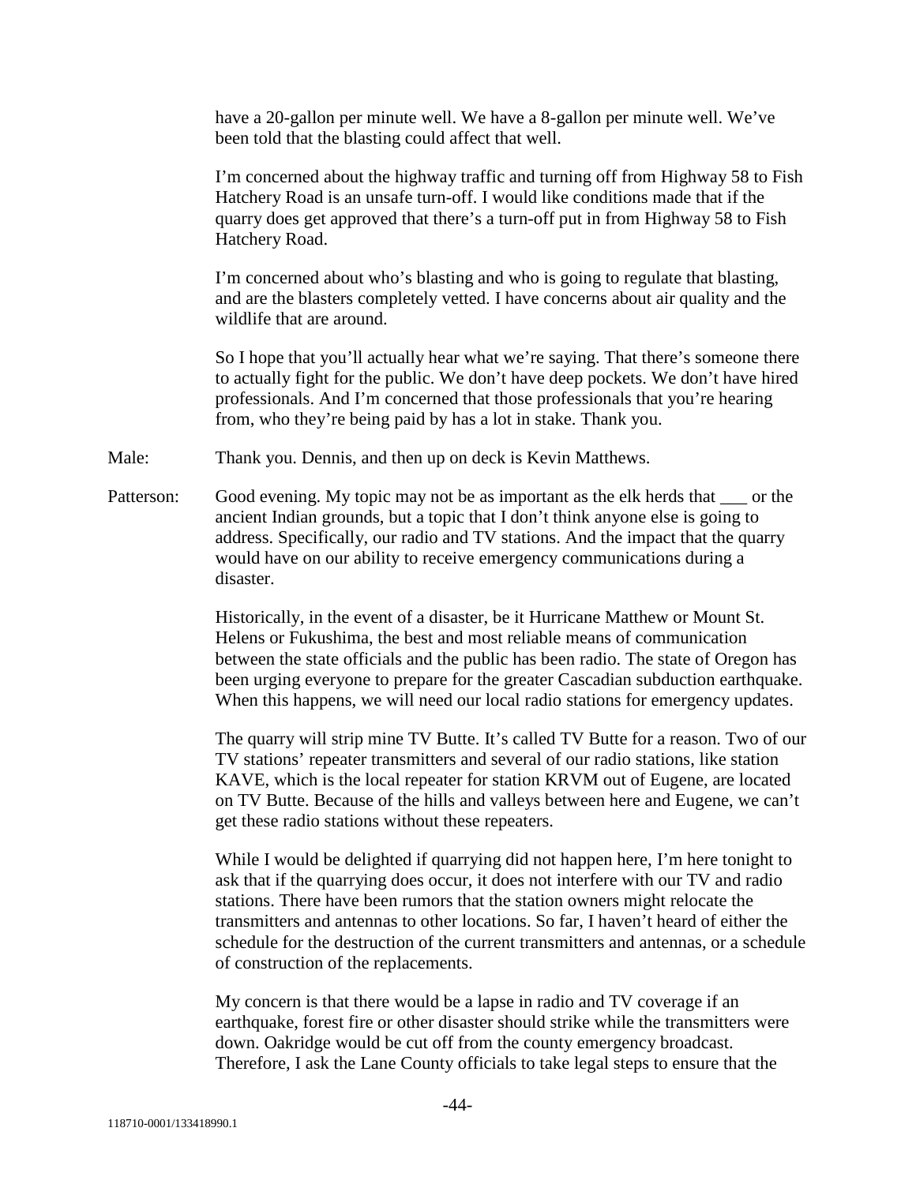have a 20-gallon per minute well. We have a 8-gallon per minute well. We've been told that the blasting could affect that well.

I'm concerned about the highway traffic and turning off from Highway 58 to Fish Hatchery Road is an unsafe turn-off. I would like conditions made that if the quarry does get approved that there's a turn-off put in from Highway 58 to Fish Hatchery Road.

I'm concerned about who's blasting and who is going to regulate that blasting, and are the blasters completely vetted. I have concerns about air quality and the wildlife that are around.

So I hope that you'll actually hear what we're saying. That there's someone there to actually fight for the public. We don't have deep pockets. We don't have hired professionals. And I'm concerned that those professionals that you're hearing from, who they're being paid by has a lot in stake. Thank you.

Male: Thank you. Dennis, and then up on deck is Kevin Matthews.

Patterson: Good evening. My topic may not be as important as the elk herds that ___ or the ancient Indian grounds, but a topic that I don't think anyone else is going to address. Specifically, our radio and TV stations. And the impact that the quarry would have on our ability to receive emergency communications during a disaster.

Historically, in the event of a disaster, be it Hurricane Matthew or Mount St. Helens or Fukushima, the best and most reliable means of communication between the state officials and the public has been radio. The state of Oregon has been urging everyone to prepare for the greater Cascadian subduction earthquake. When this happens, we will need our local radio stations for emergency updates.

The quarry will strip mine TV Butte. It's called TV Butte for a reason. Two of our TV stations' repeater transmitters and several of our radio stations, like station KAVE, which is the local repeater for station KRVM out of Eugene, are located on TV Butte. Because of the hills and valleys between here and Eugene, we can't get these radio stations without these repeaters.

While I would be delighted if quarrying did not happen here, I'm here tonight to ask that if the quarrying does occur, it does not interfere with our TV and radio stations. There have been rumors that the station owners might relocate the transmitters and antennas to other locations. So far, I haven't heard of either the schedule for the destruction of the current transmitters and antennas, or a schedule of construction of the replacements.

My concern is that there would be a lapse in radio and TV coverage if an earthquake, forest fire or other disaster should strike while the transmitters were down. Oakridge would be cut off from the county emergency broadcast. Therefore, I ask the Lane County officials to take legal steps to ensure that the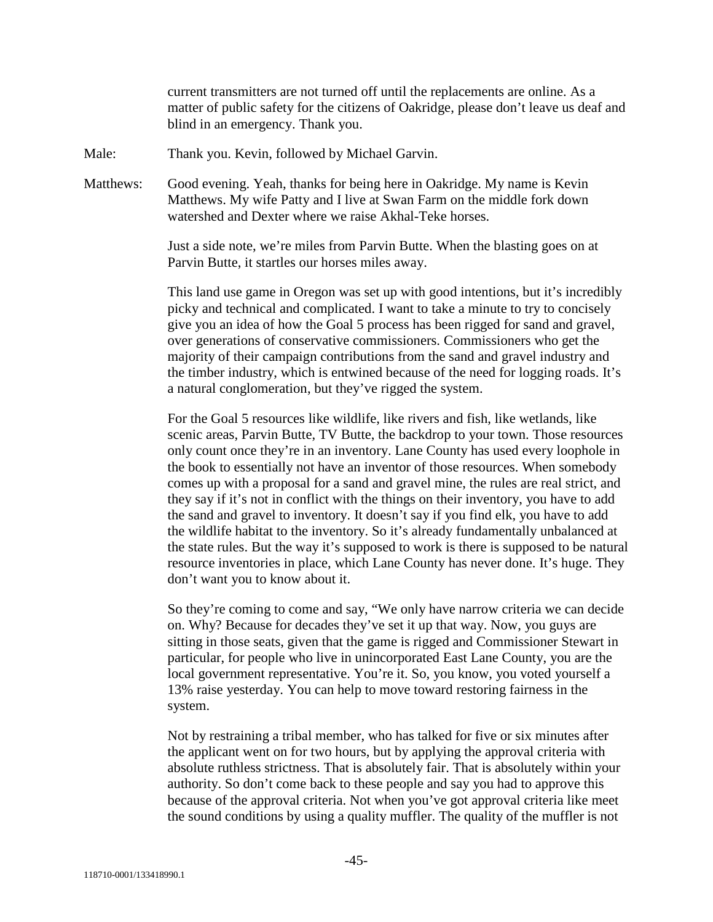current transmitters are not turned off until the replacements are online. As a matter of public safety for the citizens of Oakridge, please don't leave us deaf and blind in an emergency. Thank you.

Male: Thank you. Kevin, followed by Michael Garvin.

Matthews: Good evening. Yeah, thanks for being here in Oakridge. My name is Kevin Matthews. My wife Patty and I live at Swan Farm on the middle fork down watershed and Dexter where we raise Akhal-Teke horses.

Just a side note, we're miles from Parvin Butte. When the blasting goes on at Parvin Butte, it startles our horses miles away.

This land use game in Oregon was set up with good intentions, but it's incredibly picky and technical and complicated. I want to take a minute to try to concisely give you an idea of how the Goal 5 process has been rigged for sand and gravel, over generations of conservative commissioners. Commissioners who get the majority of their campaign contributions from the sand and gravel industry and the timber industry, which is entwined because of the need for logging roads. It's a natural conglomeration, but they've rigged the system.

For the Goal 5 resources like wildlife, like rivers and fish, like wetlands, like scenic areas, Parvin Butte, TV Butte, the backdrop to your town. Those resources only count once they're in an inventory. Lane County has used every loophole in the book to essentially not have an inventor of those resources. When somebody comes up with a proposal for a sand and gravel mine, the rules are real strict, and they say if it's not in conflict with the things on their inventory, you have to add the sand and gravel to inventory. It doesn't say if you find elk, you have to add the wildlife habitat to the inventory. So it's already fundamentally unbalanced at the state rules. But the way it's supposed to work is there is supposed to be natural resource inventories in place, which Lane County has never done. It's huge. They don't want you to know about it.

So they're coming to come and say, "We only have narrow criteria we can decide on. Why? Because for decades they've set it up that way. Now, you guys are sitting in those seats, given that the game is rigged and Commissioner Stewart in particular, for people who live in unincorporated East Lane County, you are the local government representative. You're it. So, you know, you voted yourself a 13% raise yesterday. You can help to move toward restoring fairness in the system.

Not by restraining a tribal member, who has talked for five or six minutes after the applicant went on for two hours, but by applying the approval criteria with absolute ruthless strictness. That is absolutely fair. That is absolutely within your authority. So don't come back to these people and say you had to approve this because of the approval criteria. Not when you've got approval criteria like meet the sound conditions by using a quality muffler. The quality of the muffler is not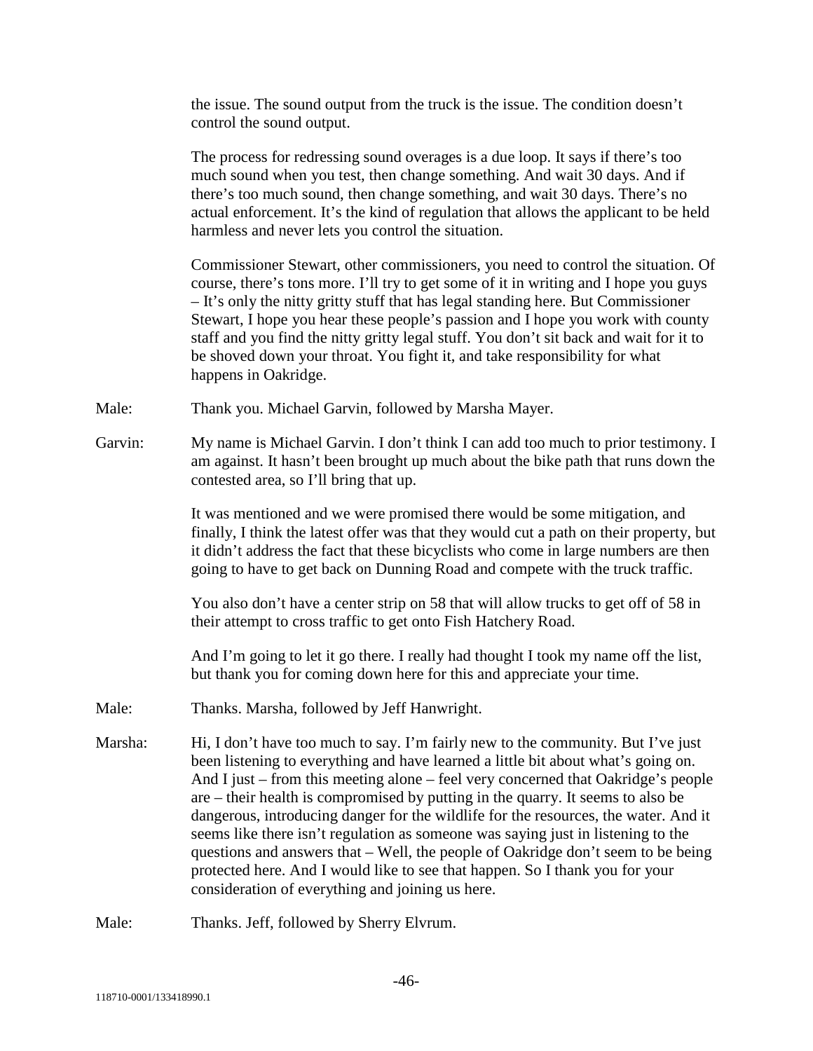the issue. The sound output from the truck is the issue. The condition doesn't control the sound output.

The process for redressing sound overages is a due loop. It says if there's too much sound when you test, then change something. And wait 30 days. And if there's too much sound, then change something, and wait 30 days. There's no actual enforcement. It's the kind of regulation that allows the applicant to be held harmless and never lets you control the situation.

Commissioner Stewart, other commissioners, you need to control the situation. Of course, there's tons more. I'll try to get some of it in writing and I hope you guys – It's only the nitty gritty stuff that has legal standing here. But Commissioner Stewart, I hope you hear these people's passion and I hope you work with county staff and you find the nitty gritty legal stuff. You don't sit back and wait for it to be shoved down your throat. You fight it, and take responsibility for what happens in Oakridge.

Male: Thank you. Michael Garvin, followed by Marsha Mayer.

Garvin: My name is Michael Garvin. I don't think I can add too much to prior testimony. I am against. It hasn't been brought up much about the bike path that runs down the contested area, so I'll bring that up.

It was mentioned and we were promised there would be some mitigation, and finally, I think the latest offer was that they would cut a path on their property, but it didn't address the fact that these bicyclists who come in large numbers are then going to have to get back on Dunning Road and compete with the truck traffic.

You also don't have a center strip on 58 that will allow trucks to get off of 58 in their attempt to cross traffic to get onto Fish Hatchery Road.

And I'm going to let it go there. I really had thought I took my name off the list, but thank you for coming down here for this and appreciate your time.

Male: Thanks. Marsha, followed by Jeff Hanwright.

Marsha: Hi, I don't have too much to say. I'm fairly new to the community. But I've just been listening to everything and have learned a little bit about what's going on. And I just – from this meeting alone – feel very concerned that Oakridge's people are – their health is compromised by putting in the quarry. It seems to also be dangerous, introducing danger for the wildlife for the resources, the water. And it seems like there isn't regulation as someone was saying just in listening to the questions and answers that – Well, the people of Oakridge don't seem to be being protected here. And I would like to see that happen. So I thank you for your consideration of everything and joining us here.

Male: Thanks. Jeff, followed by Sherry Elvrum.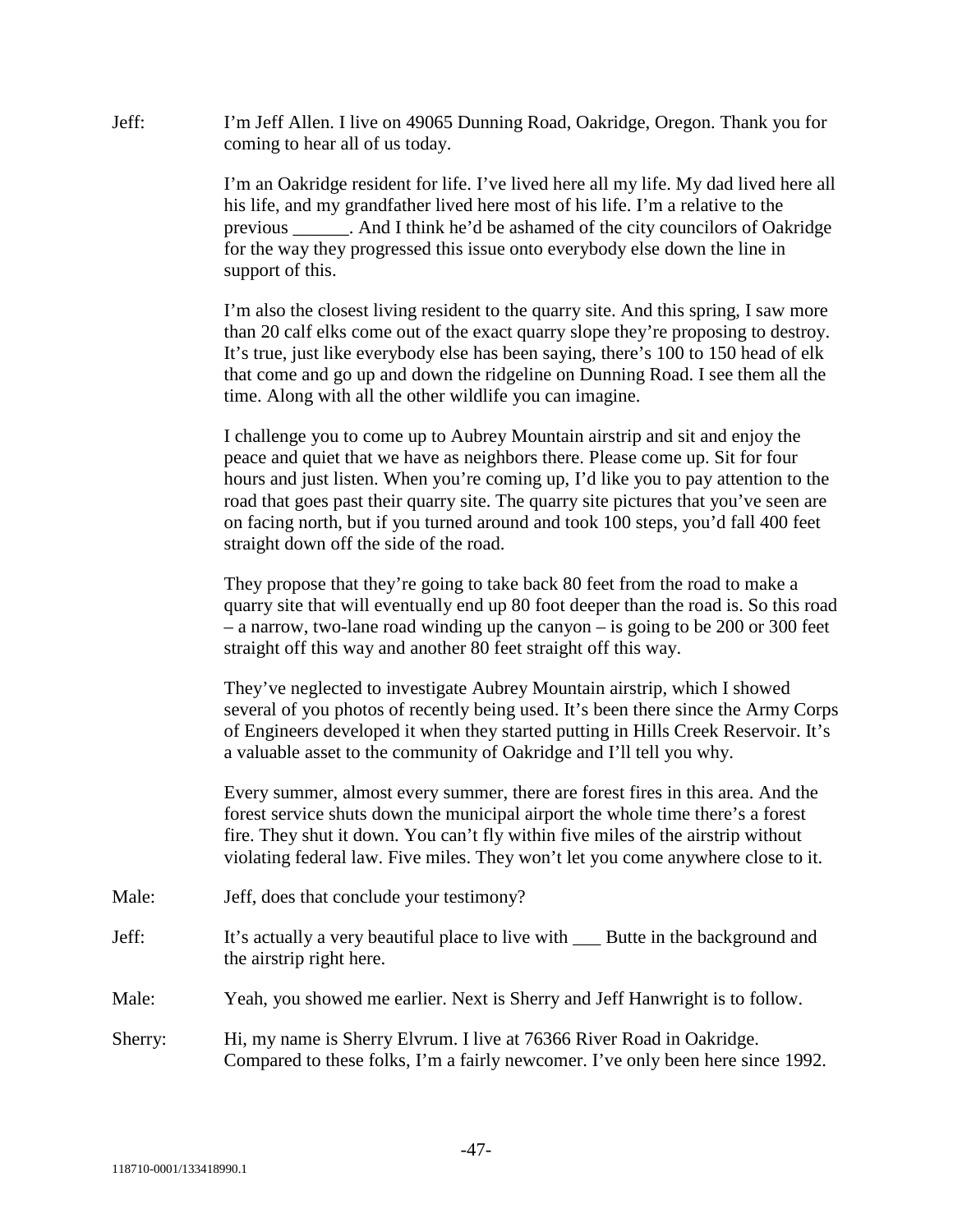Jeff: I'm Jeff Allen. I live on 49065 Dunning Road, Oakridge, Oregon. Thank you for coming to hear all of us today.

I'm an Oakridge resident for life. I've lived here all my life. My dad lived here all his life, and my grandfather lived here most of his life. I'm a relative to the previous ______. And I think he'd be ashamed of the city councilors of Oakridge for the way they progressed this issue onto everybody else down the line in support of this.

I'm also the closest living resident to the quarry site. And this spring, I saw more than 20 calf elks come out of the exact quarry slope they're proposing to destroy. It's true, just like everybody else has been saying, there's 100 to 150 head of elk that come and go up and down the ridgeline on Dunning Road. I see them all the time. Along with all the other wildlife you can imagine.

I challenge you to come up to Aubrey Mountain airstrip and sit and enjoy the peace and quiet that we have as neighbors there. Please come up. Sit for four hours and just listen. When you're coming up, I'd like you to pay attention to the road that goes past their quarry site. The quarry site pictures that you've seen are on facing north, but if you turned around and took 100 steps, you'd fall 400 feet straight down off the side of the road.

They propose that they're going to take back 80 feet from the road to make a quarry site that will eventually end up 80 foot deeper than the road is. So this road – a narrow, two-lane road winding up the canyon – is going to be 200 or 300 feet straight off this way and another 80 feet straight off this way.

They've neglected to investigate Aubrey Mountain airstrip, which I showed several of you photos of recently being used. It's been there since the Army Corps of Engineers developed it when they started putting in Hills Creek Reservoir. It's a valuable asset to the community of Oakridge and I'll tell you why.

Every summer, almost every summer, there are forest fires in this area. And the forest service shuts down the municipal airport the whole time there's a forest fire. They shut it down. You can't fly within five miles of the airstrip without violating federal law. Five miles. They won't let you come anywhere close to it.

Male: Jeff, does that conclude your testimony?

Jeff: It's actually a very beautiful place to live with ___ Butte in the background and the airstrip right here.

Male: Yeah, you showed me earlier. Next is Sherry and Jeff Hanwright is to follow.

Sherry: Hi, my name is Sherry Elvrum. I live at 76366 River Road in Oakridge. Compared to these folks, I'm a fairly newcomer. I've only been here since 1992.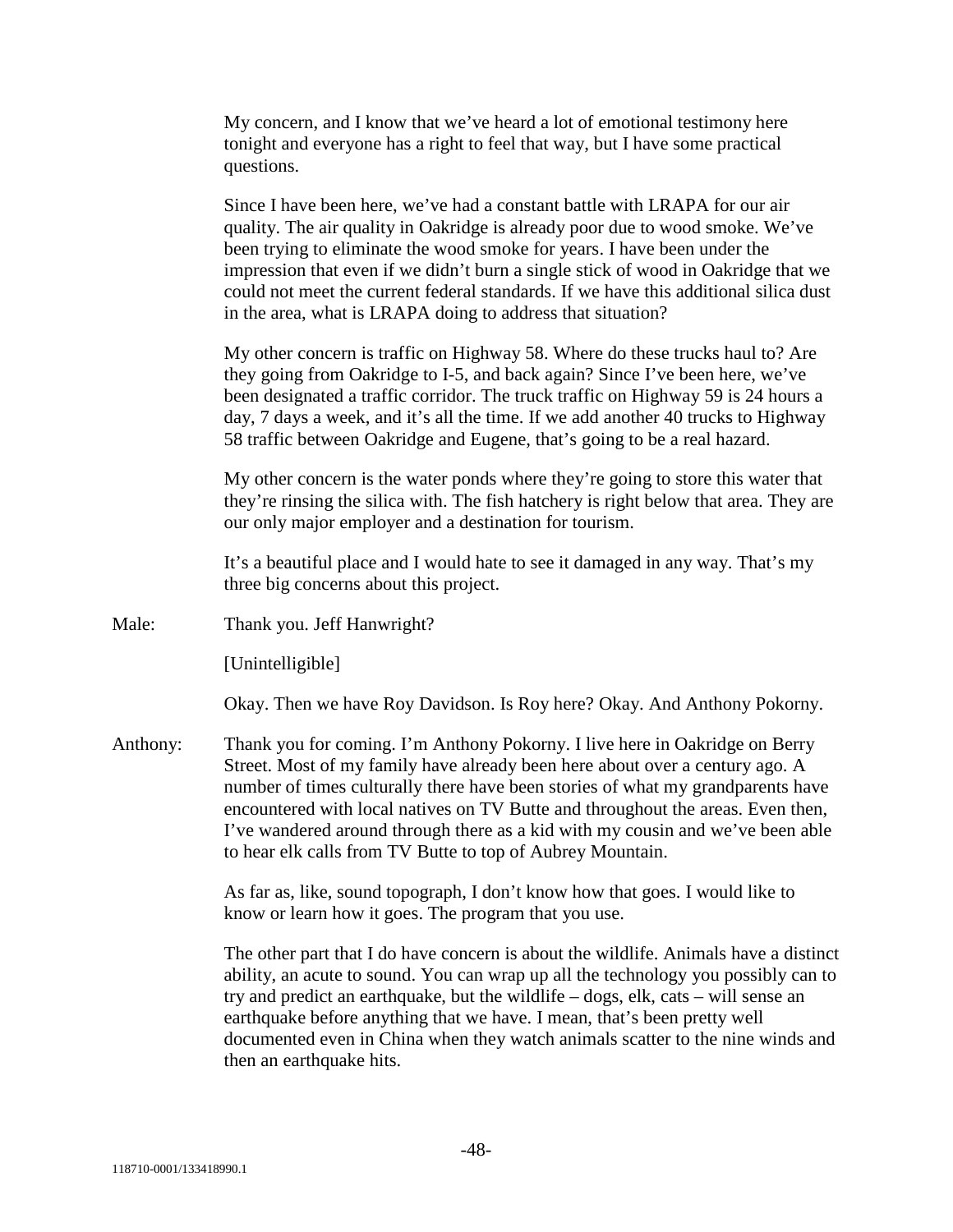My concern, and I know that we've heard a lot of emotional testimony here tonight and everyone has a right to feel that way, but I have some practical questions.

Since I have been here, we've had a constant battle with LRAPA for our air quality. The air quality in Oakridge is already poor due to wood smoke. We've been trying to eliminate the wood smoke for years. I have been under the impression that even if we didn't burn a single stick of wood in Oakridge that we could not meet the current federal standards. If we have this additional silica dust in the area, what is LRAPA doing to address that situation?

My other concern is traffic on Highway 58. Where do these trucks haul to? Are they going from Oakridge to I-5, and back again? Since I've been here, we've been designated a traffic corridor. The truck traffic on Highway 59 is 24 hours a day, 7 days a week, and it's all the time. If we add another 40 trucks to Highway 58 traffic between Oakridge and Eugene, that's going to be a real hazard.

My other concern is the water ponds where they're going to store this water that they're rinsing the silica with. The fish hatchery is right below that area. They are our only major employer and a destination for tourism.

It's a beautiful place and I would hate to see it damaged in any way. That's my three big concerns about this project.

Male: Thank you. Jeff Hanwright?

[Unintelligible]

Okay. Then we have Roy Davidson. Is Roy here? Okay. And Anthony Pokorny.

Anthony: Thank you for coming. I'm Anthony Pokorny. I live here in Oakridge on Berry Street. Most of my family have already been here about over a century ago. A number of times culturally there have been stories of what my grandparents have encountered with local natives on TV Butte and throughout the areas. Even then, I've wandered around through there as a kid with my cousin and we've been able to hear elk calls from TV Butte to top of Aubrey Mountain.

As far as, like, sound topograph, I don't know how that goes. I would like to know or learn how it goes. The program that you use.

The other part that I do have concern is about the wildlife. Animals have a distinct ability, an acute to sound. You can wrap up all the technology you possibly can to try and predict an earthquake, but the wildlife – dogs, elk, cats – will sense an earthquake before anything that we have. I mean, that's been pretty well documented even in China when they watch animals scatter to the nine winds and then an earthquake hits.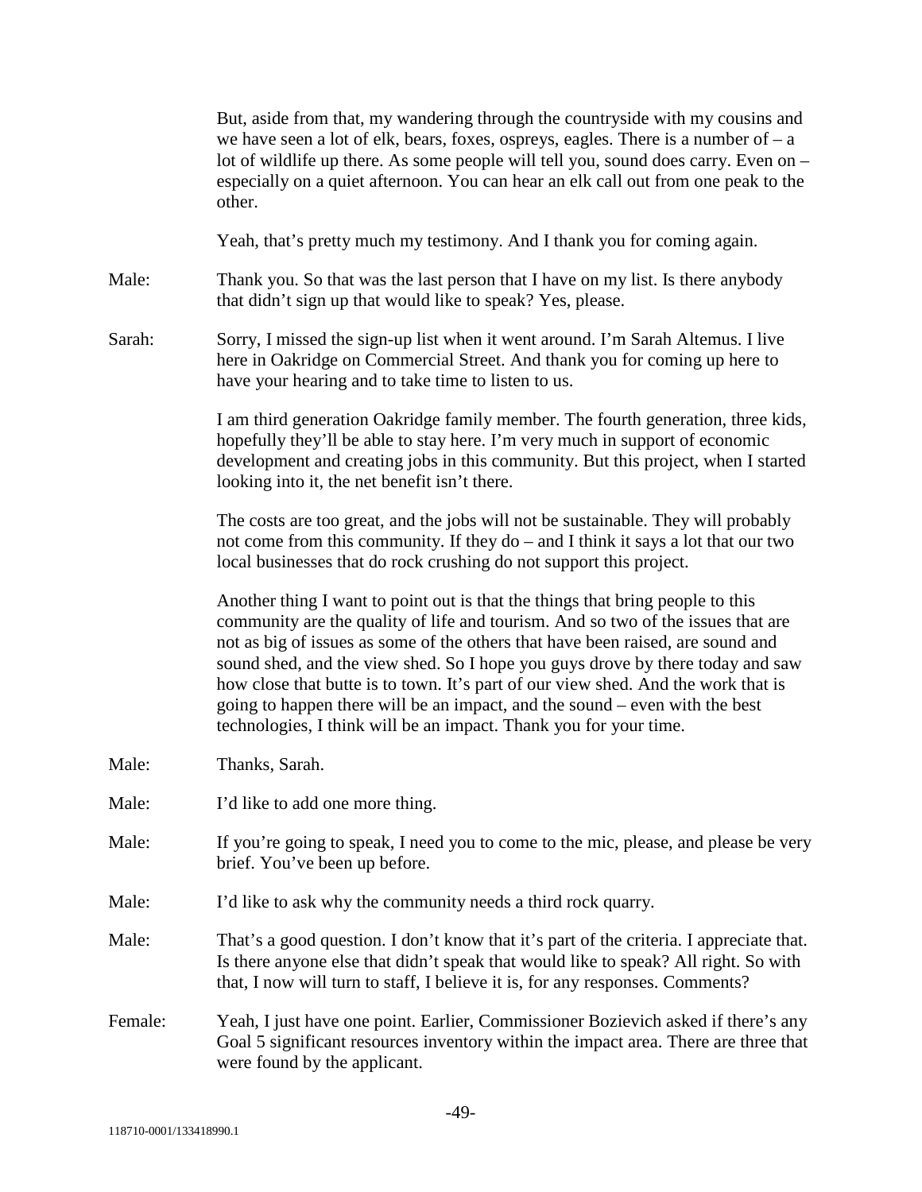But, aside from that, my wandering through the countryside with my cousins and we have seen a lot of elk, bears, foxes, ospreys, eagles. There is a number of – a lot of wildlife up there. As some people will tell you, sound does carry. Even on – especially on a quiet afternoon. You can hear an elk call out from one peak to the other.

Yeah, that's pretty much my testimony. And I thank you for coming again.

Male: Thank you. So that was the last person that I have on my list. Is there anybody that didn't sign up that would like to speak? Yes, please.

Sarah: Sorry, I missed the sign-up list when it went around. I'm Sarah Altemus. I live here in Oakridge on Commercial Street. And thank you for coming up here to have your hearing and to take time to listen to us.

I am third generation Oakridge family member. The fourth generation, three kids, hopefully they'll be able to stay here. I'm very much in support of economic development and creating jobs in this community. But this project, when I started looking into it, the net benefit isn't there.

The costs are too great, and the jobs will not be sustainable. They will probably not come from this community. If they do – and I think it says a lot that our two local businesses that do rock crushing do not support this project.

Another thing I want to point out is that the things that bring people to this community are the quality of life and tourism. And so two of the issues that are not as big of issues as some of the others that have been raised, are sound and sound shed, and the view shed. So I hope you guys drove by there today and saw how close that butte is to town. It's part of our view shed. And the work that is going to happen there will be an impact, and the sound – even with the best technologies, I think will be an impact. Thank you for your time.

Male: Thanks, Sarah.

Male: I'd like to add one more thing.

Male: If you're going to speak, I need you to come to the mic, please, and please be very brief. You've been up before.

Male: I'd like to ask why the community needs a third rock quarry.

Male: That's a good question. I don't know that it's part of the criteria. I appreciate that. Is there anyone else that didn't speak that would like to speak? All right. So with that, I now will turn to staff, I believe it is, for any responses. Comments?

Female: Yeah, I just have one point. Earlier, Commissioner Bozievich asked if there's any Goal 5 significant resources inventory within the impact area. There are three that were found by the applicant.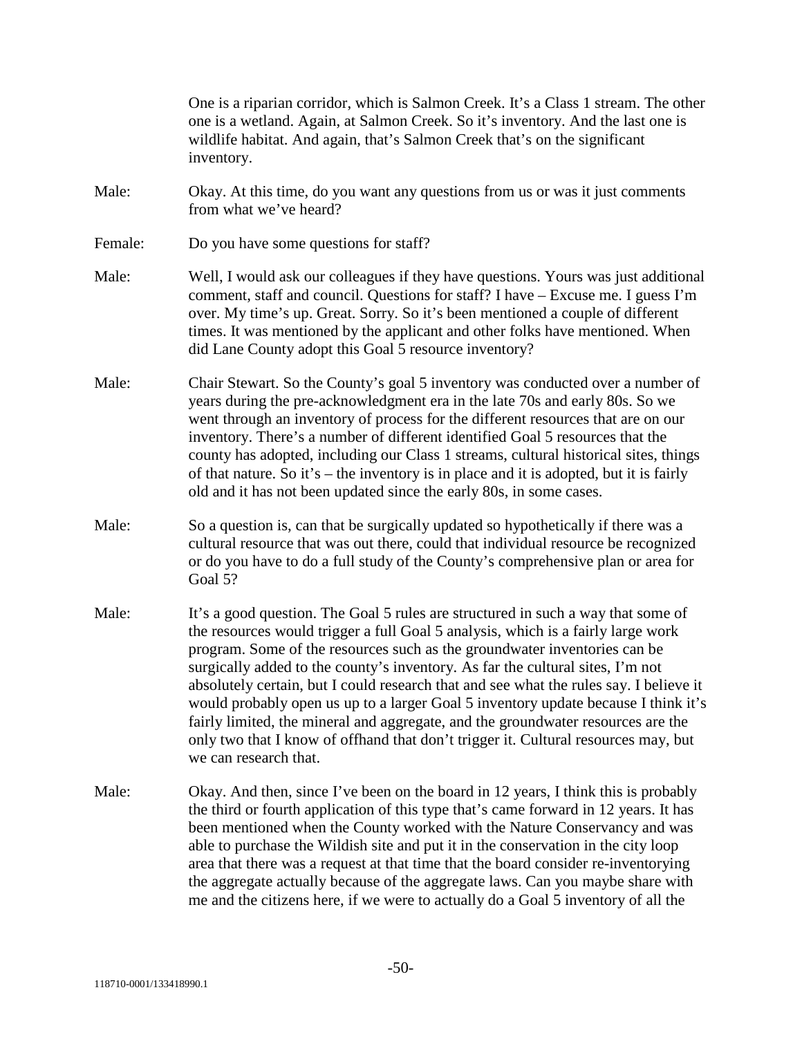One is a riparian corridor, which is Salmon Creek. It's a Class 1 stream. The other one is a wetland. Again, at Salmon Creek. So it's inventory. And the last one is wildlife habitat. And again, that's Salmon Creek that's on the significant inventory.

Male: Okay. At this time, do you want any questions from us or was it just comments from what we've heard?

Female: Do you have some questions for staff?

Male: Well, I would ask our colleagues if they have questions. Yours was just additional comment, staff and council. Questions for staff? I have – Excuse me. I guess I'm over. My time's up. Great. Sorry. So it's been mentioned a couple of different times. It was mentioned by the applicant and other folks have mentioned. When did Lane County adopt this Goal 5 resource inventory?

Male: Chair Stewart. So the County's goal 5 inventory was conducted over a number of years during the pre-acknowledgment era in the late 70s and early 80s. So we went through an inventory of process for the different resources that are on our inventory. There's a number of different identified Goal 5 resources that the county has adopted, including our Class 1 streams, cultural historical sites, things of that nature. So it's – the inventory is in place and it is adopted, but it is fairly old and it has not been updated since the early 80s, in some cases.

Male: So a question is, can that be surgically updated so hypothetically if there was a cultural resource that was out there, could that individual resource be recognized or do you have to do a full study of the County's comprehensive plan or area for Goal 5?

Male: It's a good question. The Goal 5 rules are structured in such a way that some of the resources would trigger a full Goal 5 analysis, which is a fairly large work program. Some of the resources such as the groundwater inventories can be surgically added to the county's inventory. As far the cultural sites, I'm not absolutely certain, but I could research that and see what the rules say. I believe it would probably open us up to a larger Goal 5 inventory update because I think it's fairly limited, the mineral and aggregate, and the groundwater resources are the only two that I know of offhand that don't trigger it. Cultural resources may, but we can research that.

Male: Okay. And then, since I've been on the board in 12 years, I think this is probably the third or fourth application of this type that's came forward in 12 years. It has been mentioned when the County worked with the Nature Conservancy and was able to purchase the Wildish site and put it in the conservation in the city loop area that there was a request at that time that the board consider re-inventorying the aggregate actually because of the aggregate laws. Can you maybe share with me and the citizens here, if we were to actually do a Goal 5 inventory of all the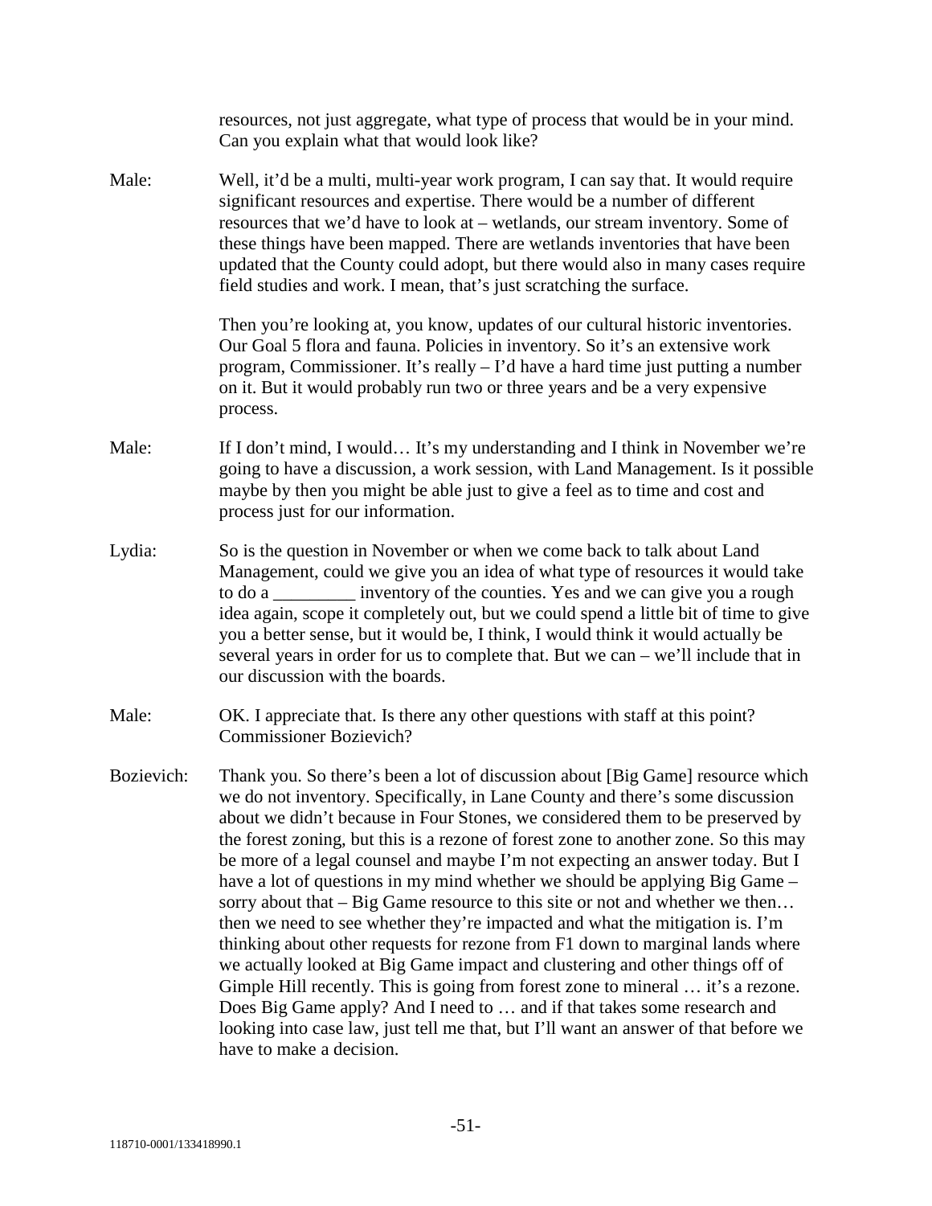resources, not just aggregate, what type of process that would be in your mind. Can you explain what that would look like?

Male: Well, it'd be a multi, multi-year work program, I can say that. It would require significant resources and expertise. There would be a number of different resources that we'd have to look at – wetlands, our stream inventory. Some of these things have been mapped. There are wetlands inventories that have been updated that the County could adopt, but there would also in many cases require field studies and work. I mean, that's just scratching the surface.

Then you're looking at, you know, updates of our cultural historic inventories. Our Goal 5 flora and fauna. Policies in inventory. So it's an extensive work program, Commissioner. It's really – I'd have a hard time just putting a number on it. But it would probably run two or three years and be a very expensive process.

Male: If I don't mind, I would… It's my understanding and I think in November we're going to have a discussion, a work session, with Land Management. Is it possible maybe by then you might be able just to give a feel as to time and cost and process just for our information.

Lydia: So is the question in November or when we come back to talk about Land Management, could we give you an idea of what type of resources it would take to do a _________ inventory of the counties. Yes and we can give you a rough idea again, scope it completely out, but we could spend a little bit of time to give you a better sense, but it would be, I think, I would think it would actually be several years in order for us to complete that. But we can – we'll include that in our discussion with the boards.

Male: OK. I appreciate that. Is there any other questions with staff at this point? Commissioner Bozievich?

Bozievich: Thank you. So there's been a lot of discussion about [Big Game] resource which we do not inventory. Specifically, in Lane County and there's some discussion about we didn't because in Four Stones, we considered them to be preserved by the forest zoning, but this is a rezone of forest zone to another zone. So this may be more of a legal counsel and maybe I'm not expecting an answer today. But I have a lot of questions in my mind whether we should be applying Big Game – sorry about that – Big Game resource to this site or not and whether we then… then we need to see whether they're impacted and what the mitigation is. I'm thinking about other requests for rezone from F1 down to marginal lands where we actually looked at Big Game impact and clustering and other things off of Gimple Hill recently. This is going from forest zone to mineral … it's a rezone. Does Big Game apply? And I need to … and if that takes some research and looking into case law, just tell me that, but I'll want an answer of that before we have to make a decision.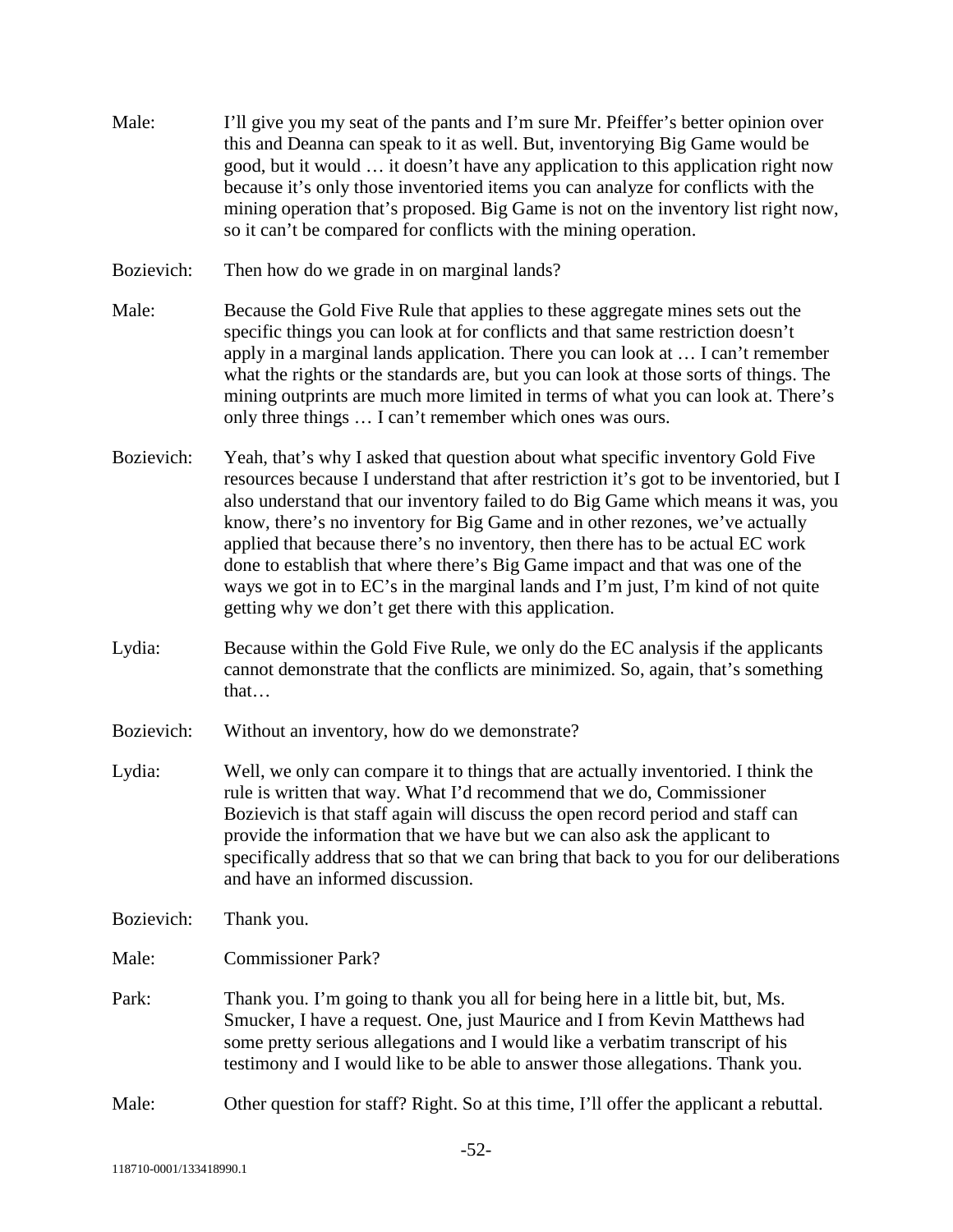Male: I'll give you my seat of the pants and I'm sure Mr. Pfeiffer's better opinion over this and Deanna can speak to it as well. But, inventorying Big Game would be good, but it would … it doesn't have any application to this application right now because it's only those inventoried items you can analyze for conflicts with the mining operation that's proposed. Big Game is not on the inventory list right now, so it can't be compared for conflicts with the mining operation.

Bozievich: Then how do we grade in on marginal lands?

Male: Because the Gold Five Rule that applies to these aggregate mines sets out the specific things you can look at for conflicts and that same restriction doesn't apply in a marginal lands application. There you can look at … I can't remember what the rights or the standards are, but you can look at those sorts of things. The mining outprints are much more limited in terms of what you can look at. There's only three things … I can't remember which ones was ours.

Bozievich: Yeah, that's why I asked that question about what specific inventory Gold Five resources because I understand that after restriction it's got to be inventoried, but I also understand that our inventory failed to do Big Game which means it was, you know, there's no inventory for Big Game and in other rezones, we've actually applied that because there's no inventory, then there has to be actual EC work done to establish that where there's Big Game impact and that was one of the ways we got in to EC's in the marginal lands and I'm just, I'm kind of not quite getting why we don't get there with this application.

Lydia: Because within the Gold Five Rule, we only do the EC analysis if the applicants cannot demonstrate that the conflicts are minimized. So, again, that's something that…

Bozievich: Without an inventory, how do we demonstrate?

Lydia: Well, we only can compare it to things that are actually inventoried. I think the rule is written that way. What I'd recommend that we do, Commissioner Bozievich is that staff again will discuss the open record period and staff can provide the information that we have but we can also ask the applicant to specifically address that so that we can bring that back to you for our deliberations and have an informed discussion.

Bozievich: Thank you.

Male: Commissioner Park?

Park: Thank you. I'm going to thank you all for being here in a little bit, but, Ms. Smucker, I have a request. One, just Maurice and I from Kevin Matthews had some pretty serious allegations and I would like a verbatim transcript of his testimony and I would like to be able to answer those allegations. Thank you.

Male: Other question for staff? Right. So at this time, I'll offer the applicant a rebuttal.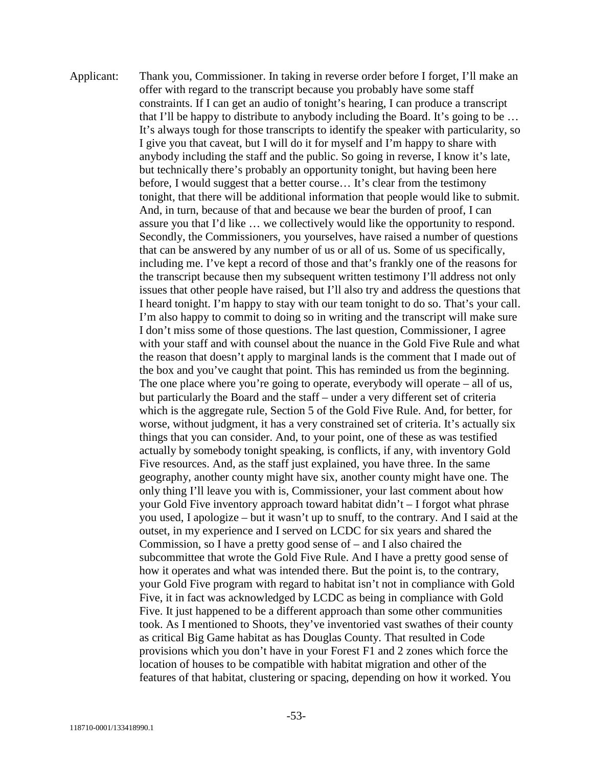Applicant: Thank you, Commissioner. In taking in reverse order before I forget, I'll make an offer with regard to the transcript because you probably have some staff constraints. If I can get an audio of tonight's hearing, I can produce a transcript that I'll be happy to distribute to anybody including the Board. It's going to be … It's always tough for those transcripts to identify the speaker with particularity, so I give you that caveat, but I will do it for myself and I'm happy to share with anybody including the staff and the public. So going in reverse, I know it's late, but technically there's probably an opportunity tonight, but having been here before, I would suggest that a better course… It's clear from the testimony tonight, that there will be additional information that people would like to submit. And, in turn, because of that and because we bear the burden of proof, I can assure you that I'd like … we collectively would like the opportunity to respond. Secondly, the Commissioners, you yourselves, have raised a number of questions that can be answered by any number of us or all of us. Some of us specifically, including me. I've kept a record of those and that's frankly one of the reasons for the transcript because then my subsequent written testimony I'll address not only issues that other people have raised, but I'll also try and address the questions that I heard tonight. I'm happy to stay with our team tonight to do so. That's your call. I'm also happy to commit to doing so in writing and the transcript will make sure I don't miss some of those questions. The last question, Commissioner, I agree with your staff and with counsel about the nuance in the Gold Five Rule and what the reason that doesn't apply to marginal lands is the comment that I made out of the box and you've caught that point. This has reminded us from the beginning. The one place where you're going to operate, everybody will operate – all of us, but particularly the Board and the staff – under a very different set of criteria which is the aggregate rule, Section 5 of the Gold Five Rule. And, for better, for worse, without judgment, it has a very constrained set of criteria. It's actually six things that you can consider. And, to your point, one of these as was testified actually by somebody tonight speaking, is conflicts, if any, with inventory Gold Five resources. And, as the staff just explained, you have three. In the same geography, another county might have six, another county might have one. The only thing I'll leave you with is, Commissioner, your last comment about how your Gold Five inventory approach toward habitat didn't – I forgot what phrase you used, I apologize – but it wasn't up to snuff, to the contrary. And I said at the outset, in my experience and I served on LCDC for six years and shared the Commission, so I have a pretty good sense of – and I also chaired the subcommittee that wrote the Gold Five Rule. And I have a pretty good sense of how it operates and what was intended there. But the point is, to the contrary, your Gold Five program with regard to habitat isn't not in compliance with Gold Five, it in fact was acknowledged by LCDC as being in compliance with Gold Five. It just happened to be a different approach than some other communities took. As I mentioned to Shoots, they've inventoried vast swathes of their county as critical Big Game habitat as has Douglas County. That resulted in Code provisions which you don't have in your Forest F1 and 2 zones which force the location of houses to be compatible with habitat migration and other of the features of that habitat, clustering or spacing, depending on how it worked. You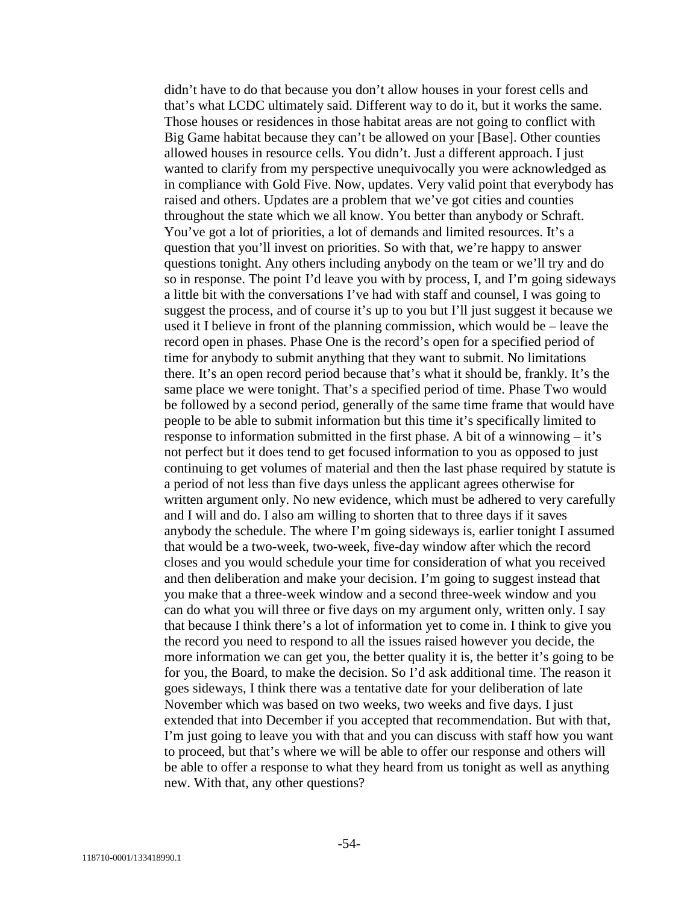didn't have to do that because you don't allow houses in your forest cells and that's what LCDC ultimately said. Different way to do it, but it works the same. Those houses or residences in those habitat areas are not going to conflict with Big Game habitat because they can't be allowed on your [Base]. Other counties allowed houses in resource cells. You didn't. Just a different approach. I just wanted to clarify from my perspective unequivocally you were acknowledged as in compliance with Gold Five. Now, updates. Very valid point that everybody has raised and others. Updates are a problem that we've got cities and counties throughout the state which we all know. You better than anybody or Schraft. You've got a lot of priorities, a lot of demands and limited resources. It's a question that you'll invest on priorities. So with that, we're happy to answer questions tonight. Any others including anybody on the team or we'll try and do so in response. The point I'd leave you with by process, I, and I'm going sideways a little bit with the conversations I've had with staff and counsel, I was going to suggest the process, and of course it's up to you but I'll just suggest it because we used it I believe in front of the planning commission, which would be – leave the record open in phases. Phase One is the record's open for a specified period of time for anybody to submit anything that they want to submit. No limitations there. It's an open record period because that's what it should be, frankly. It's the same place we were tonight. That's a specified period of time. Phase Two would be followed by a second period, generally of the same time frame that would have people to be able to submit information but this time it's specifically limited to response to information submitted in the first phase. A bit of a winnowing – it's not perfect but it does tend to get focused information to you as opposed to just continuing to get volumes of material and then the last phase required by statute is a period of not less than five days unless the applicant agrees otherwise for written argument only. No new evidence, which must be adhered to very carefully and I will and do. I also am willing to shorten that to three days if it saves anybody the schedule. The where I'm going sideways is, earlier tonight I assumed that would be a two-week, two-week, five-day window after which the record closes and you would schedule your time for consideration of what you received and then deliberation and make your decision. I'm going to suggest instead that you make that a three-week window and a second three-week window and you can do what you will three or five days on my argument only, written only. I say that because I think there's a lot of information yet to come in. I think to give you the record you need to respond to all the issues raised however you decide, the more information we can get you, the better quality it is, the better it's going to be for you, the Board, to make the decision. So I'd ask additional time. The reason it goes sideways, I think there was a tentative date for your deliberation of late November which was based on two weeks, two weeks and five days. I just extended that into December if you accepted that recommendation. But with that, I'm just going to leave you with that and you can discuss with staff how you want to proceed, but that's where we will be able to offer our response and others will be able to offer a response to what they heard from us tonight as well as anything new. With that, any other questions?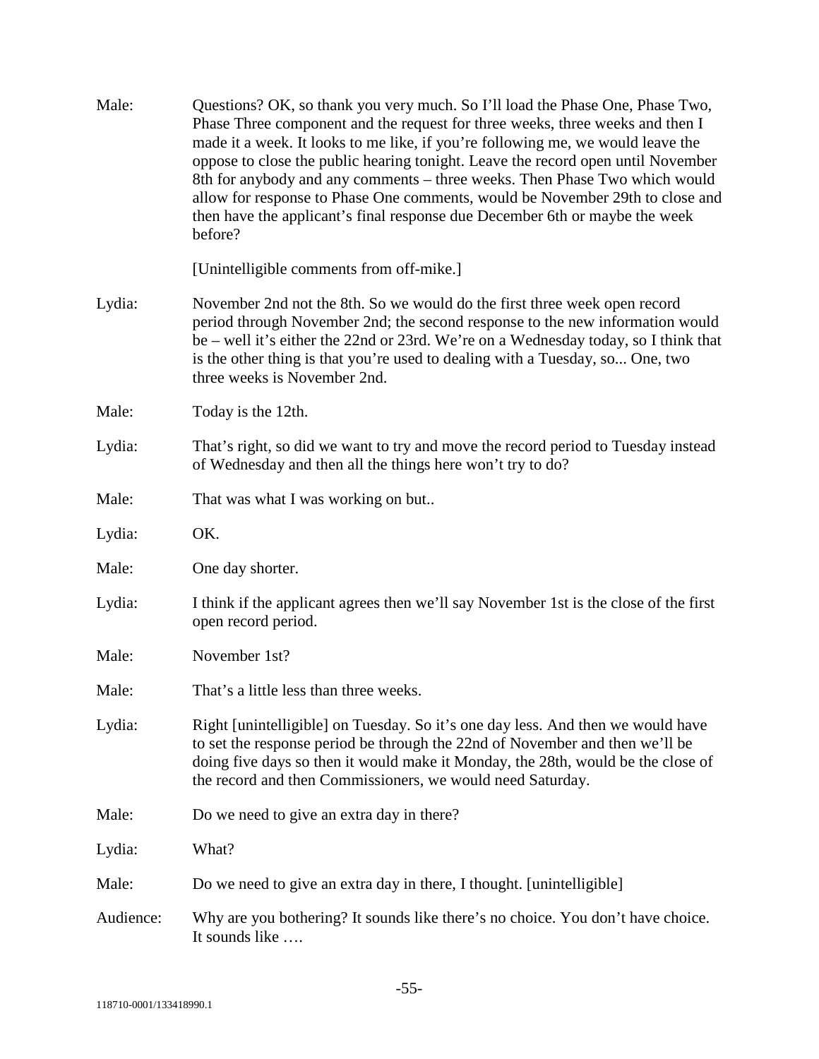Male: Questions? OK, so thank you very much. So I'll load the Phase One, Phase Two, Phase Three component and the request for three weeks, three weeks and then I made it a week. It looks to me like, if you're following me, we would leave the oppose to close the public hearing tonight. Leave the record open until November 8th for anybody and any comments – three weeks. Then Phase Two which would allow for response to Phase One comments, would be November 29th to close and then have the applicant's final response due December 6th or maybe the week before?

[Unintelligible comments from off-mike.]

Lydia: November 2nd not the 8th. So we would do the first three week open record period through November 2nd; the second response to the new information would be – well it's either the 22nd or 23rd. We're on a Wednesday today, so I think that is the other thing is that you're used to dealing with a Tuesday, so... One, two three weeks is November 2nd.

Male: Today is the 12th.

Lydia: That's right, so did we want to try and move the record period to Tuesday instead of Wednesday and then all the things here won't try to do?

Male: That was what I was working on but..

Lydia: OK.

Male: One day shorter.

Lydia: I think if the applicant agrees then we'll say November 1st is the close of the first open record period.

Male: November 1st?

Male: That's a little less than three weeks.

Lydia: Right [unintelligible] on Tuesday. So it's one day less. And then we would have to set the response period be through the 22nd of November and then we'll be doing five days so then it would make it Monday, the 28th, would be the close of the record and then Commissioners, we would need Saturday.

Male: Do we need to give an extra day in there?

Lydia: What?

Male: Do we need to give an extra day in there, I thought. [unintelligible]

Audience: Why are you bothering? It sounds like there's no choice. You don't have choice. It sounds like ….

118710-0001/133418990.1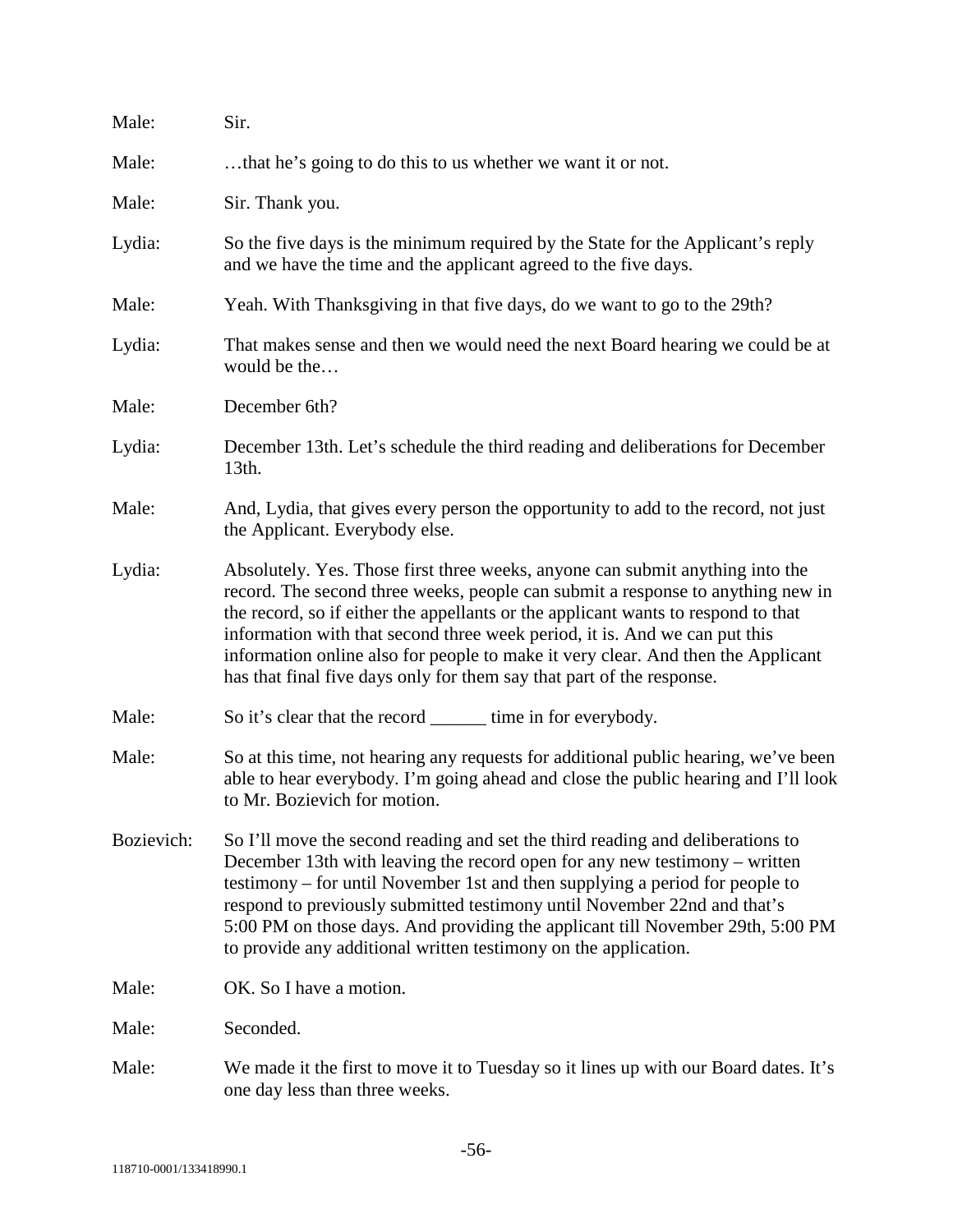Male: Sir.

Male: …that he's going to do this to us whether we want it or not.

Male: Sir. Thank you.

Lydia: So the five days is the minimum required by the State for the Applicant's reply and we have the time and the applicant agreed to the five days.

Male: Yeah. With Thanksgiving in that five days, do we want to go to the 29th?

Lydia: That makes sense and then we would need the next Board hearing we could be at would be the…

Male: December 6th?

Lydia: December 13th. Let's schedule the third reading and deliberations for December 13th.

Male: And, Lydia, that gives every person the opportunity to add to the record, not just the Applicant. Everybody else.

Lydia: Absolutely. Yes. Those first three weeks, anyone can submit anything into the record. The second three weeks, people can submit a response to anything new in the record, so if either the appellants or the applicant wants to respond to that information with that second three week period, it is. And we can put this information online also for people to make it very clear. And then the Applicant has that final five days only for them say that part of the response.

Male: So it's clear that the record ______ time in for everybody.

Male: So at this time, not hearing any requests for additional public hearing, we've been able to hear everybody. I'm going ahead and close the public hearing and I'll look to Mr. Bozievich for motion.

Bozievich: So I'll move the second reading and set the third reading and deliberations to December 13th with leaving the record open for any new testimony – written testimony – for until November 1st and then supplying a period for people to respond to previously submitted testimony until November 22nd and that's 5:00 PM on those days. And providing the applicant till November 29th, 5:00 PM to provide any additional written testimony on the application.

Male: OK. So I have a motion.

Male: Seconded.

Male: We made it the first to move it to Tuesday so it lines up with our Board dates. It's one day less than three weeks.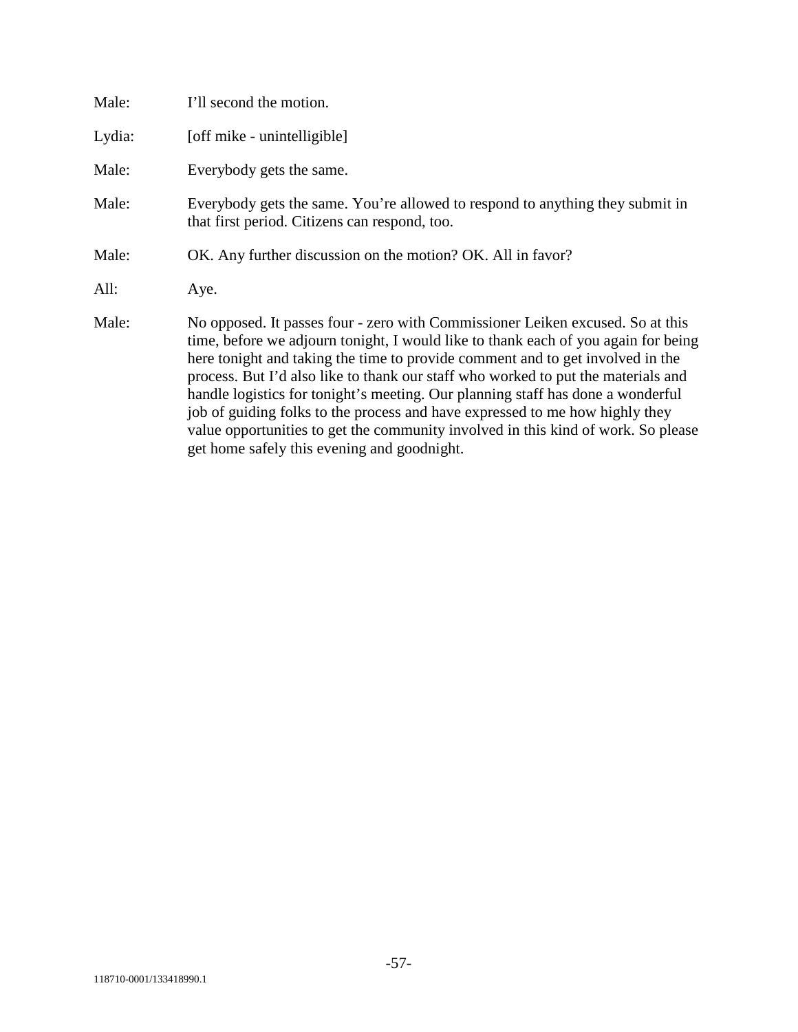Male: I'll second the motion.

Lydia: [off mike - unintelligible]

Male: Everybody gets the same.

Male: Everybody gets the same. You're allowed to respond to anything they submit in that first period. Citizens can respond, too.

Male: OK. Any further discussion on the motion? OK. All in favor?

All: Aye.

Male: No opposed. It passes four - zero with Commissioner Leiken excused. So at this time, before we adjourn tonight, I would like to thank each of you again for being here tonight and taking the time to provide comment and to get involved in the process. But I'd also like to thank our staff who worked to put the materials and handle logistics for tonight's meeting. Our planning staff has done a wonderful job of guiding folks to the process and have expressed to me how highly they value opportunities to get the community involved in this kind of work. So please get home safely this evening and goodnight.

118710-0001/133418990.1